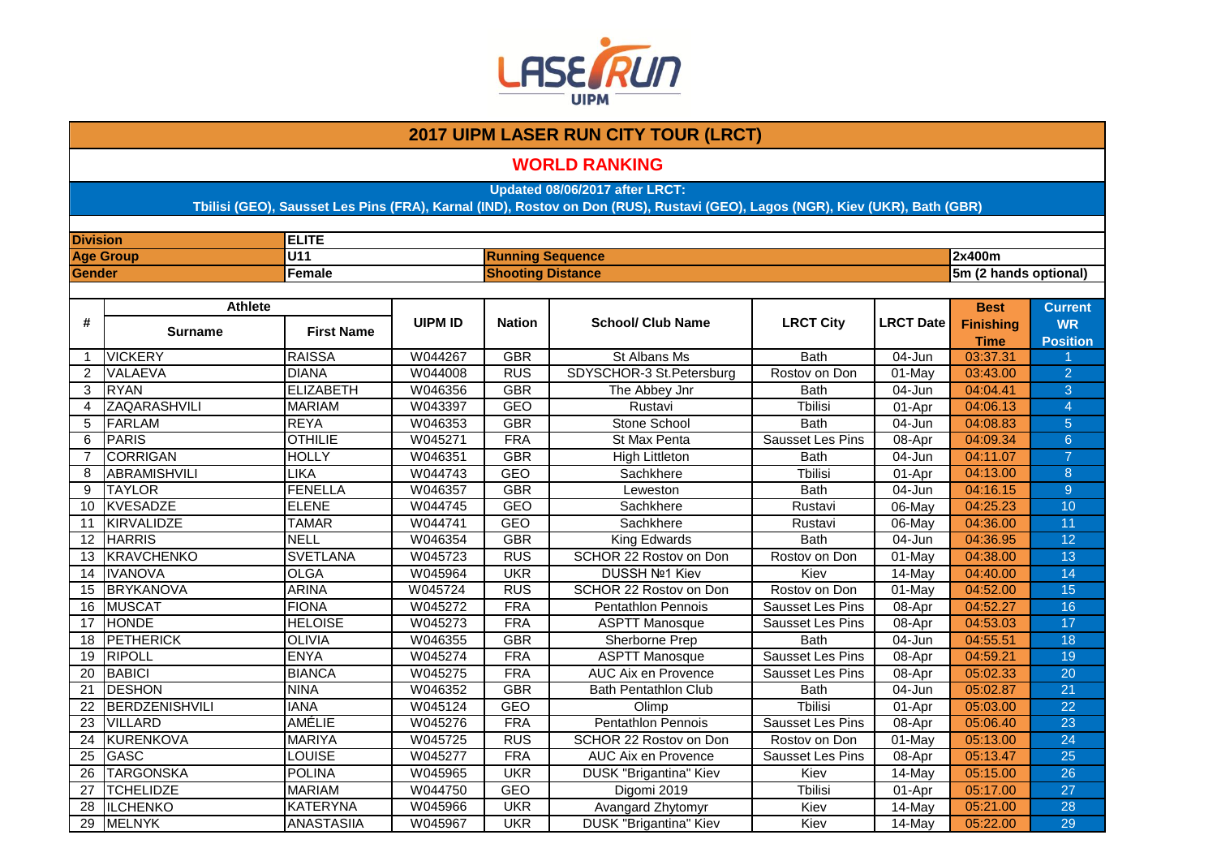# 2017 UIPM LASER RUN CITY TOUR (LRCT)

## WORLD RANKING

**Updated 08/06/2017 after LRCT:**
**Tbilisi (GEO), Sausset Les Pins (FRA), Karnal (IND), Rostov on Don (RUS), Rustavi (GEO), Lagos (NGR), Kiev (UKR), Bath (GBR)**

| | | | |
|---|---|---|---|
| **Division** | **ELITE** | | |
| **Age Group** | **U11** | **Running Sequence** | **2x400m** |
| **Gender** | **Female** | **Shooting Distance** | **5m (2 hands optional)** |

| # | Athlete | | UIPM ID | Nation | School/ Club Name | LRCT City | LRCT Date | Best Finishing Time | Current WR Position |
|---|---|---|---|---|---|---|---|---|---|
| | Surname | First Name | | | | | | | |
| 1 | VICKERY | RAISSA | W044267 | GBR | St Albans Ms | Bath | 04-Jun | 03:37.31 | 1 |
| 2 | VALAEVA | DIANA | W044008 | RUS | SDYSCHOR-3 St.Petersburg | Rostov on Don | 01-May | 03:43.00 | 2 |
| 3 | RYAN | ELIZABETH | W046356 | GBR | The Abbey Jnr | Bath | 04-Jun | 04:04.41 | 3 |
| 4 | ZAQARASHVILI | MARIAM | W043397 | GEO | Rustavi | Tbilisi | 01-Apr | 04:06.13 | 4 |
| 5 | FARLAM | REYA | W046353 | GBR | Stone School | Bath | 04-Jun | 04:08.83 | 5 |
| 6 | PARIS | OTHILIE | W045271 | FRA | St Max Penta | Sausset Les Pins | 08-Apr | 04:09.34 | 6 |
| 7 | CORRIGAN | HOLLY | W046351 | GBR | High Littleton | Bath | 04-Jun | 04:11.07 | 7 |
| 8 | ABRAMISHVILI | LIKA | W044743 | GEO | Sachkhere | Tbilisi | 01-Apr | 04:13.00 | 8 |
| 9 | TAYLOR | FENELLA | W046357 | GBR | Leweston | Bath | 04-Jun | 04:16.15 | 9 |
| 10 | KVESADZE | ELENE | W044745 | GEO | Sachkhere | Rustavi | 06-May | 04:25.23 | 10 |
| 11 | KIRVALIDZE | TAMAR | W044741 | GEO | Sachkhere | Rustavi | 06-May | 04:36.00 | 11 |
| 12 | HARRIS | NELL | W046354 | GBR | King Edwards | Bath | 04-Jun | 04:36.95 | 12 |
| 13 | KRAVCHENKO | SVETLANA | W045723 | RUS | SCHOR 22 Rostov on Don | Rostov on Don | 01-May | 04:38.00 | 13 |
| 14 | IVANOVA | OLGA | W045964 | UKR | DUSSH №1 Kiev | Kiev | 14-May | 04:40.00 | 14 |
| 15 | BRYKANOVA | ARINA | W045724 | RUS | SCHOR 22 Rostov on Don | Rostov on Don | 01-May | 04:52.00 | 15 |
| 16 | MUSCAT | FIONA | W045272 | FRA | Pentathlon Pennois | Sausset Les Pins | 08-Apr | 04:52.27 | 16 |
| 17 | HONDE | HELOISE | W045273 | FRA | ASPTT Manosque | Sausset Les Pins | 08-Apr | 04:53.03 | 17 |
| 18 | PETHERICK | OLIVIA | W046355 | GBR | Sherborne Prep | Bath | 04-Jun | 04:55.51 | 18 |
| 19 | RIPOLL | ENYA | W045274 | FRA | ASPTT Manosque | Sausset Les Pins | 08-Apr | 04:59.21 | 19 |
| 20 | BABICI | BIANCA | W045275 | FRA | AUC Aix en Provence | Sausset Les Pins | 08-Apr | 05:02.33 | 20 |
| 21 | DESHON | NINA | W046352 | GBR | Bath Pentathlon Club | Bath | 04-Jun | 05:02.87 | 21 |
| 22 | BERDZENISHVILI | IANA | W045124 | GEO | Olimp | Tbilisi | 01-Apr | 05:03.00 | 22 |
| 23 | VILLARD | AMÉLIE | W045276 | FRA | Pentathlon Pennois | Sausset Les Pins | 08-Apr | 05:06.40 | 23 |
| 24 | KURENKOVA | MARIYA | W045725 | RUS | SCHOR 22 Rostov on Don | Rostov on Don | 01-May | 05:13.00 | 24 |
| 25 | GASC | LOUISE | W045277 | FRA | AUC Aix en Provence | Sausset Les Pins | 08-Apr | 05:13.47 | 25 |
| 26 | TARGONSKA | POLINA | W045965 | UKR | DUSK "Brigantina" Kiev | Kiev | 14-May | 05:15.00 | 26 |
| 27 | TCHELIDZE | MARIAM | W044750 | GEO | Digomi 2019 | Tbilisi | 01-Apr | 05:17.00 | 27 |
| 28 | ILCHENKO | KATERYNA | W045966 | UKR | Avangard Zhytomyr | Kiev | 14-May | 05:21.00 | 28 |
| 29 | MELNYK | ANASTASIIA | W045967 | UKR | DUSK "Brigantina" Kiev | Kiev | 14-May | 05:22.00 | 29 |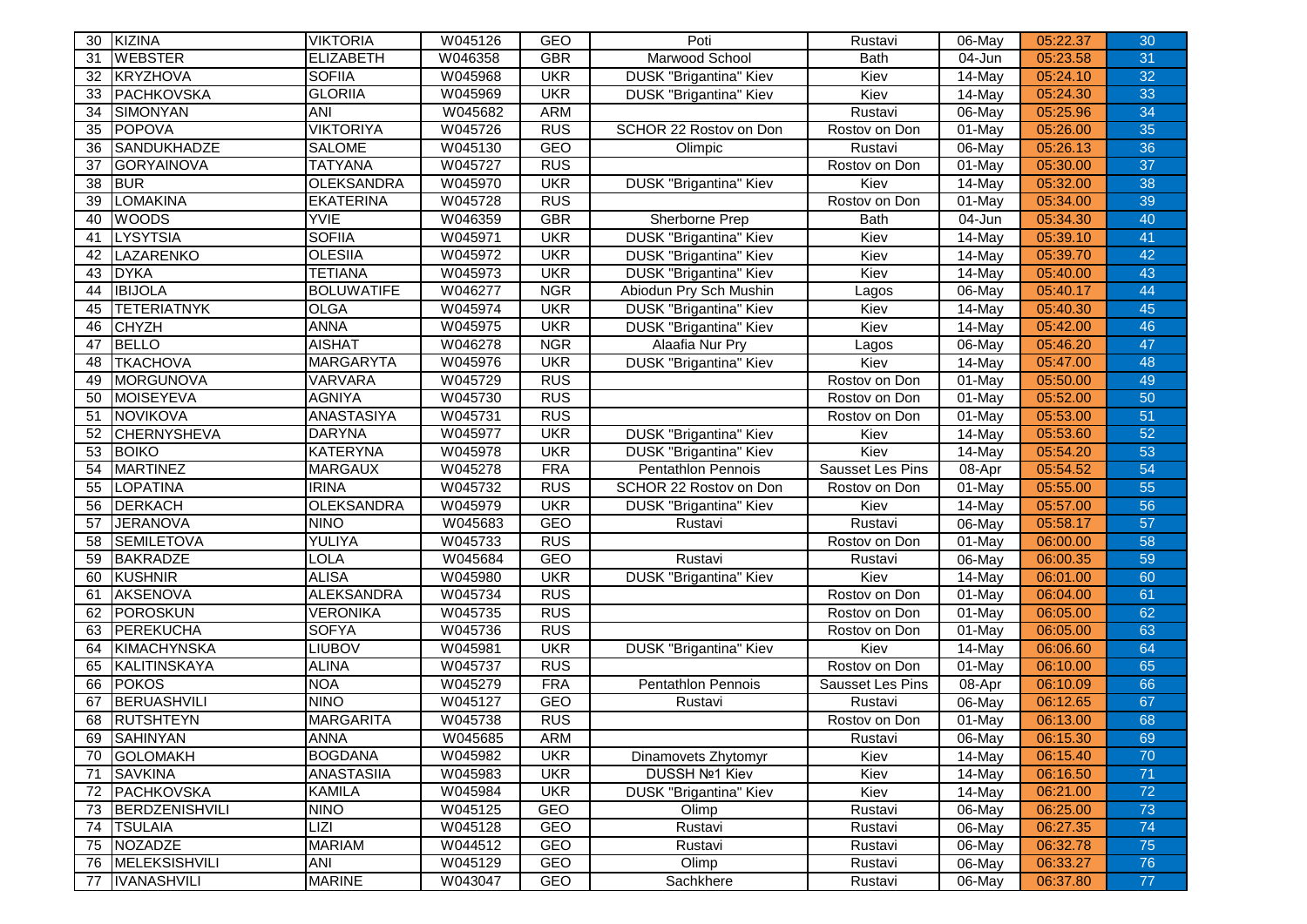| 30 | KIZINA | VIKTORIA | W045126 | GEO | Poti | Rustavi | 06-May | 05:22.37 | 30 |
|---|---|---|---|---|---|---|---|---|---|
| 31 | WEBSTER | ELIZABETH | W046358 | GBR | Marwood School | Bath | 04-Jun | 05:23.58 | 31 |
| 32 | KRYZHOVA | SOFIIA | W045968 | UKR | DUSK "Brigantina" Kiev | Kiev | 14-May | 05:24.10 | 32 |
| 33 | PACHKOVSKA | GLORIIA | W045969 | UKR | DUSK "Brigantina" Kiev | Kiev | 14-May | 05:24.30 | 33 |
| 34 | SIMONYAN | ANI | W045682 | ARM | | Rustavi | 06-May | 05:25.96 | 34 |
| 35 | POPOVA | VIKTORIYA | W045726 | RUS | SCHOR 22 Rostov on Don | Rostov on Don | 01-May | 05:26.00 | 35 |
| 36 | SANDUKHADZE | SALOME | W045130 | GEO | Olimpic | Rustavi | 06-May | 05:26.13 | 36 |
| 37 | GORYAINOVA | TATYANA | W045727 | RUS | | Rostov on Don | 01-May | 05:30.00 | 37 |
| 38 | BUR | OLEKSANDRA | W045970 | UKR | DUSK "Brigantina" Kiev | Kiev | 14-May | 05:32.00 | 38 |
| 39 | LOMAKINA | EKATERINA | W045728 | RUS | | Rostov on Don | 01-May | 05:34.00 | 39 |
| 40 | WOODS | YVIE | W046359 | GBR | Sherborne Prep | Bath | 04-Jun | 05:34.30 | 40 |
| 41 | LYSYTSIA | SOFIIA | W045971 | UKR | DUSK "Brigantina" Kiev | Kiev | 14-May | 05:39.10 | 41 |
| 42 | LAZARENKO | OLESIIA | W045972 | UKR | DUSK "Brigantina" Kiev | Kiev | 14-May | 05:39.70 | 42 |
| 43 | DYKA | TETIANA | W045973 | UKR | DUSK "Brigantina" Kiev | Kiev | 14-May | 05:40.00 | 43 |
| 44 | IBIJOLA | BOLUWATIFE | W046277 | NGR | Abiodun Pry Sch Mushin | Lagos | 06-May | 05:40.17 | 44 |
| 45 | TETERIATNYK | OLGA | W045974 | UKR | DUSK "Brigantina" Kiev | Kiev | 14-May | 05:40.30 | 45 |
| 46 | CHYZH | ANNA | W045975 | UKR | DUSK "Brigantina" Kiev | Kiev | 14-May | 05:42.00 | 46 |
| 47 | BELLO | AISHAT | W046278 | NGR | Alaafia Nur Pry | Lagos | 06-May | 05:46.20 | 47 |
| 48 | TKACHOVA | MARGARYTA | W045976 | UKR | DUSK "Brigantina" Kiev | Kiev | 14-May | 05:47.00 | 48 |
| 49 | MORGUNOVA | VARVARA | W045729 | RUS | | Rostov on Don | 01-May | 05:50.00 | 49 |
| 50 | MOISEYEVA | AGNIYA | W045730 | RUS | | Rostov on Don | 01-May | 05:52.00 | 50 |
| 51 | NOVIKOVA | ANASTASIYA | W045731 | RUS | | Rostov on Don | 01-May | 05:53.00 | 51 |
| 52 | CHERNYSHEVA | DARYNA | W045977 | UKR | DUSK "Brigantina" Kiev | Kiev | 14-May | 05:53.60 | 52 |
| 53 | BOIKO | KATERYNA | W045978 | UKR | DUSK "Brigantina" Kiev | Kiev | 14-May | 05:54.20 | 53 |
| 54 | MARTINEZ | MARGAUX | W045278 | FRA | Pentathlon Pennois | Sausset Les Pins | 08-Apr | 05:54.52 | 54 |
| 55 | LOPATINA | IRINA | W045732 | RUS | SCHOR 22 Rostov on Don | Rostov on Don | 01-May | 05:55.00 | 55 |
| 56 | DERKACH | OLEKSANDRA | W045979 | UKR | DUSK "Brigantina" Kiev | Kiev | 14-May | 05:57.00 | 56 |
| 57 | JERANOVA | NINO | W045683 | GEO | Rustavi | Rustavi | 06-May | 05:58.17 | 57 |
| 58 | SEMILETOVA | YULIYA | W045733 | RUS | | Rostov on Don | 01-May | 06:00.00 | 58 |
| 59 | BAKRADZE | LOLA | W045684 | GEO | Rustavi | Rustavi | 06-May | 06:00.35 | 59 |
| 60 | KUSHNIR | ALISA | W045980 | UKR | DUSK "Brigantina" Kiev | Kiev | 14-May | 06:01.00 | 60 |
| 61 | AKSENOVA | ALEKSANDRA | W045734 | RUS | | Rostov on Don | 01-May | 06:04.00 | 61 |
| 62 | POROSKUN | VERONIKA | W045735 | RUS | | Rostov on Don | 01-May | 06:05.00 | 62 |
| 63 | PEREKUCHA | SOFYA | W045736 | RUS | | Rostov on Don | 01-May | 06:05.00 | 63 |
| 64 | KIMACHYNSKA | LIUBOV | W045981 | UKR | DUSK "Brigantina" Kiev | Kiev | 14-May | 06:06.60 | 64 |
| 65 | KALITINSKAYA | ALINA | W045737 | RUS | | Rostov on Don | 01-May | 06:10.00 | 65 |
| 66 | POKOS | NOA | W045279 | FRA | Pentathlon Pennois | Sausset Les Pins | 08-Apr | 06:10.09 | 66 |
| 67 | BERUASHVILI | NINO | W045127 | GEO | Rustavi | Rustavi | 06-May | 06:12.65 | 67 |
| 68 | RUTSHTEYN | MARGARITA | W045738 | RUS | | Rostov on Don | 01-May | 06:13.00 | 68 |
| 69 | SAHINYAN | ANNA | W045685 | ARM | | Rustavi | 06-May | 06:15.30 | 69 |
| 70 | GOLOMAKH | BOGDANA | W045982 | UKR | Dinamovets Zhytomyr | Kiev | 14-May | 06:15.40 | 70 |
| 71 | SAVKINA | ANASTASIIA | W045983 | UKR | DUSSH №1 Kiev | Kiev | 14-May | 06:16.50 | 71 |
| 72 | PACHKOVSKA | KAMILA | W045984 | UKR | DUSK "Brigantina" Kiev | Kiev | 14-May | 06:21.00 | 72 |
| 73 | BERDZENISHVILI | NINO | W045125 | GEO | Olimp | Rustavi | 06-May | 06:25.00 | 73 |
| 74 | TSULAIA | LIZI | W045128 | GEO | Rustavi | Rustavi | 06-May | 06:27.35 | 74 |
| 75 | NOZADZE | MARIAM | W044512 | GEO | Rustavi | Rustavi | 06-May | 06:32.78 | 75 |
| 76 | MELEKSISHVILI | ANI | W045129 | GEO | Olimp | Rustavi | 06-May | 06:33.27 | 76 |
| 77 | IVANASHVILI | MARINE | W043047 | GEO | Sachkhere | Rustavi | 06-May | 06:37.80 | 77 |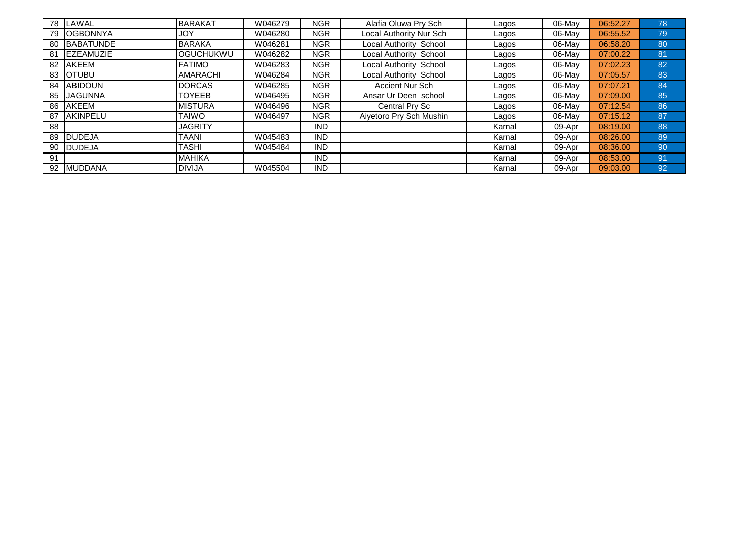| | | | | | | | | | |
|---|---|---|---|---|---|---|---|---|---|
| 78 | LAWAL | BARAKAT | W046279 | NGR | Alafia Oluwa Pry Sch | Lagos | 06-May | 06:52.27 | 78 |
| 79 | OGBONNYA | JOY | W046280 | NGR | Local Authority Nur Sch | Lagos | 06-May | 06:55.52 | 79 |
| 80 | BABATUNDE | BARAKA | W046281 | NGR | Local Authority School | Lagos | 06-May | 06:58.20 | 80 |
| 81 | EZEAMUZIE | OGUCHUKWU | W046282 | NGR | Local Authority School | Lagos | 06-May | 07:00.22 | 81 |
| 82 | AKEEM | FATIMO | W046283 | NGR | Local Authority School | Lagos | 06-May | 07:02.23 | 82 |
| 83 | OTUBU | AMARACHI | W046284 | NGR | Local Authority School | Lagos | 06-May | 07:05.57 | 83 |
| 84 | ABIDOUN | DORCAS | W046285 | NGR | Accient Nur Sch | Lagos | 06-May | 07:07.21 | 84 |
| 85 | JAGUNNA | TOYEEB | W046495 | NGR | Ansar Ur Deen school | Lagos | 06-May | 07:09.00 | 85 |
| 86 | AKEEM | MISTURA | W046496 | NGR | Central Pry Sc | Lagos | 06-May | 07:12.54 | 86 |
| 87 | AKINPELU | TAIWO | W046497 | NGR | Aiyetoro Pry Sch Mushin | Lagos | 06-May | 07:15.12 | 87 |
| 88 | | JAGRITY | | IND | | Karnal | 09-Apr | 08:19.00 | 88 |
| 89 | DUDEJA | TAANI | W045483 | IND | | Karnal | 09-Apr | 08:26.00 | 89 |
| 90 | DUDEJA | TASHI | W045484 | IND | | Karnal | 09-Apr | 08:36.00 | 90 |
| 91 | | MAHIKA | | IND | | Karnal | 09-Apr | 08:53.00 | 91 |
| 92 | MUDDANA | DIVIJA | W045504 | IND | | Karnal | 09-Apr | 09:03.00 | 92 |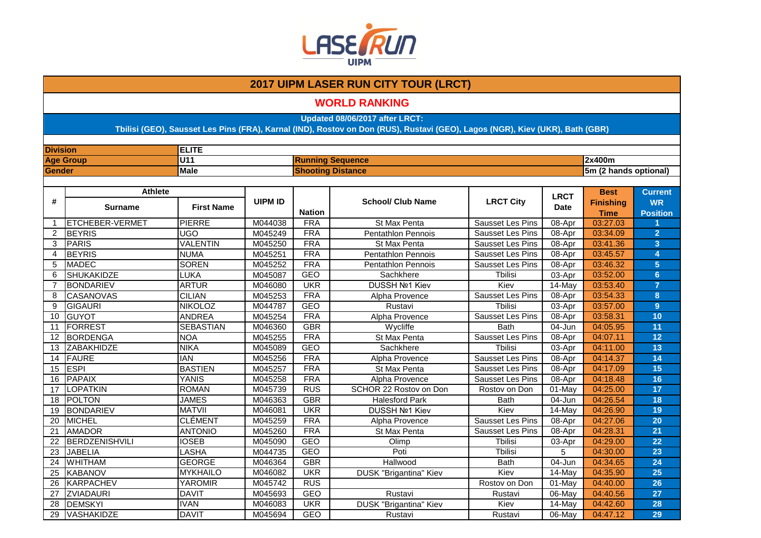# 2017 UIPM LASER RUN CITY TOUR (LRCT)

## WORLD RANKING

**Updated 08/06/2017 after LRCT:**
**Tbilisi (GEO), Sausset Les Pins (FRA), Karnal (IND), Rostov on Don (RUS), Rustavi (GEO), Lagos (NGR), Kiev (UKR), Bath (GBR)**

| | | | |
|---|---|---|---|
| **Division** | **ELITE** | | |
| **Age Group** | **U11** | **Running Sequence** | **2x400m** |
| **Gender** | **Male** | **Shooting Distance** | **5m (2 hands optional)** |

| # | Athlete | | UIPM ID | Nation | School/ Club Name | LRCT City | LRCT Date | Best Finishing Time | Current WR Position |
|---|---|---|---|---|---|---|---|---|---|
| | Surname | First Name | | | | | | | |
| 1 | ETCHEBER-VERMET | PIERRE | M044038 | FRA | St Max Penta | Sausset Les Pins | 08-Apr | 03:27.03 | 1 |
| 2 | BEYRIS | UGO | M045249 | FRA | Pentathlon Pennois | Sausset Les Pins | 08-Apr | 03:34.09 | 2 |
| 3 | PARIS | VALENTIN | M045250 | FRA | St Max Penta | Sausset Les Pins | 08-Apr | 03:41.36 | 3 |
| 4 | BEYRIS | NUMA | M045251 | FRA | Pentathlon Pennois | Sausset Les Pins | 08-Apr | 03:45.57 | 4 |
| 5 | MADEC | SOREN | M045252 | FRA | Pentathlon Pennois | Sausset Les Pins | 08-Apr | 03:46.32 | 5 |
| 6 | SHUKAKIDZE | LUKA | M045087 | GEO | Sachkhere | Tbilisi | 03-Apr | 03:52.00 | 6 |
| 7 | BONDARIEV | ARTUR | M046080 | UKR | DUSSH №1 Kiev | Kiev | 14-May | 03:53.40 | 7 |
| 8 | CASANOVAS | CILIAN | M045253 | FRA | Alpha Provence | Sausset Les Pins | 08-Apr | 03:54.33 | 8 |
| 9 | GIGAURI | NIKOLOZ | M044787 | GEO | Rustavi | Tbilisi | 03-Apr | 03:57.00 | 9 |
| 10 | GUYOT | ANDREA | M045254 | FRA | Alpha Provence | Sausset Les Pins | 08-Apr | 03:58.31 | 10 |
| 11 | FORREST | SEBASTIAN | M046360 | GBR | Wycliffe | Bath | 04-Jun | 04:05.95 | 11 |
| 12 | BORDENGA | NOA | M045255 | FRA | St Max Penta | Sausset Les Pins | 08-Apr | 04:07.11 | 12 |
| 13 | ZABAKHIDZE | NIKA | M045089 | GEO | Sachkhere | Tbilisi | 03-Apr | 04:11.00 | 13 |
| 14 | FAURE | IAN | M045256 | FRA | Alpha Provence | Sausset Les Pins | 08-Apr | 04:14.37 | 14 |
| 15 | ESPI | BASTIEN | M045257 | FRA | St Max Penta | Sausset Les Pins | 08-Apr | 04:17.09 | 15 |
| 16 | PAPAIX | YANIS | M045258 | FRA | Alpha Provence | Sausset Les Pins | 08-Apr | 04:18.48 | 16 |
| 17 | LOPATKIN | ROMAN | M045739 | RUS | SCHOR 22 Rostov on Don | Rostov on Don | 01-May | 04:25.00 | 17 |
| 18 | POLTON | JAMES | M046363 | GBR | Halesford Park | Bath | 04-Jun | 04:26.54 | 18 |
| 19 | BONDARIEV | MATVII | M046081 | UKR | DUSSH №1 Kiev | Kiev | 14-May | 04:26.90 | 19 |
| 20 | MICHEL | CLÉMENT | M045259 | FRA | Alpha Provence | Sausset Les Pins | 08-Apr | 04:27.06 | 20 |
| 21 | AMADOR | ANTONIO | M045260 | FRA | St Max Penta | Sausset Les Pins | 08-Apr | 04:28.31 | 21 |
| 22 | BERDZENISHVILI | IOSEB | M045090 | GEO | Olimp | Tbilisi | 03-Apr | 04:29.00 | 22 |
| 23 | JABELIA | LASHA | M044735 | GEO | Poti | Tbilisi | 5 | 04:30.00 | 23 |
| 24 | WHITHAM | GEORGE | M046364 | GBR | Hallwood | Bath | 04-Jun | 04:34.65 | 24 |
| 25 | KABANOV | MYKHAILO | M046082 | UKR | DUSK "Brigantina" Kiev | Kiev | 14-May | 04:35.90 | 25 |
| 26 | KARPACHEV | YAROMIR | M045742 | RUS | | Rostov on Don | 01-May | 04:40.00 | 26 |
| 27 | ZVIADAURI | DAVIT | M045693 | GEO | Rustavi | Rustavi | 06-May | 04:40.56 | 27 |
| 28 | DEMSKYI | IVAN | M046083 | UKR | DUSK "Brigantina" Kiev | Kiev | 14-May | 04:42.60 | 28 |
| 29 | VASHAKIDZE | DAVIT | M045694 | GEO | Rustavi | Rustavi | 06-May | 04:47.12 | 29 |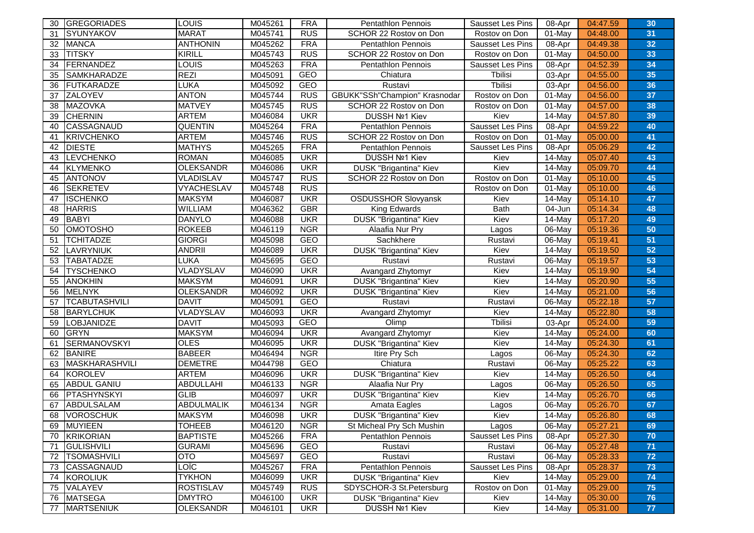| 30 | GREGORIADES | LOUIS | M045261 | FRA | Pentathlon Pennois | Sausset Les Pins | 08-Apr | 04:47.59 | 30 |
|---|---|---|---|---|---|---|---|---|---|
| 31 | SYUNYAKOV | MARAT | M045741 | RUS | SCHOR 22 Rostov on Don | Rostov on Don | 01-May | 04:48.00 | 31 |
| 32 | MANCA | ANTHONIN | M045262 | FRA | Pentathlon Pennois | Sausset Les Pins | 08-Apr | 04:49.38 | 32 |
| 33 | TITSKY | KIRILL | M045743 | RUS | SCHOR 22 Rostov on Don | Rostov on Don | 01-May | 04:50.00 | 33 |
| 34 | FERNANDEZ | LOUIS | M045263 | FRA | Pentathlon Pennois | Sausset Les Pins | 08-Apr | 04:52.39 | 34 |
| 35 | SAMKHARADZE | REZI | M045091 | GEO | Chiatura | Tbilisi | 03-Apr | 04:55.00 | 35 |
| 36 | FUTKARADZE | LUKA | M045092 | GEO | Rustavi | Tbilisi | 03-Apr | 04:56.00 | 36 |
| 37 | ZALOYEV | ANTON | M045744 | RUS | GBUKK"SSh"Champion" Krasnodar | Rostov on Don | 01-May | 04:56.00 | 37 |
| 38 | MAZOVKA | MATVEY | M045745 | RUS | SCHOR 22 Rostov on Don | Rostov on Don | 01-May | 04:57.00 | 38 |
| 39 | CHERNIN | ARTEM | M046084 | UKR | DUSSH №1 Kiev | Kiev | 14-May | 04:57.80 | 39 |
| 40 | CASSAGNAUD | QUENTIN | M045264 | FRA | Pentathlon Pennois | Sausset Les Pins | 08-Apr | 04:59.22 | 40 |
| 41 | KRIVCHENKO | ARTEM | M045746 | RUS | SCHOR 22 Rostov on Don | Rostov on Don | 01-May | 05:00.00 | 41 |
| 42 | DIESTE | MATHYS | M045265 | FRA | Pentathlon Pennois | Sausset Les Pins | 08-Apr | 05:06.29 | 42 |
| 43 | LEVCHENKO | ROMAN | M046085 | UKR | DUSSH №1 Kiev | Kiev | 14-May | 05:07.40 | 43 |
| 44 | KLYMENKO | OLEKSANDR | M046086 | UKR | DUSK "Brigantina" Kiev | Kiev | 14-May | 05:09.70 | 44 |
| 45 | ANTONOV | VLADISLAV | M045747 | RUS | SCHOR 22 Rostov on Don | Rostov on Don | 01-May | 05:10.00 | 45 |
| 46 | SEKRETEV | VYACHESLAV | M045748 | RUS | | Rostov on Don | 01-May | 05:10.00 | 46 |
| 47 | ISCHENKO | MAKSYM | M046087 | UKR | OSDUSSHOR Slovyansk | Kiev | 14-May | 05:14.10 | 47 |
| 48 | HARRIS | WILLIAM | M046362 | GBR | King Edwards | Bath | 04-Jun | 05:14.34 | 48 |
| 49 | BABYI | DANYLO | M046088 | UKR | DUSK "Brigantina" Kiev | Kiev | 14-May | 05:17.20 | 49 |
| 50 | OMOTOSHO | ROKEEB | M046119 | NGR | Alaafia Nur Pry | Lagos | 06-May | 05:19.36 | 50 |
| 51 | TCHITADZE | GIORGI | M045098 | GEO | Sachkhere | Rustavi | 06-May | 05:19.41 | 51 |
| 52 | LAVRYNIUK | ANDRII | M046089 | UKR | DUSK "Brigantina" Kiev | Kiev | 14-May | 05:19.50 | 52 |
| 53 | TABATADZE | LUKA | M045695 | GEO | Rustavi | Rustavi | 06-May | 05:19.57 | 53 |
| 54 | TYSCHENKO | VLADYSLAV | M046090 | UKR | Avangard Zhytomyr | Kiev | 14-May | 05:19.90 | 54 |
| 55 | ANOKHIN | MAKSYM | M046091 | UKR | DUSK "Brigantina" Kiev | Kiev | 14-May | 05:20.90 | 55 |
| 56 | MELNYK | OLEKSANDR | M046092 | UKR | DUSK "Brigantina" Kiev | Kiev | 14-May | 05:21.00 | 56 |
| 57 | TCABUTASHVILI | DAVIT | M045091 | GEO | Rustavi | Rustavi | 06-May | 05:22.18 | 57 |
| 58 | BARYLCHUK | VLADYSLAV | M046093 | UKR | Avangard Zhytomyr | Kiev | 14-May | 05:22.80 | 58 |
| 59 | LOBJANIDZE | DAVIT | M045093 | GEO | Olimp | Tbilisi | 03-Apr | 05:24.00 | 59 |
| 60 | GRYN | MAKSYM | M046094 | UKR | Avangard Zhytomyr | Kiev | 14-May | 05:24.00 | 60 |
| 61 | SERMANOVSKYI | OLES | M046095 | UKR | DUSK "Brigantina" Kiev | Kiev | 14-May | 05:24.30 | 61 |
| 62 | BANIRE | BABEER | M046494 | NGR | Itire Pry Sch | Lagos | 06-May | 05:24.30 | 62 |
| 63 | MASKHARASHVILI | DEMETRE | M044798 | GEO | Chiatura | Rustavi | 06-May | 05:25.22 | 63 |
| 64 | KOROLEV | ARTEM | M046096 | UKR | DUSK "Brigantina" Kiev | Kiev | 14-May | 05:26.50 | 64 |
| 65 | ABDUL GANIU | ABDULLAHI | M046133 | NGR | Alaafia Nur Pry | Lagos | 06-May | 05:26.50 | 65 |
| 66 | PTASHYNSKYI | GLIB | M046097 | UKR | DUSK "Brigantina" Kiev | Kiev | 14-May | 05:26.70 | 66 |
| 67 | ABDULSALAM | ABDULMALIK | M046134 | NGR | Amata Eagles | Lagos | 06-May | 05:26.70 | 67 |
| 68 | VOROSCHUK | MAKSYM | M046098 | UKR | DUSK "Brigantina" Kiev | Kiev | 14-May | 05:26.80 | 68 |
| 69 | MUYIEEN | TOHEEB | M046120 | NGR | St Micheal Pry Sch Mushin | Lagos | 06-May | 05:27.21 | 69 |
| 70 | KRIKORIAN | BAPTISTE | M045266 | FRA | Pentathlon Pennois | Sausset Les Pins | 08-Apr | 05:27.30 | 70 |
| 71 | GULISHVILI | GURAMI | M045696 | GEO | Rustavi | Rustavi | 06-May | 05:27.48 | 71 |
| 72 | TSOMASHVILI | OTO | M045697 | GEO | Rustavi | Rustavi | 06-May | 05:28.33 | 72 |
| 73 | CASSAGNAUD | LOÏC | M045267 | FRA | Pentathlon Pennois | Sausset Les Pins | 08-Apr | 05:28.37 | 73 |
| 74 | KOROLIUK | TYKHON | M046099 | UKR | DUSK "Brigantina" Kiev | Kiev | 14-May | 05:29.00 | 74 |
| 75 | VALAYEV | ROSTISLAV | M045749 | RUS | SDYSCHOR-3 St.Petersburg | Rostov on Don | 01-May | 05:29.00 | 75 |
| 76 | MATSEGA | DMYTRO | M046100 | UKR | DUSK "Brigantina" Kiev | Kiev | 14-May | 05:30.00 | 76 |
| 77 | MARTSENIUK | OLEKSANDR | M046101 | UKR | DUSSH №1 Kiev | Kiev | 14-May | 05:31.00 | 77 |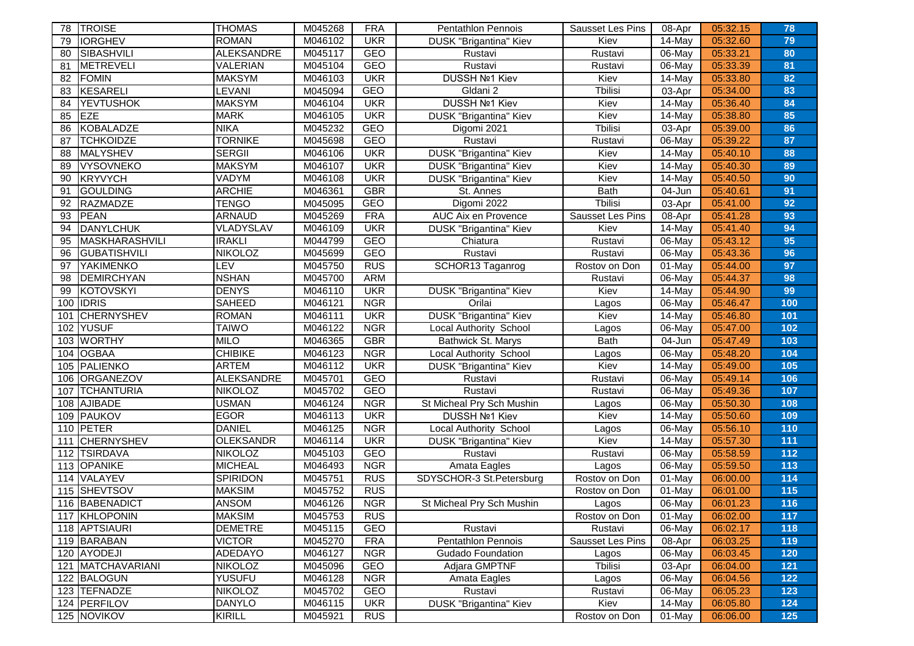| | | | | | | | | | |
|---|---|---|---|---|---|---|---|---|---|
| 78 | TROISE | THOMAS | M045268 | FRA | Pentathlon Pennois | Sausset Les Pins | 08-Apr | 05:32.15 | 78 |
| 79 | IORGHEV | ROMAN | M046102 | UKR | DUSK "Brigantina" Kiev | Kiev | 14-May | 05:32.60 | 79 |
| 80 | SIBASHVILI | ALEKSANDRE | M045117 | GEO | Rustavi | Rustavi | 06-May | 05:33.21 | 80 |
| 81 | METREVELI | VALERIAN | M045104 | GEO | Rustavi | Rustavi | 06-May | 05:33.39 | 81 |
| 82 | FOMIN | MAKSYM | M046103 | UKR | DUSSH №1 Kiev | Kiev | 14-May | 05:33.80 | 82 |
| 83 | KESARELI | LEVANI | M045094 | GEO | Gldani 2 | Tbilisi | 03-Apr | 05:34.00 | 83 |
| 84 | YEVTUSHOK | MAKSYM | M046104 | UKR | DUSSH №1 Kiev | Kiev | 14-May | 05:36.40 | 84 |
| 85 | EZE | MARK | M046105 | UKR | DUSK "Brigantina" Kiev | Kiev | 14-May | 05:38.80 | 85 |
| 86 | KOBALADZE | NIKA | M045232 | GEO | Digomi 2021 | Tbilisi | 03-Apr | 05:39.00 | 86 |
| 87 | TCHKOIDZE | TORNIKE | M045698 | GEO | Rustavi | Rustavi | 06-May | 05:39.22 | 87 |
| 88 | MALYSHEV | SERGII | M046106 | UKR | DUSK "Brigantina" Kiev | Kiev | 14-May | 05:40.10 | 88 |
| 89 | VYSOVNEKO | MAKSYM | M046107 | UKR | DUSK "Brigantina" Kiev | Kiev | 14-May | 05:40.30 | 89 |
| 90 | KRYVYCH | VADYM | M046108 | UKR | DUSK "Brigantina" Kiev | Kiev | 14-May | 05:40.50 | 90 |
| 91 | GOULDING | ARCHIE | M046361 | GBR | St. Annes | Bath | 04-Jun | 05:40.61 | 91 |
| 92 | RAZMADZE | TENGO | M045095 | GEO | Digomi 2022 | Tbilisi | 03-Apr | 05:41.00 | 92 |
| 93 | PEAN | ARNAUD | M045269 | FRA | AUC Aix en Provence | Sausset Les Pins | 08-Apr | 05:41.28 | 93 |
| 94 | DANYLCHUK | VLADYSLAV | M046109 | UKR | DUSK "Brigantina" Kiev | Kiev | 14-May | 05:41.40 | 94 |
| 95 | MASKHARASHVILI | IRAKLI | M044799 | GEO | Chiatura | Rustavi | 06-May | 05:43.12 | 95 |
| 96 | GUBATISHVILI | NIKOLOZ | M045699 | GEO | Rustavi | Rustavi | 06-May | 05:43.36 | 96 |
| 97 | YAKIMENKO | LEV | M045750 | RUS | SCHOR13 Taganrog | Rostov on Don | 01-May | 05:44.00 | 97 |
| 98 | DEMIRCHYAN | NSHAN | M045700 | ARM | | Rustavi | 06-May | 05:44.37 | 98 |
| 99 | KOTOVSKYI | DENYS | M046110 | UKR | DUSK "Brigantina" Kiev | Kiev | 14-May | 05:44.90 | 99 |
| 100 | IDRIS | SAHEED | M046121 | NGR | Orilai | Lagos | 06-May | 05:46.47 | 100 |
| 101 | CHERNYSHEV | ROMAN | M046111 | UKR | DUSK "Brigantina" Kiev | Kiev | 14-May | 05:46.80 | 101 |
| 102 | YUSUF | TAIWO | M046122 | NGR | Local Authority School | Lagos | 06-May | 05:47.00 | 102 |
| 103 | WORTHY | MILO | M046365 | GBR | Bathwick St. Marys | Bath | 04-Jun | 05:47.49 | 103 |
| 104 | OGBAA | CHIBIKE | M046123 | NGR | Local Authority School | Lagos | 06-May | 05:48.20 | 104 |
| 105 | PALIENKO | ARTEM | M046112 | UKR | DUSK "Brigantina" Kiev | Kiev | 14-May | 05:49.00 | 105 |
| 106 | ORGANEZOV | ALEKSANDRE | M045701 | GEO | Rustavi | Rustavi | 06-May | 05:49.14 | 106 |
| 107 | TCHANTURIA | NIKOLOZ | M045702 | GEO | Rustavi | Rustavi | 06-May | 05:49.36 | 107 |
| 108 | AJIBADE | USMAN | M046124 | NGR | St Micheal Pry Sch Mushin | Lagos | 06-May | 05:50.30 | 108 |
| 109 | PAUKOV | EGOR | M046113 | UKR | DUSSH №1 Kiev | Kiev | 14-May | 05:50.60 | 109 |
| 110 | PETER | DANIEL | M046125 | NGR | Local Authority School | Lagos | 06-May | 05:56.10 | 110 |
| 111 | CHERNYSHEV | OLEKSANDR | M046114 | UKR | DUSK "Brigantina" Kiev | Kiev | 14-May | 05:57.30 | 111 |
| 112 | TSIRDAVA | NIKOLOZ | M045103 | GEO | Rustavi | Rustavi | 06-May | 05:58.59 | 112 |
| 113 | OPANIKE | MICHEAL | M046493 | NGR | Amata Eagles | Lagos | 06-May | 05:59.50 | 113 |
| 114 | VALAYEV | SPIRIDON | M045751 | RUS | SDYSCHOR-3 St.Petersburg | Rostov on Don | 01-May | 06:00.00 | 114 |
| 115 | SHEVTSOV | MAKSIM | M045752 | RUS | | Rostov on Don | 01-May | 06:01.00 | 115 |
| 116 | BABENADICT | ANSOM | M046126 | NGR | St Micheal Pry Sch Mushin | Lagos | 06-May | 06:01.23 | 116 |
| 117 | KHLOPONIN | MAKSIM | M045753 | RUS | | Rostov on Don | 01-May | 06:02.00 | 117 |
| 118 | APTSIAURI | DEMETRE | M045115 | GEO | Rustavi | Rustavi | 06-May | 06:02.17 | 118 |
| 119 | BARABAN | VICTOR | M045270 | FRA | Pentathlon Pennois | Sausset Les Pins | 08-Apr | 06:03.25 | 119 |
| 120 | AYODEJI | ADEDAYO | M046127 | NGR | Gudado Foundation | Lagos | 06-May | 06:03.45 | 120 |
| 121 | MATCHAVARIANI | NIKOLOZ | M045096 | GEO | Adjara GMPTNF | Tbilisi | 03-Apr | 06:04.00 | 121 |
| 122 | BALOGUN | YUSUFU | M046128 | NGR | Amata Eagles | Lagos | 06-May | 06:04.56 | 122 |
| 123 | TEFNADZE | NIKOLOZ | M045702 | GEO | Rustavi | Rustavi | 06-May | 06:05.23 | 123 |
| 124 | PERFILOV | DANYLO | M046115 | UKR | DUSK "Brigantina" Kiev | Kiev | 14-May | 06:05.80 | 124 |
| 125 | NOVIKOV | KIRILL | M045921 | RUS | | Rostov on Don | 01-May | 06:06.00 | 125 |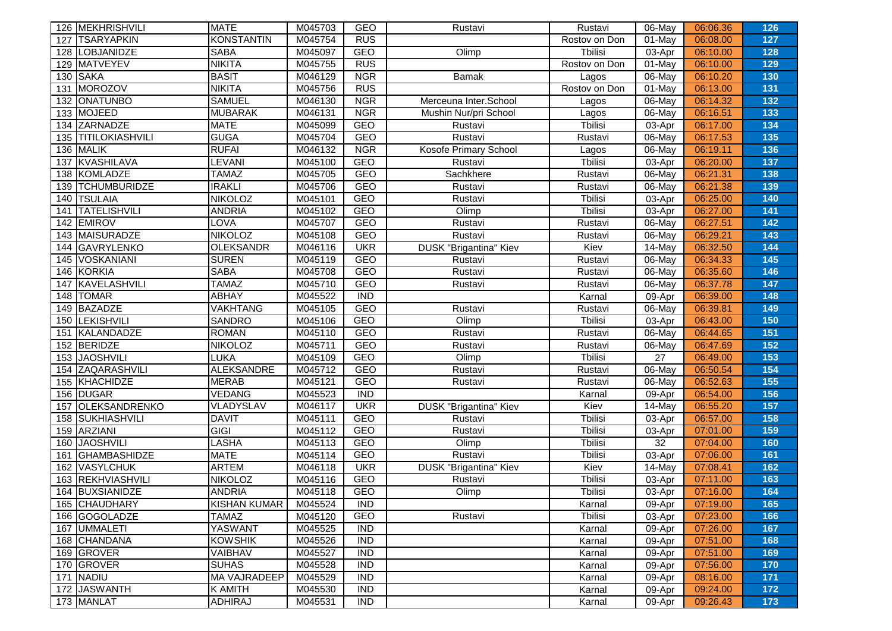| | | | | | | | | | |
|---|---|---|---|---|---|---|---|---|---|
| 126 | MEKHRISHVILI | MATE | M045703 | GEO | Rustavi | Rustavi | 06-May | 06:06.36 | 126 |
| 127 | TSARYAPKIN | KONSTANTIN | M045754 | RUS | | Rostov on Don | 01-May | 06:08.00 | 127 |
| 128 | LOBJANIDZE | SABA | M045097 | GEO | Olimp | Tbilisi | 03-Apr | 06:10.00 | 128 |
| 129 | MATVEYEV | NIKITA | M045755 | RUS | | Rostov on Don | 01-May | 06:10.00 | 129 |
| 130 | SAKA | BASIT | M046129 | NGR | Bamak | Lagos | 06-May | 06:10.20 | 130 |
| 131 | MOROZOV | NIKITA | M045756 | RUS | | Rostov on Don | 01-May | 06:13.00 | 131 |
| 132 | ONATUNBO | SAMUEL | M046130 | NGR | Merceuna Inter.School | Lagos | 06-May | 06:14.32 | 132 |
| 133 | MOJEED | MUBARAK | M046131 | NGR | Mushin Nur/pri School | Lagos | 06-May | 06:16.51 | 133 |
| 134 | ZARNADZE | MATE | M045099 | GEO | Rustavi | Tbilisi | 03-Apr | 06:17.00 | 134 |
| 135 | TITILOKIASHVILI | GUGA | M045704 | GEO | Rustavi | Rustavi | 06-May | 06:17.53 | 135 |
| 136 | MALIK | RUFAI | M046132 | NGR | Kosofe Primary School | Lagos | 06-May | 06:19.11 | 136 |
| 137 | KVASHILAVA | LEVANI | M045100 | GEO | Rustavi | Tbilisi | 03-Apr | 06:20.00 | 137 |
| 138 | KOMLADZE | TAMAZ | M045705 | GEO | Sachkhere | Rustavi | 06-May | 06:21.31 | 138 |
| 139 | TCHUMBURIDZE | IRAKLI | M045706 | GEO | Rustavi | Rustavi | 06-May | 06:21.38 | 139 |
| 140 | TSULAIA | NIKOLOZ | M045101 | GEO | Rustavi | Tbilisi | 03-Apr | 06:25.00 | 140 |
| 141 | TATELISHVILI | ANDRIA | M045102 | GEO | Olimp | Tbilisi | 03-Apr | 06:27.00 | 141 |
| 142 | EMIROV | LOVA | M045707 | GEO | Rustavi | Rustavi | 06-May | 06:27.51 | 142 |
| 143 | MAISURADZE | NIKOLOZ | M045108 | GEO | Rustavi | Rustavi | 06-May | 06:29.21 | 143 |
| 144 | GAVRYLENKO | OLEKSANDR | M046116 | UKR | DUSK "Brigantina" Kiev | Kiev | 14-May | 06:32.50 | 144 |
| 145 | VOSKANIANI | SUREN | M045119 | GEO | Rustavi | Rustavi | 06-May | 06:34.33 | 145 |
| 146 | KORKIA | SABA | M045708 | GEO | Rustavi | Rustavi | 06-May | 06:35.60 | 146 |
| 147 | KAVELASHVILI | TAMAZ | M045710 | GEO | Rustavi | Rustavi | 06-May | 06:37.78 | 147 |
| 148 | TOMAR | ABHAY | M045522 | IND | | Karnal | 09-Apr | 06:39.00 | 148 |
| 149 | BAZADZE | VAKHTANG | M045105 | GEO | Rustavi | Rustavi | 06-May | 06:39.81 | 149 |
| 150 | LEKISHVILI | SANDRO | M045106 | GEO | Olimp | Tbilisi | 03-Apr | 06:43.00 | 150 |
| 151 | KALANDADZE | ROMAN | M045110 | GEO | Rustavi | Rustavi | 06-May | 06:44.65 | 151 |
| 152 | BERIDZE | NIKOLOZ | M045711 | GEO | Rustavi | Rustavi | 06-May | 06:47.69 | 152 |
| 153 | JAOSHVILI | LUKA | M045109 | GEO | Olimp | Tbilisi | 27 | 06:49.00 | 153 |
| 154 | ZAQARASHVILI | ALEKSANDRE | M045712 | GEO | Rustavi | Rustavi | 06-May | 06:50.54 | 154 |
| 155 | KHACHIDZE | MERAB | M045121 | GEO | Rustavi | Rustavi | 06-May | 06:52.63 | 155 |
| 156 | DUGAR | VEDANG | M045523 | IND | | Karnal | 09-Apr | 06:54.00 | 156 |
| 157 | OLEKSANDRENKO | VLADYSLAV | M046117 | UKR | DUSK "Brigantina" Kiev | Kiev | 14-May | 06:55.20 | 157 |
| 158 | SUKHIASHVILI | DAVIT | M045111 | GEO | Rustavi | Tbilisi | 03-Apr | 06:57.00 | 158 |
| 159 | ARZIANI | GIGI | M045112 | GEO | Rustavi | Tbilisi | 03-Apr | 07:01.00 | 159 |
| 160 | JAOSHVILI | LASHA | M045113 | GEO | Olimp | Tbilisi | 32 | 07:04.00 | 160 |
| 161 | GHAMBASHIDZE | MATE | M045114 | GEO | Rustavi | Tbilisi | 03-Apr | 07:06.00 | 161 |
| 162 | VASYLCHUK | ARTEM | M046118 | UKR | DUSK "Brigantina" Kiev | Kiev | 14-May | 07:08.41 | 162 |
| 163 | REKHVIASHVILI | NIKOLOZ | M045116 | GEO | Rustavi | Tbilisi | 03-Apr | 07:11.00 | 163 |
| 164 | BUXSIANIDZE | ANDRIA | M045118 | GEO | Olimp | Tbilisi | 03-Apr | 07:16.00 | 164 |
| 165 | CHAUDHARY | KISHAN KUMAR | M045524 | IND | | Karnal | 09-Apr | 07:19.00 | 165 |
| 166 | GOGOLADZE | TAMAZ | M045120 | GEO | Rustavi | Tbilisi | 03-Apr | 07:23.00 | 166 |
| 167 | UMMALETI | YASWANT | M045525 | IND | | Karnal | 09-Apr | 07:26.00 | 167 |
| 168 | CHANDANA | KOWSHIK | M045526 | IND | | Karnal | 09-Apr | 07:51.00 | 168 |
| 169 | GROVER | VAIBHAV | M045527 | IND | | Karnal | 09-Apr | 07:51.00 | 169 |
| 170 | GROVER | SUHAS | M045528 | IND | | Karnal | 09-Apr | 07:56.00 | 170 |
| 171 | NADIU | MA VAJRADEEP | M045529 | IND | | Karnal | 09-Apr | 08:16.00 | 171 |
| 172 | JASWANTH | K AMITH | M045530 | IND | | Karnal | 09-Apr | 09:24.00 | 172 |
| 173 | MANLAT | ADHIRAJ | M045531 | IND | | Karnal | 09-Apr | 09:26.43 | 173 |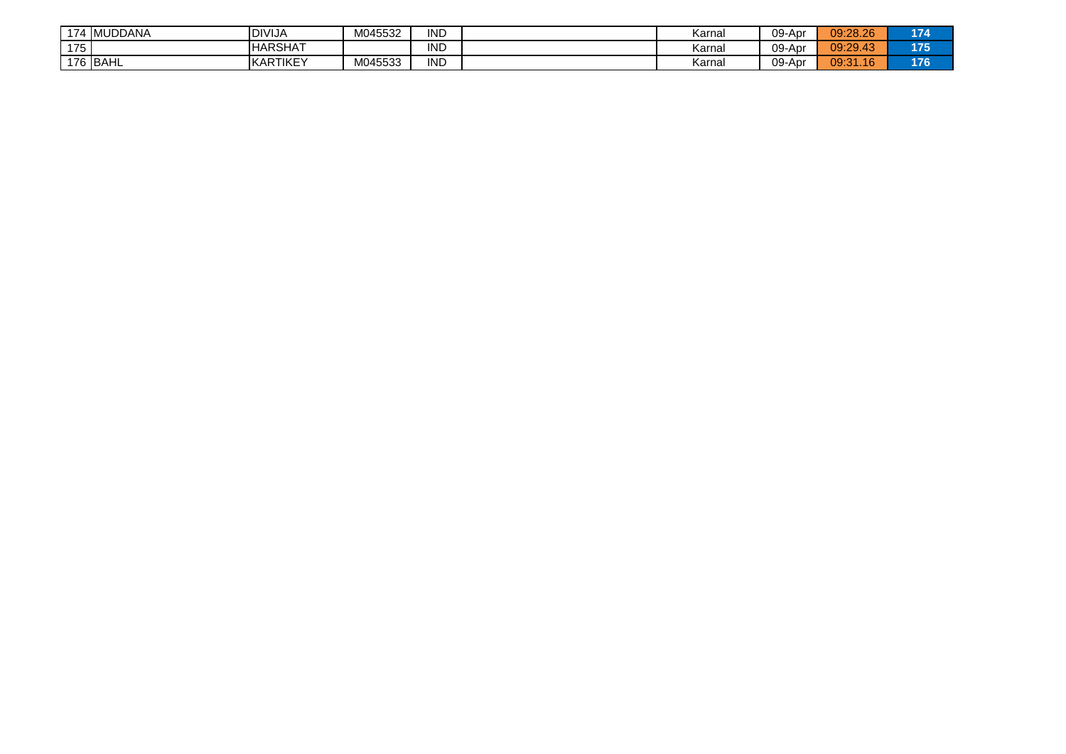| | | | | | | | | | |
|---|---|---|---|---|---|---|---|---|---|
| 174 | MUDDANA | DIVIJA | M045532 | IND | | Karnal | 09-Apr | 09:28.26 | 174 |
| 175 | | HARSHAT | | IND | | Karnal | 09-Apr | 09:29.43 | 175 |
| 176 | BAHL | KARTIKEY | M045533 | IND | | Karnal | 09-Apr | 09:31.16 | 176 |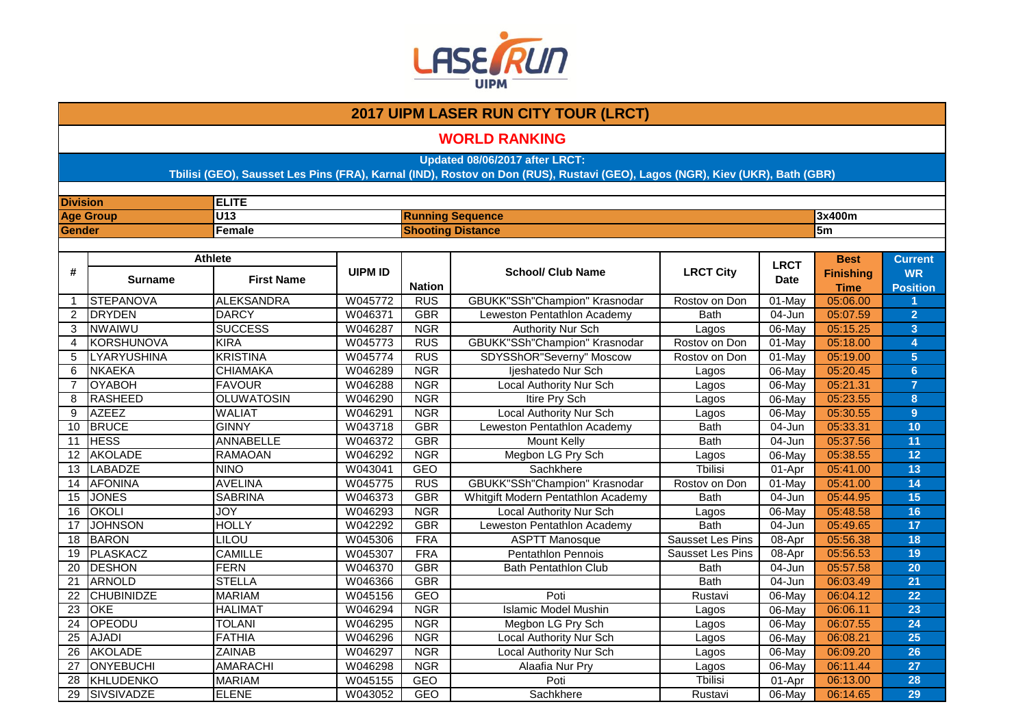LASER RUN UIPM

# 2017 UIPM LASER RUN CITY TOUR (LRCT)

## WORLD RANKING

**Updated 08/06/2017 after LRCT:**
**Tbilisi (GEO), Sausset Les Pins (FRA), Karnal (IND), Rostov on Don (RUS), Rustavi (GEO), Lagos (NGR), Kiev (UKR), Bath (GBR)**

| | | | |
|---|---|---|---|
| **Division** | **ELITE** | | |
| **Age Group** | **U13** | **Running Sequence** | **3x400m** |
| **Gender** | **Female** | **Shooting Distance** | **5m** |

| # | Athlete | | UIPM ID | Nation | School/ Club Name | LRCT City | LRCT Date | Best Finishing Time | Current WR Position |
|---|---|---|---|---|---|---|---|---|---|
| | Surname | First Name | | | | | | | |
| 1 | STEPANOVA | ALEKSANDRA | W045772 | RUS | GBUKK"SSh"Champion" Krasnodar | Rostov on Don | 01-May | 05:06.00 | 1 |
| 2 | DRYDEN | DARCY | W046371 | GBR | Leweston Pentathlon Academy | Bath | 04-Jun | 05:07.59 | 2 |
| 3 | NWAIWU | SUCCESS | W046287 | NGR | Authority Nur Sch | Lagos | 06-May | 05:15.25 | 3 |
| 4 | KORSHUNOVA | KIRA | W045773 | RUS | GBUKK"SSh"Champion" Krasnodar | Rostov on Don | 01-May | 05:18.00 | 4 |
| 5 | LYARYUSHINA | KRISTINA | W045774 | RUS | SDYSShOR"Severny" Moscow | Rostov on Don | 01-May | 05:19.00 | 5 |
| 6 | NKAEKA | CHIAMAKA | W046289 | NGR | Ijeshatedo Nur Sch | Lagos | 06-May | 05:20.45 | 6 |
| 7 | OYABOH | FAVOUR | W046288 | NGR | Local Authority Nur Sch | Lagos | 06-May | 05:21.31 | 7 |
| 8 | RASHEED | OLUWATOSIN | W046290 | NGR | Itire Pry Sch | Lagos | 06-May | 05:23.55 | 8 |
| 9 | AZEEZ | WALIAT | W046291 | NGR | Local Authority Nur Sch | Lagos | 06-May | 05:30.55 | 9 |
| 10 | BRUCE | GINNY | W043718 | GBR | Leweston Pentathlon Academy | Bath | 04-Jun | 05:33.31 | 10 |
| 11 | HESS | ANNABELLE | W046372 | GBR | Mount Kelly | Bath | 04-Jun | 05:37.56 | 11 |
| 12 | AKOLADE | RAMAOAN | W046292 | NGR | Megbon LG Pry Sch | Lagos | 06-May | 05:38.55 | 12 |
| 13 | LABADZE | NINO | W043041 | GEO | Sachkhere | Tbilisi | 01-Apr | 05:41.00 | 13 |
| 14 | AFONINA | AVELINA | W045775 | RUS | GBUKK"SSh"Champion" Krasnodar | Rostov on Don | 01-May | 05:41.00 | 14 |
| 15 | JONES | SABRINA | W046373 | GBR | Whitgift Modern Pentathlon Academy | Bath | 04-Jun | 05:44.95 | 15 |
| 16 | OKOLI | JOY | W046293 | NGR | Local Authority Nur Sch | Lagos | 06-May | 05:48.58 | 16 |
| 17 | JOHNSON | HOLLY | W042292 | GBR | Leweston Pentathlon Academy | Bath | 04-Jun | 05:49.65 | 17 |
| 18 | BARON | LILOU | W045306 | FRA | ASPTT Manosque | Sausset Les Pins | 08-Apr | 05:56.38 | 18 |
| 19 | PLASKACZ | CAMILLE | W045307 | FRA | Pentathlon Pennois | Sausset Les Pins | 08-Apr | 05:56.53 | 19 |
| 20 | DESHON | FERN | W046370 | GBR | Bath Pentathlon Club | Bath | 04-Jun | 05:57.58 | 20 |
| 21 | ARNOLD | STELLA | W046366 | GBR | | Bath | 04-Jun | 06:03.49 | 21 |
| 22 | CHUBINIDZE | MARIAM | W045156 | GEO | Poti | Rustavi | 06-May | 06:04.12 | 22 |
| 23 | OKE | HALIMAT | W046294 | NGR | Islamic Model Mushin | Lagos | 06-May | 06:06.11 | 23 |
| 24 | OPEODU | TOLANI | W046295 | NGR | Megbon LG Pry Sch | Lagos | 06-May | 06:07.55 | 24 |
| 25 | AJADI | FATHIA | W046296 | NGR | Local Authority Nur Sch | Lagos | 06-May | 06:08.21 | 25 |
| 26 | AKOLADE | ZAINAB | W046297 | NGR | Local Authority Nur Sch | Lagos | 06-May | 06:09.20 | 26 |
| 27 | ONYEBUCHI | AMARACHI | W046298 | NGR | Alaafia Nur Pry | Lagos | 06-May | 06:11.44 | 27 |
| 28 | KHLUDENKO | MARIAM | W045155 | GEO | Poti | Tbilisi | 01-Apr | 06:13.00 | 28 |
| 29 | SIVSIVADZE | ELENE | W043052 | GEO | Sachkhere | Rustavi | 06-May | 06:14.65 | 29 |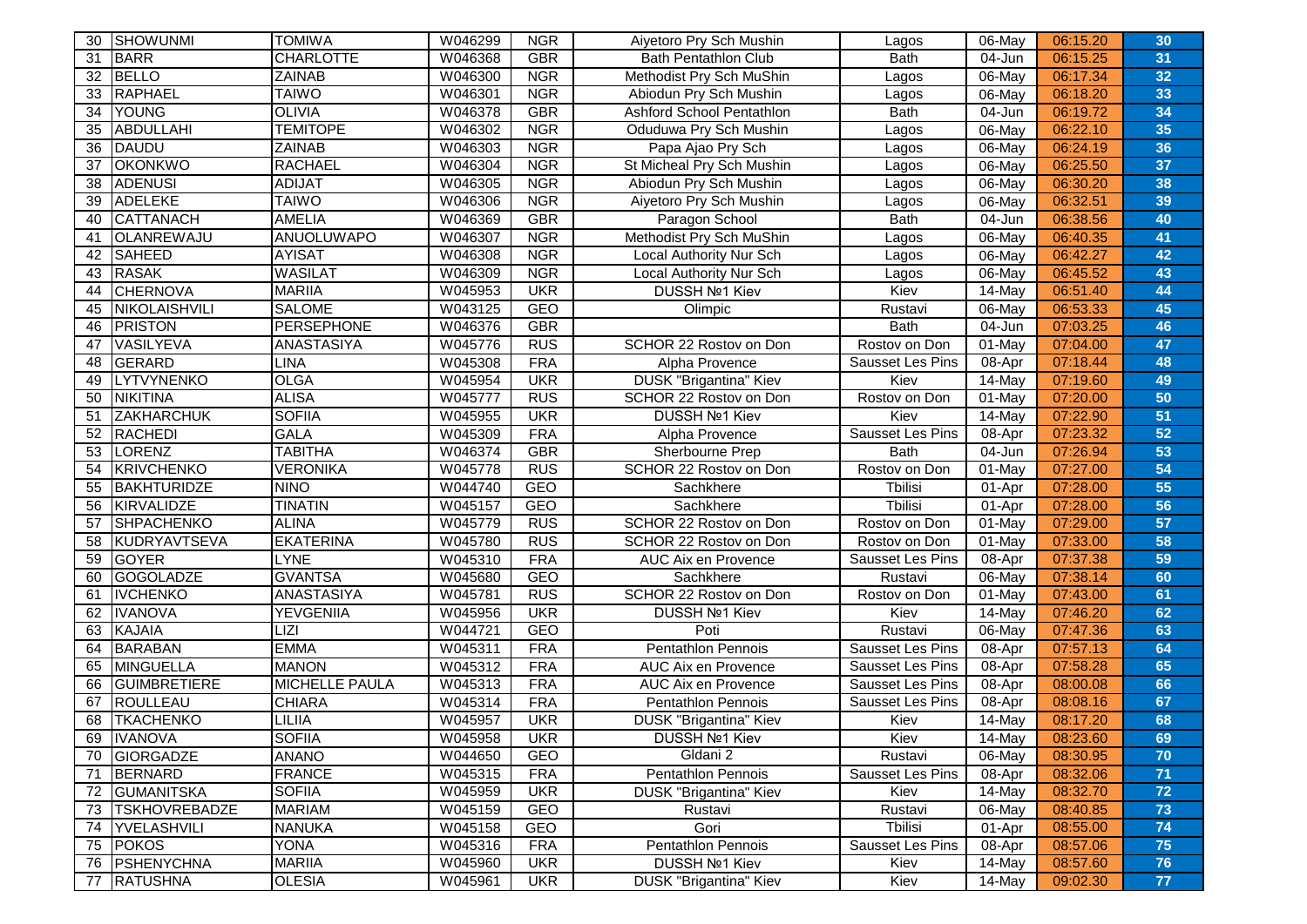| 30 | SHOWUNMI | TOMIWA | W046299 | NGR | Aiyetoro Pry Sch Mushin | Lagos | 06-May | 06:15.20 | 30 |
|---|---|---|---|---|---|---|---|---|---|
| 31 | BARR | CHARLOTTE | W046368 | GBR | Bath Pentathlon Club | Bath | 04-Jun | 06:15.25 | 31 |
| 32 | BELLO | ZAINAB | W046300 | NGR | Methodist Pry Sch MuShin | Lagos | 06-May | 06:17.34 | 32 |
| 33 | RAPHAEL | TAIWO | W046301 | NGR | Abiodun Pry Sch Mushin | Lagos | 06-May | 06:18.20 | 33 |
| 34 | YOUNG | OLIVIA | W046378 | GBR | Ashford School Pentathlon | Bath | 04-Jun | 06:19.72 | 34 |
| 35 | ABDULLAHI | TEMITOPE | W046302 | NGR | Oduduwa Pry Sch Mushin | Lagos | 06-May | 06:22.10 | 35 |
| 36 | DAUDU | ZAINAB | W046303 | NGR | Papa Ajao Pry Sch | Lagos | 06-May | 06:24.19 | 36 |
| 37 | OKONKWO | RACHAEL | W046304 | NGR | St Micheal Pry Sch Mushin | Lagos | 06-May | 06:25.50 | 37 |
| 38 | ADENUSI | ADIJAT | W046305 | NGR | Abiodun Pry Sch Mushin | Lagos | 06-May | 06:30.20 | 38 |
| 39 | ADELEKE | TAIWO | W046306 | NGR | Aiyetoro Pry Sch Mushin | Lagos | 06-May | 06:32.51 | 39 |
| 40 | CATTANACH | AMELIA | W046369 | GBR | Paragon School | Bath | 04-Jun | 06:38.56 | 40 |
| 41 | OLANREWAJU | ANUOLUWAPO | W046307 | NGR | Methodist Pry Sch MuShin | Lagos | 06-May | 06:40.35 | 41 |
| 42 | SAHEED | AYISAT | W046308 | NGR | Local Authority Nur Sch | Lagos | 06-May | 06:42.27 | 42 |
| 43 | RASAK | WASILAT | W046309 | NGR | Local Authority Nur Sch | Lagos | 06-May | 06:45.52 | 43 |
| 44 | CHERNOVA | MARIIA | W045953 | UKR | DUSSH №1 Kiev | Kiev | 14-May | 06:51.40 | 44 |
| 45 | NIKOLAISHVILI | SALOME | W043125 | GEO | Olimpic | Rustavi | 06-May | 06:53.33 | 45 |
| 46 | PRISTON | PERSEPHONE | W046376 | GBR | | Bath | 04-Jun | 07:03.25 | 46 |
| 47 | VASILYEVA | ANASTASIYA | W045776 | RUS | SCHOR 22 Rostov on Don | Rostov on Don | 01-May | 07:04.00 | 47 |
| 48 | GERARD | LINA | W045308 | FRA | Alpha Provence | Sausset Les Pins | 08-Apr | 07:18.44 | 48 |
| 49 | LYTVYNENKO | OLGA | W045954 | UKR | DUSK "Brigantina" Kiev | Kiev | 14-May | 07:19.60 | 49 |
| 50 | NIKITINA | ALISA | W045777 | RUS | SCHOR 22 Rostov on Don | Rostov on Don | 01-May | 07:20.00 | 50 |
| 51 | ZAKHARCHUK | SOFIIA | W045955 | UKR | DUSSH №1 Kiev | Kiev | 14-May | 07:22.90 | 51 |
| 52 | RACHEDI | GALA | W045309 | FRA | Alpha Provence | Sausset Les Pins | 08-Apr | 07:23.32 | 52 |
| 53 | LORENZ | TABITHA | W046374 | GBR | Sherbourne Prep | Bath | 04-Jun | 07:26.94 | 53 |
| 54 | KRIVCHENKO | VERONIKA | W045778 | RUS | SCHOR 22 Rostov on Don | Rostov on Don | 01-May | 07:27.00 | 54 |
| 55 | BAKHTURIDZE | NINO | W044740 | GEO | Sachkhere | Tbilisi | 01-Apr | 07:28.00 | 55 |
| 56 | KIRVALIDZE | TINATIN | W045157 | GEO | Sachkhere | Tbilisi | 01-Apr | 07:28.00 | 56 |
| 57 | SHPACHENKO | ALINA | W045779 | RUS | SCHOR 22 Rostov on Don | Rostov on Don | 01-May | 07:29.00 | 57 |
| 58 | KUDRYAVTSEVA | EKATERINA | W045780 | RUS | SCHOR 22 Rostov on Don | Rostov on Don | 01-May | 07:33.00 | 58 |
| 59 | GOYER | LYNE | W045310 | FRA | AUC Aix en Provence | Sausset Les Pins | 08-Apr | 07:37.38 | 59 |
| 60 | GOGOLADZE | GVANTSA | W045680 | GEO | Sachkhere | Rustavi | 06-May | 07:38.14 | 60 |
| 61 | IVCHENKO | ANASTASIYA | W045781 | RUS | SCHOR 22 Rostov on Don | Rostov on Don | 01-May | 07:43.00 | 61 |
| 62 | IVANOVA | YEVGENIIA | W045956 | UKR | DUSSH №1 Kiev | Kiev | 14-May | 07:46.20 | 62 |
| 63 | KAJAIA | LIZI | W044721 | GEO | Poti | Rustavi | 06-May | 07:47.36 | 63 |
| 64 | BARABAN | EMMA | W045311 | FRA | Pentathlon Pennois | Sausset Les Pins | 08-Apr | 07:57.13 | 64 |
| 65 | MINGUELLA | MANON | W045312 | FRA | AUC Aix en Provence | Sausset Les Pins | 08-Apr | 07:58.28 | 65 |
| 66 | GUIMBRETIERE | MICHELLE PAULA | W045313 | FRA | AUC Aix en Provence | Sausset Les Pins | 08-Apr | 08:00.08 | 66 |
| 67 | ROULLEAU | CHIARA | W045314 | FRA | Pentathlon Pennois | Sausset Les Pins | 08-Apr | 08:08.16 | 67 |
| 68 | TKACHENKO | LILIIA | W045957 | UKR | DUSK "Brigantina" Kiev | Kiev | 14-May | 08:17.20 | 68 |
| 69 | IVANOVA | SOFIIA | W045958 | UKR | DUSSH №1 Kiev | Kiev | 14-May | 08:23.60 | 69 |
| 70 | GIORGADZE | ANANO | W044650 | GEO | Gldani 2 | Rustavi | 06-May | 08:30.95 | 70 |
| 71 | BERNARD | FRANCE | W045315 | FRA | Pentathlon Pennois | Sausset Les Pins | 08-Apr | 08:32.06 | 71 |
| 72 | GUMANITSKA | SOFIIA | W045959 | UKR | DUSK "Brigantina" Kiev | Kiev | 14-May | 08:32.70 | 72 |
| 73 | TSKHOVREBADZE | MARIAM | W045159 | GEO | Rustavi | Rustavi | 06-May | 08:40.85 | 73 |
| 74 | YVELASHVILI | NANUKA | W045158 | GEO | Gori | Tbilisi | 01-Apr | 08:55.00 | 74 |
| 75 | POKOS | YONA | W045316 | FRA | Pentathlon Pennois | Sausset Les Pins | 08-Apr | 08:57.06 | 75 |
| 76 | PSHENYCHNA | MARIIA | W045960 | UKR | DUSSH №1 Kiev | Kiev | 14-May | 08:57.60 | 76 |
| 77 | RATUSHNA | OLESIA | W045961 | UKR | DUSK "Brigantina" Kiev | Kiev | 14-May | 09:02.30 | 77 |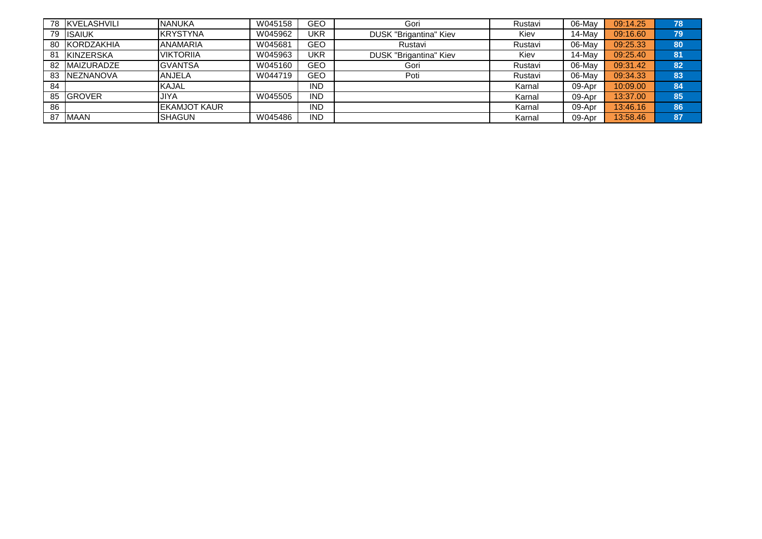| | | | | | | | | | |
|---|---|---|---|---|---|---|---|---|---|
| 78 | KVELASHVILI | NANUKA | W045158 | GEO | Gori | Rustavi | 06-May | 09:14.25 | 78 |
| 79 | ISAIUK | KRYSTYNA | W045962 | UKR | DUSK "Brigantina" Kiev | Kiev | 14-May | 09:16.60 | 79 |
| 80 | KORDZAKHIA | ANAMARIA | W045681 | GEO | Rustavi | Rustavi | 06-May | 09:25.33 | 80 |
| 81 | KINZERSKA | VIKTORIIA | W045963 | UKR | DUSK "Brigantina" Kiev | Kiev | 14-May | 09:25.40 | 81 |
| 82 | MAIZURADZE | GVANTSA | W045160 | GEO | Gori | Rustavi | 06-May | 09:31.42 | 82 |
| 83 | NEZNANOVA | ANJELA | W044719 | GEO | Poti | Rustavi | 06-May | 09:34.33 | 83 |
| 84 | | KAJAL | | IND | | Karnal | 09-Apr | 10:09.00 | 84 |
| 85 | GROVER | JIYA | W045505 | IND | | Karnal | 09-Apr | 13:37.00 | 85 |
| 86 | | EKAMJOT KAUR | | IND | | Karnal | 09-Apr | 13:46.16 | 86 |
| 87 | MAAN | SHAGUN | W045486 | IND | | Karnal | 09-Apr | 13:58.46 | 87 |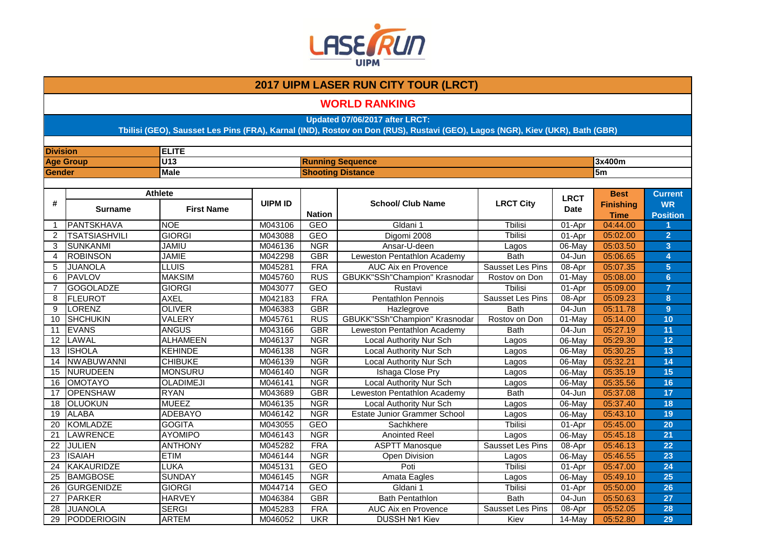# 2017 UIPM LASER RUN CITY TOUR (LRCT)

## WORLD RANKING

**Updated 07/06/2017 after LRCT:**
**Tbilisi (GEO), Sausset Les Pins (FRA), Karnal (IND), Rostov on Don (RUS), Rustavi (GEO), Lagos (NGR), Kiev (UKR), Bath (GBR)**

| | | | |
|---|---|---|---|
| **Division** | **ELITE** | | |
| **Age Group** | **U13** | **Running Sequence** | **3x400m** |
| **Gender** | **Male** | **Shooting Distance** | **5m** |

| # | Athlete | | UIPM ID | Nation | School/ Club Name | LRCT City | LRCT Date | Best Finishing Time | Current WR Position |
|---|---|---|---|---|---|---|---|---|---|
| | Surname | First Name | | | | | | | |
| 1 | PANTSKHAVA | NOE | M043106 | GEO | Gldani 1 | Tbilisi | 01-Apr | 04:44.00 | 1 |
| 2 | TSATSIASHVILI | GIORGI | M043088 | GEO | Digomi 2008 | Tbilisi | 01-Apr | 05:02.00 | 2 |
| 3 | SUNKANMI | JAMIU | M046136 | NGR | Ansar-U-deen | Lagos | 06-May | 05:03.50 | 3 |
| 4 | ROBINSON | JAMIE | M042298 | GBR | Leweston Pentathlon Academy | Bath | 04-Jun | 05:06.65 | 4 |
| 5 | JUANOLA | LLUIS | M045281 | FRA | AUC Aix en Provence | Sausset Les Pins | 08-Apr | 05:07.35 | 5 |
| 6 | PAVLOV | MAKSIM | M045760 | RUS | GBUKK"SSh"Champion" Krasnodar | Rostov on Don | 01-May | 05:08.00 | 6 |
| 7 | GOGOLADZE | GIORGI | M043077 | GEO | Rustavi | Tbilisi | 01-Apr | 05:09.00 | 7 |
| 8 | FLEUROT | AXEL | M042183 | FRA | Pentathlon Pennois | Sausset Les Pins | 08-Apr | 05:09.23 | 8 |
| 9 | LORENZ | OLIVER | M046383 | GBR | Hazlegrove | Bath | 04-Jun | 05:11.78 | 9 |
| 10 | SHCHUKIN | VALERY | M045761 | RUS | GBUKK"SSh"Champion" Krasnodar | Rostov on Don | 01-May | 05:14.00 | 10 |
| 11 | EVANS | ANGUS | M043166 | GBR | Leweston Pentathlon Academy | Bath | 04-Jun | 05:27.19 | 11 |
| 12 | LAWAL | ALHAMEEN | M046137 | NGR | Local Authority Nur Sch | Lagos | 06-May | 05:29.30 | 12 |
| 13 | ISHOLA | KEHINDE | M046138 | NGR | Local Authority Nur Sch | Lagos | 06-May | 05:30.25 | 13 |
| 14 | NWABUWANNI | CHIBUKE | M046139 | NGR | Local Authority Nur Sch | Lagos | 06-May | 05:32.21 | 14 |
| 15 | NURUDEEN | MONSURU | M046140 | NGR | Ishaga Close Pry | Lagos | 06-May | 05:35.19 | 15 |
| 16 | OMOTAYO | OLADIMEJI | M046141 | NGR | Local Authority Nur Sch | Lagos | 06-May | 05:35.56 | 16 |
| 17 | OPENSHAW | RYAN | M043689 | GBR | Leweston Pentathlon Academy | Bath | 04-Jun | 05:37.08 | 17 |
| 18 | OLUOKUN | MUEEZ | M046135 | NGR | Local Authority Nur Sch | Lagos | 06-May | 05:37.40 | 18 |
| 19 | ALABA | ADEBAYO | M046142 | NGR | Estate Junior Grammer School | Lagos | 06-May | 05:43.10 | 19 |
| 20 | KOMLADZE | GOGITA | M043055 | GEO | Sachkhere | Tbilisi | 01-Apr | 05:45.00 | 20 |
| 21 | LAWRENCE | AYOMIPO | M046143 | NGR | Anointed Reel | Lagos | 06-May | 05:45.18 | 21 |
| 22 | JULIEN | ANTHONY | M045282 | FRA | ASPTT Manosque | Sausset Les Pins | 08-Apr | 05:46.13 | 22 |
| 23 | ISAIAH | ETIM | M046144 | NGR | Open Division | Lagos | 06-May | 05:46.55 | 23 |
| 24 | KAKAURIDZE | LUKA | M045131 | GEO | Poti | Tbilisi | 01-Apr | 05:47.00 | 24 |
| 25 | BAMGBOSE | SUNDAY | M046145 | NGR | Amata Eagles | Lagos | 06-May | 05:49.10 | 25 |
| 26 | GURGENIDZE | GIORGI | M044714 | GEO | Gldani 1 | Tbilisi | 01-Apr | 05:50.00 | 26 |
| 27 | PARKER | HARVEY | M046384 | GBR | Bath Pentathlon | Bath | 04-Jun | 05:50.63 | 27 |
| 28 | JUANOLA | SERGI | M045283 | FRA | AUC Aix en Provence | Sausset Les Pins | 08-Apr | 05:52.05 | 28 |
| 29 | PODDERIOGIN | ARTEM | M046052 | UKR | DUSSH №1 Kiev | Kiev | 14-May | 05:52.80 | 29 |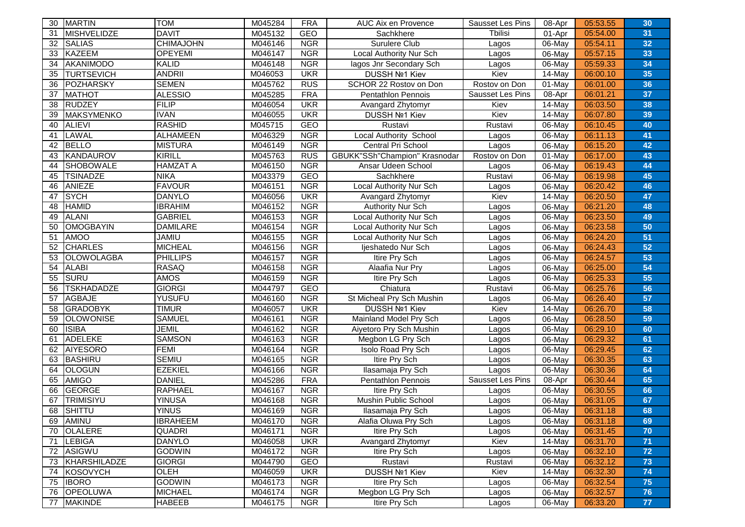| 30 | MARTIN | TOM | M045284 | FRA | AUC Aix en Provence | Sausset Les Pins | 08-Apr | 05:53.55 | 30 |
|---|---|---|---|---|---|---|---|---|---|
| 31 | MISHVELIDZE | DAVIT | M045132 | GEO | Sachkhere | Tbilisi | 01-Apr | 05:54.00 | 31 |
| 32 | SALIAS | CHIMAJOHN | M046146 | NGR | Surulere Club | Lagos | 06-May | 05:54.11 | 32 |
| 33 | KAZEEM | OPEYEMI | M046147 | NGR | Local Authority Nur Sch | Lagos | 06-May | 05:57.15 | 33 |
| 34 | AKANIMODO | KALID | M046148 | NGR | lagos Jnr Secondary Sch | Lagos | 06-May | 05:59.33 | 34 |
| 35 | TURTSEVICH | ANDRII | M046053 | UKR | DUSSH №1 Kiev | Kiev | 14-May | 06:00.10 | 35 |
| 36 | POZHARSKY | SEMEN | M045762 | RUS | SCHOR 22 Rostov on Don | Rostov on Don | 01-May | 06:01.00 | 36 |
| 37 | MATHOT | ALESSIO | M045285 | FRA | Pentathlon Pennois | Sausset Les Pins | 08-Apr | 06:01.21 | 37 |
| 38 | RUDZEY | FILIP | M046054 | UKR | Avangard Zhytomyr | Kiev | 14-May | 06:03.50 | 38 |
| 39 | MAKSYMENKO | IVAN | M046055 | UKR | DUSSH №1 Kiev | Kiev | 14-May | 06:07.80 | 39 |
| 40 | ALIEVI | RASHID | M045715 | GEO | Rustavi | Rustavi | 06-May | 06:10.45 | 40 |
| 41 | LAWAL | ALHAMEEN | M046329 | NGR | Local Authority School | Lagos | 06-May | 06:11.13 | 41 |
| 42 | BELLO | MISTURA | M046149 | NGR | Central Pri School | Lagos | 06-May | 06:15.20 | 42 |
| 43 | KANDAUROV | KIRILL | M045763 | RUS | GBUKK"SSh"Champion" Krasnodar | Rostov on Don | 01-May | 06:17.00 | 43 |
| 44 | SHOBOWALE | HAMZAT A | M046150 | NGR | Ansar Udeen School | Lagos | 06-May | 06:19.43 | 44 |
| 45 | TSINADZE | NIKA | M043379 | GEO | Sachkhere | Rustavi | 06-May | 06:19.98 | 45 |
| 46 | ANIEZE | FAVOUR | M046151 | NGR | Local Authority Nur Sch | Lagos | 06-May | 06:20.42 | 46 |
| 47 | SYCH | DANYLO | M046056 | UKR | Avangard Zhytomyr | Kiev | 14-May | 06:20.50 | 47 |
| 48 | HAMID | IBRAHIM | M046152 | NGR | Authority Nur Sch | Lagos | 06-May | 06:21.20 | 48 |
| 49 | ALANI | GABRIEL | M046153 | NGR | Local Authority Nur Sch | Lagos | 06-May | 06:23.50 | 49 |
| 50 | OMOGBAYIN | DAMILARE | M046154 | NGR | Local Authority Nur Sch | Lagos | 06-May | 06:23.58 | 50 |
| 51 | AMOO | JAMIU | M046155 | NGR | Local Authority Nur Sch | Lagos | 06-May | 06:24.20 | 51 |
| 52 | CHARLES | MICHEAL | M046156 | NGR | Ijeshatedo Nur Sch | Lagos | 06-May | 06:24.43 | 52 |
| 53 | OLOWOLAGBA | PHILLIPS | M046157 | NGR | Itire Pry Sch | Lagos | 06-May | 06:24.57 | 53 |
| 54 | ALABI | RASAQ | M046158 | NGR | Alaafia Nur Pry | Lagos | 06-May | 06:25.00 | 54 |
| 55 | SURU | AMOS | M046159 | NGR | Itire Pry Sch | Lagos | 06-May | 06:25.33 | 55 |
| 56 | TSKHADADZE | GIORGI | M044797 | GEO | Chiatura | Rustavi | 06-May | 06:25.76 | 56 |
| 57 | AGBAJE | YUSUFU | M046160 | NGR | St Micheal Pry Sch Mushin | Lagos | 06-May | 06:26.40 | 57 |
| 58 | GRADOBYK | TIMUR | M046057 | UKR | DUSSH №1 Kiev | Kiev | 14-May | 06:26.70 | 58 |
| 59 | OLOWONISE | SAMUEL | M046161 | NGR | Mainland Model Pry Sch | Lagos | 06-May | 06:28.50 | 59 |
| 60 | ISIBA | JEMIL | M046162 | NGR | Aiyetoro Pry Sch Mushin | Lagos | 06-May | 06:29.10 | 60 |
| 61 | ADELEKE | SAMSON | M046163 | NGR | Megbon LG Pry Sch | Lagos | 06-May | 06:29.32 | 61 |
| 62 | AIYESORO | FEMI | M046164 | NGR | Isolo Road Pry Sch | Lagos | 06-May | 06:29.45 | 62 |
| 63 | BASHIRU | SEMIU | M046165 | NGR | Itire Pry Sch | Lagos | 06-May | 06:30.35 | 63 |
| 64 | OLOGUN | EZEKIEL | M046166 | NGR | Ilasamaja Pry Sch | Lagos | 06-May | 06:30.36 | 64 |
| 65 | AMIGO | DANIEL | M045286 | FRA | Pentathlon Pennois | Sausset Les Pins | 08-Apr | 06:30.44 | 65 |
| 66 | GEORGE | RAPHAEL | M046167 | NGR | Itire Pry Sch | Lagos | 06-May | 06:30.55 | 66 |
| 67 | TRIMISIYU | YINUSA | M046168 | NGR | Mushin Public School | Lagos | 06-May | 06:31.05 | 67 |
| 68 | SHITTU | YINUS | M046169 | NGR | Ilasamaja Pry Sch | Lagos | 06-May | 06:31.18 | 68 |
| 69 | AMINU | IBRAHEEM | M046170 | NGR | Alafia Oluwa Pry Sch | Lagos | 06-May | 06:31.18 | 69 |
| 70 | OLALERE | QUADRI | M046171 | NGR | Itire Pry Sch | Lagos | 06-May | 06:31.45 | 70 |
| 71 | LEBIGA | DANYLO | M046058 | UKR | Avangard Zhytomyr | Kiev | 14-May | 06:31.70 | 71 |
| 72 | ASIGWU | GODWIN | M046172 | NGR | Itire Pry Sch | Lagos | 06-May | 06:32.10 | 72 |
| 73 | KHARSHILADZE | GIORGI | M044790 | GEO | Rustavi | Rustavi | 06-May | 06:32.12 | 73 |
| 74 | KOSOVYCH | OLEH | M046059 | UKR | DUSSH №1 Kiev | Kiev | 14-May | 06:32.30 | 74 |
| 75 | IBORO | GODWIN | M046173 | NGR | Itire Pry Sch | Lagos | 06-May | 06:32.54 | 75 |
| 76 | OPEOLUWA | MICHAEL | M046174 | NGR | Megbon LG Pry Sch | Lagos | 06-May | 06:32.57 | 76 |
| 77 | MAKINDE | HABEEB | M046175 | NGR | Itire Pry Sch | Lagos | 06-May | 06:33.20 | 77 |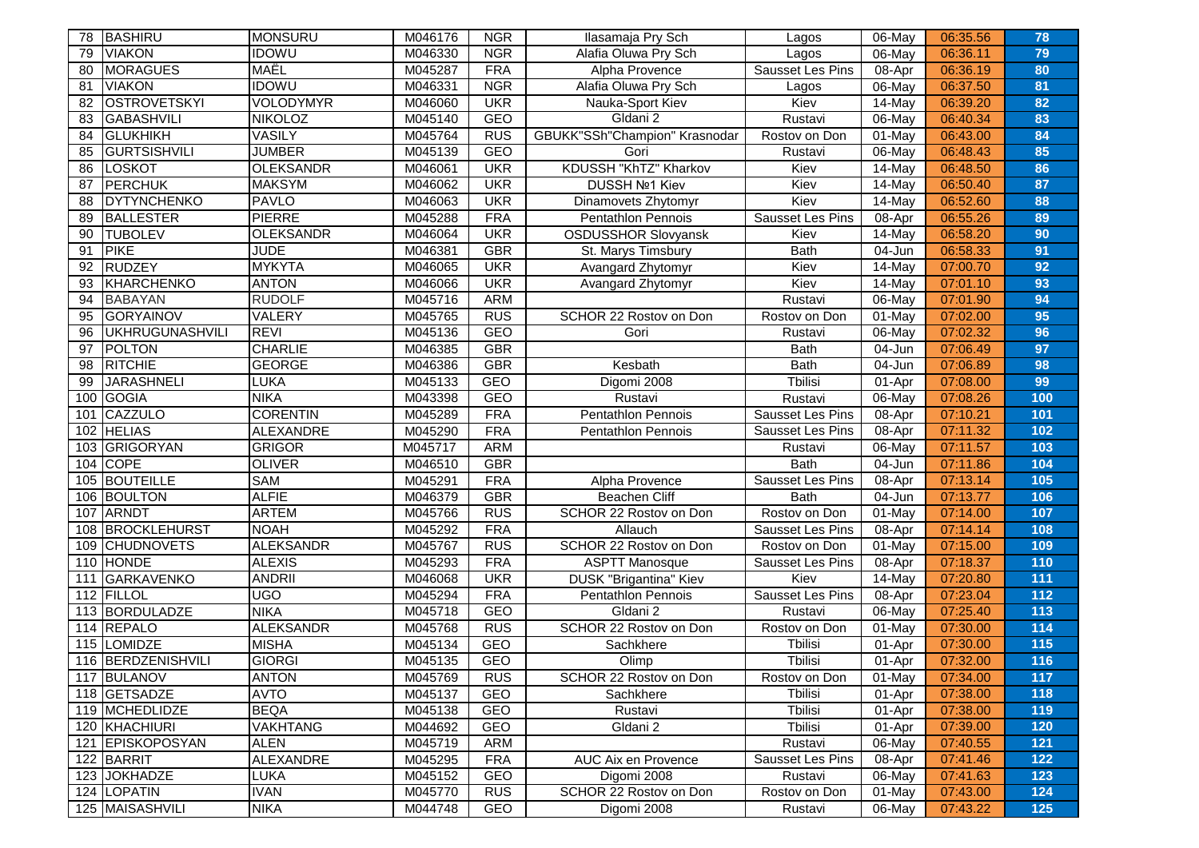| 78 | BASHIRU | MONSURU | M046176 | NGR | Ilasamaja Pry Sch | Lagos | 06-May | 06:35.56 | 78 |
|---|---|---|---|---|---|---|---|---|---|
| 79 | VIAKON | IDOWU | M046330 | NGR | Alafia Oluwa Pry Sch | Lagos | 06-May | 06:36.11 | 79 |
| 80 | MORAGUES | MAËL | M045287 | FRA | Alpha Provence | Sausset Les Pins | 08-Apr | 06:36.19 | 80 |
| 81 | VIAKON | IDOWU | M046331 | NGR | Alafia Oluwa Pry Sch | Lagos | 06-May | 06:37.50 | 81 |
| 82 | OSTROVETSKYI | VOLODYMYR | M046060 | UKR | Nauka-Sport Kiev | Kiev | 14-May | 06:39.20 | 82 |
| 83 | GABASHVILI | NIKOLOZ | M045140 | GEO | Gldani 2 | Rustavi | 06-May | 06:40.34 | 83 |
| 84 | GLUKHIKH | VASILY | M045764 | RUS | GBUKK"SSh"Champion" Krasnodar | Rostov on Don | 01-May | 06:43.00 | 84 |
| 85 | GURTSISHVILI | JUMBER | M045139 | GEO | Gori | Rustavi | 06-May | 06:48.43 | 85 |
| 86 | LOSKOT | OLEKSANDR | M046061 | UKR | KDUSSH "KhTZ" Kharkov | Kiev | 14-May | 06:48.50 | 86 |
| 87 | PERCHUK | MAKSYM | M046062 | UKR | DUSSH №1 Kiev | Kiev | 14-May | 06:50.40 | 87 |
| 88 | DYTYNCHENKO | PAVLO | M046063 | UKR | Dinamovets Zhytomyr | Kiev | 14-May | 06:52.60 | 88 |
| 89 | BALLESTER | PIERRE | M045288 | FRA | Pentathlon Pennois | Sausset Les Pins | 08-Apr | 06:55.26 | 89 |
| 90 | TUBOLEV | OLEKSANDR | M046064 | UKR | OSDUSSHOR Slovyansk | Kiev | 14-May | 06:58.20 | 90 |
| 91 | PIKE | JUDE | M046381 | GBR | St. Marys Timsbury | Bath | 04-Jun | 06:58.33 | 91 |
| 92 | RUDZEY | MYKYTA | M046065 | UKR | Avangard Zhytomyr | Kiev | 14-May | 07:00.70 | 92 |
| 93 | KHARCHENKO | ANTON | M046066 | UKR | Avangard Zhytomyr | Kiev | 14-May | 07:01.10 | 93 |
| 94 | BABAYAN | RUDOLF | M045716 | ARM | | Rustavi | 06-May | 07:01.90 | 94 |
| 95 | GORYAINOV | VALERY | M045765 | RUS | SCHOR 22 Rostov on Don | Rostov on Don | 01-May | 07:02.00 | 95 |
| 96 | UKHRUGUNASHVILI | REVI | M045136 | GEO | Gori | Rustavi | 06-May | 07:02.32 | 96 |
| 97 | POLTON | CHARLIE | M046385 | GBR | | Bath | 04-Jun | 07:06.49 | 97 |
| 98 | RITCHIE | GEORGE | M046386 | GBR | Kesbath | Bath | 04-Jun | 07:06.89 | 98 |
| 99 | JARASHNELI | LUKA | M045133 | GEO | Digomi 2008 | Tbilisi | 01-Apr | 07:08.00 | 99 |
| 100 | GOGIA | NIKA | M043398 | GEO | Rustavi | Rustavi | 06-May | 07:08.26 | 100 |
| 101 | CAZZULO | CORENTIN | M045289 | FRA | Pentathlon Pennois | Sausset Les Pins | 08-Apr | 07:10.21 | 101 |
| 102 | HELIAS | ALEXANDRE | M045290 | FRA | Pentathlon Pennois | Sausset Les Pins | 08-Apr | 07:11.32 | 102 |
| 103 | GRIGORYAN | GRIGOR | M045717 | ARM | | Rustavi | 06-May | 07:11.57 | 103 |
| 104 | COPE | OLIVER | M046510 | GBR | | Bath | 04-Jun | 07:11.86 | 104 |
| 105 | BOUTEILLE | SAM | M045291 | FRA | Alpha Provence | Sausset Les Pins | 08-Apr | 07:13.14 | 105 |
| 106 | BOULTON | ALFIE | M046379 | GBR | Beachen Cliff | Bath | 04-Jun | 07:13.77 | 106 |
| 107 | ARNDT | ARTEM | M045766 | RUS | SCHOR 22 Rostov on Don | Rostov on Don | 01-May | 07:14.00 | 107 |
| 108 | BROCKLEHURST | NOAH | M045292 | FRA | Allauch | Sausset Les Pins | 08-Apr | 07:14.14 | 108 |
| 109 | CHUDNOVETS | ALEKSANDR | M045767 | RUS | SCHOR 22 Rostov on Don | Rostov on Don | 01-May | 07:15.00 | 109 |
| 110 | HONDE | ALEXIS | M045293 | FRA | ASPTT Manosque | Sausset Les Pins | 08-Apr | 07:18.37 | 110 |
| 111 | GARKAVENKO | ANDRII | M046068 | UKR | DUSK "Brigantina" Kiev | Kiev | 14-May | 07:20.80 | 111 |
| 112 | FILLOL | UGO | M045294 | FRA | Pentathlon Pennois | Sausset Les Pins | 08-Apr | 07:23.04 | 112 |
| 113 | BORDULADZE | NIKA | M045718 | GEO | Gldani 2 | Rustavi | 06-May | 07:25.40 | 113 |
| 114 | REPALO | ALEKSANDR | M045768 | RUS | SCHOR 22 Rostov on Don | Rostov on Don | 01-May | 07:30.00 | 114 |
| 115 | LOMIDZE | MISHA | M045134 | GEO | Sachkhere | Tbilisi | 01-Apr | 07:30.00 | 115 |
| 116 | BERDZENISHVILI | GIORGI | M045135 | GEO | Olimp | Tbilisi | 01-Apr | 07:32.00 | 116 |
| 117 | BULANOV | ANTON | M045769 | RUS | SCHOR 22 Rostov on Don | Rostov on Don | 01-May | 07:34.00 | 117 |
| 118 | GETSADZE | AVTO | M045137 | GEO | Sachkhere | Tbilisi | 01-Apr | 07:38.00 | 118 |
| 119 | MCHEDLIDZE | BEQA | M045138 | GEO | Rustavi | Tbilisi | 01-Apr | 07:38.00 | 119 |
| 120 | KHACHIURI | VAKHTANG | M044692 | GEO | Gldani 2 | Tbilisi | 01-Apr | 07:39.00 | 120 |
| 121 | EPISKOPOSYAN | ALEN | M045719 | ARM | | Rustavi | 06-May | 07:40.55 | 121 |
| 122 | BARRIT | ALEXANDRE | M045295 | FRA | AUC Aix en Provence | Sausset Les Pins | 08-Apr | 07:41.46 | 122 |
| 123 | JOKHADZE | LUKA | M045152 | GEO | Digomi 2008 | Rustavi | 06-May | 07:41.63 | 123 |
| 124 | LOPATIN | IVAN | M045770 | RUS | SCHOR 22 Rostov on Don | Rostov on Don | 01-May | 07:43.00 | 124 |
| 125 | MAISASHVILI | NIKA | M044748 | GEO | Digomi 2008 | Rustavi | 06-May | 07:43.22 | 125 |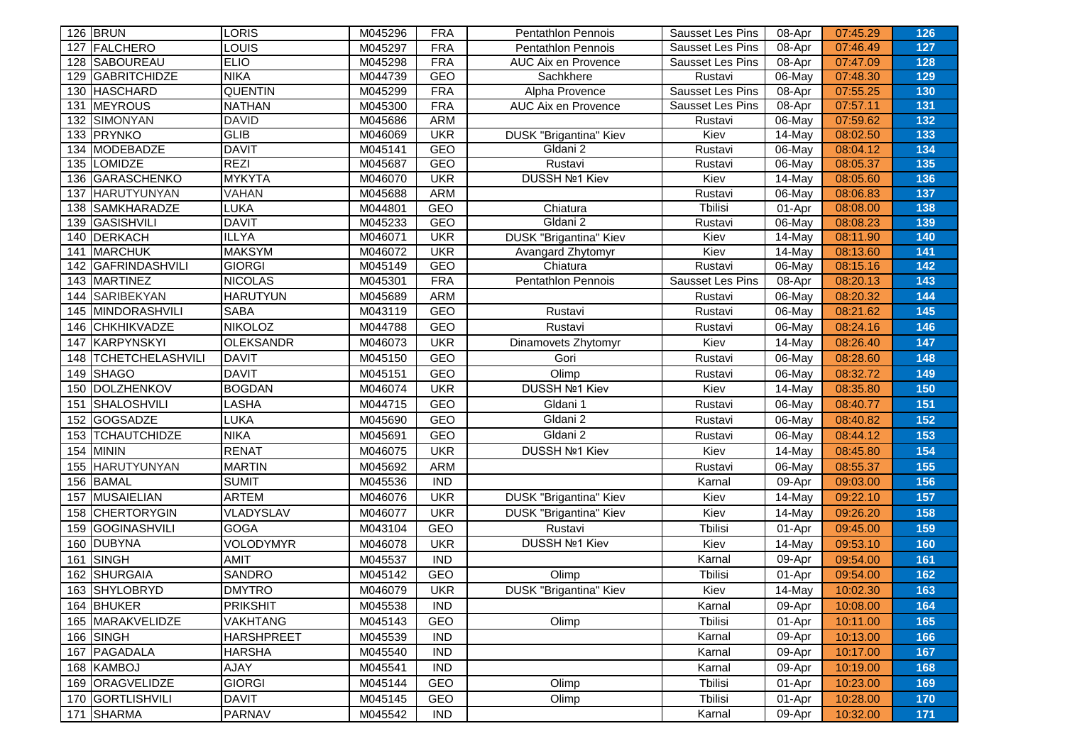| | | | | | | | | | |
|---|---|---|---|---|---|---|---|---|---|
| 126 | BRUN | LORIS | M045296 | FRA | Pentathlon Pennois | Sausset Les Pins | 08-Apr | 07:45.29 | 126 |
| 127 | FALCHERO | LOUIS | M045297 | FRA | Pentathlon Pennois | Sausset Les Pins | 08-Apr | 07:46.49 | 127 |
| 128 | SABOUREAU | ELIO | M045298 | FRA | AUC Aix en Provence | Sausset Les Pins | 08-Apr | 07:47.09 | 128 |
| 129 | GABRITCHIDZE | NIKA | M044739 | GEO | Sachkhere | Rustavi | 06-May | 07:48.30 | 129 |
| 130 | HASCHARD | QUENTIN | M045299 | FRA | Alpha Provence | Sausset Les Pins | 08-Apr | 07:55.25 | 130 |
| 131 | MEYROUS | NATHAN | M045300 | FRA | AUC Aix en Provence | Sausset Les Pins | 08-Apr | 07:57.11 | 131 |
| 132 | SIMONYAN | DAVID | M045686 | ARM | | Rustavi | 06-May | 07:59.62 | 132 |
| 133 | PRYNKO | GLIB | M046069 | UKR | DUSK "Brigantina" Kiev | Kiev | 14-May | 08:02.50 | 133 |
| 134 | MODEBADZE | DAVIT | M045141 | GEO | Gldani 2 | Rustavi | 06-May | 08:04.12 | 134 |
| 135 | LOMIDZE | REZI | M045687 | GEO | Rustavi | Rustavi | 06-May | 08:05.37 | 135 |
| 136 | GARASCHENKO | MYKYTA | M046070 | UKR | DUSSH №1 Kiev | Kiev | 14-May | 08:05.60 | 136 |
| 137 | HARUTYUNYAN | VAHAN | M045688 | ARM | | Rustavi | 06-May | 08:06.83 | 137 |
| 138 | SAMKHARADZE | LUKA | M044801 | GEO | Chiatura | Tbilisi | 01-Apr | 08:08.00 | 138 |
| 139 | GASISHVILI | DAVIT | M045233 | GEO | Gldani 2 | Rustavi | 06-May | 08:08.23 | 139 |
| 140 | DERKACH | ILLYA | M046071 | UKR | DUSK "Brigantina" Kiev | Kiev | 14-May | 08:11.90 | 140 |
| 141 | MARCHUK | MAKSYM | M046072 | UKR | Avangard Zhytomyr | Kiev | 14-May | 08:13.60 | 141 |
| 142 | GAFRINDASHVILI | GIORGI | M045149 | GEO | Chiatura | Rustavi | 06-May | 08:15.16 | 142 |
| 143 | MARTINEZ | NICOLAS | M045301 | FRA | Pentathlon Pennois | Sausset Les Pins | 08-Apr | 08:20.13 | 143 |
| 144 | SARIBEKYAN | HARUTYUN | M045689 | ARM | | Rustavi | 06-May | 08:20.32 | 144 |
| 145 | MINDORASHVILI | SABA | M043119 | GEO | Rustavi | Rustavi | 06-May | 08:21.62 | 145 |
| 146 | CHKHIKVADZE | NIKOLOZ | M044788 | GEO | Rustavi | Rustavi | 06-May | 08:24.16 | 146 |
| 147 | KARPYNSKYI | OLEKSANDR | M046073 | UKR | Dinamovets Zhytomyr | Kiev | 14-May | 08:26.40 | 147 |
| 148 | TCHETCHELASHVILI | DAVIT | M045150 | GEO | Gori | Rustavi | 06-May | 08:28.60 | 148 |
| 149 | SHAGO | DAVIT | M045151 | GEO | Olimp | Rustavi | 06-May | 08:32.72 | 149 |
| 150 | DOLZHENKOV | BOGDAN | M046074 | UKR | DUSSH №1 Kiev | Kiev | 14-May | 08:35.80 | 150 |
| 151 | SHALOSHVILI | LASHA | M044715 | GEO | Gldani 1 | Rustavi | 06-May | 08:40.77 | 151 |
| 152 | GOGSADZE | LUKA | M045690 | GEO | Gldani 2 | Rustavi | 06-May | 08:40.82 | 152 |
| 153 | TCHAUTCHIDZE | NIKA | M045691 | GEO | Gldani 2 | Rustavi | 06-May | 08:44.12 | 153 |
| 154 | MININ | RENAT | M046075 | UKR | DUSSH №1 Kiev | Kiev | 14-May | 08:45.80 | 154 |
| 155 | HARUTYUNYAN | MARTIN | M045692 | ARM | | Rustavi | 06-May | 08:55.37 | 155 |
| 156 | BAMAL | SUMIT | M045536 | IND | | Karnal | 09-Apr | 09:03.00 | 156 |
| 157 | MUSAIELIAN | ARTEM | M046076 | UKR | DUSK "Brigantina" Kiev | Kiev | 14-May | 09:22.10 | 157 |
| 158 | CHERTORYGIN | VLADYSLAV | M046077 | UKR | DUSK "Brigantina" Kiev | Kiev | 14-May | 09:26.20 | 158 |
| 159 | GOGINASHVILI | GOGA | M043104 | GEO | Rustavi | Tbilisi | 01-Apr | 09:45.00 | 159 |
| 160 | DUBYNA | VOLODYMYR | M046078 | UKR | DUSSH №1 Kiev | Kiev | 14-May | 09:53.10 | 160 |
| 161 | SINGH | AMIT | M045537 | IND | | Karnal | 09-Apr | 09:54.00 | 161 |
| 162 | SHURGAIA | SANDRO | M045142 | GEO | Olimp | Tbilisi | 01-Apr | 09:54.00 | 162 |
| 163 | SHYLOBRYD | DMYTRO | M046079 | UKR | DUSK "Brigantina" Kiev | Kiev | 14-May | 10:02.30 | 163 |
| 164 | BHUKER | PRIKSHIT | M045538 | IND | | Karnal | 09-Apr | 10:08.00 | 164 |
| 165 | MARAKVELIDZE | VAKHTANG | M045143 | GEO | Olimp | Tbilisi | 01-Apr | 10:11.00 | 165 |
| 166 | SINGH | HARSHPREET | M045539 | IND | | Karnal | 09-Apr | 10:13.00 | 166 |
| 167 | PAGADALA | HARSHA | M045540 | IND | | Karnal | 09-Apr | 10:17.00 | 167 |
| 168 | KAMBOJ | AJAY | M045541 | IND | | Karnal | 09-Apr | 10:19.00 | 168 |
| 169 | ORAGVELIDZE | GIORGI | M045144 | GEO | Olimp | Tbilisi | 01-Apr | 10:23.00 | 169 |
| 170 | GORTLISHVILI | DAVIT | M045145 | GEO | Olimp | Tbilisi | 01-Apr | 10:28.00 | 170 |
| 171 | SHARMA | PARNAV | M045542 | IND | | Karnal | 09-Apr | 10:32.00 | 171 |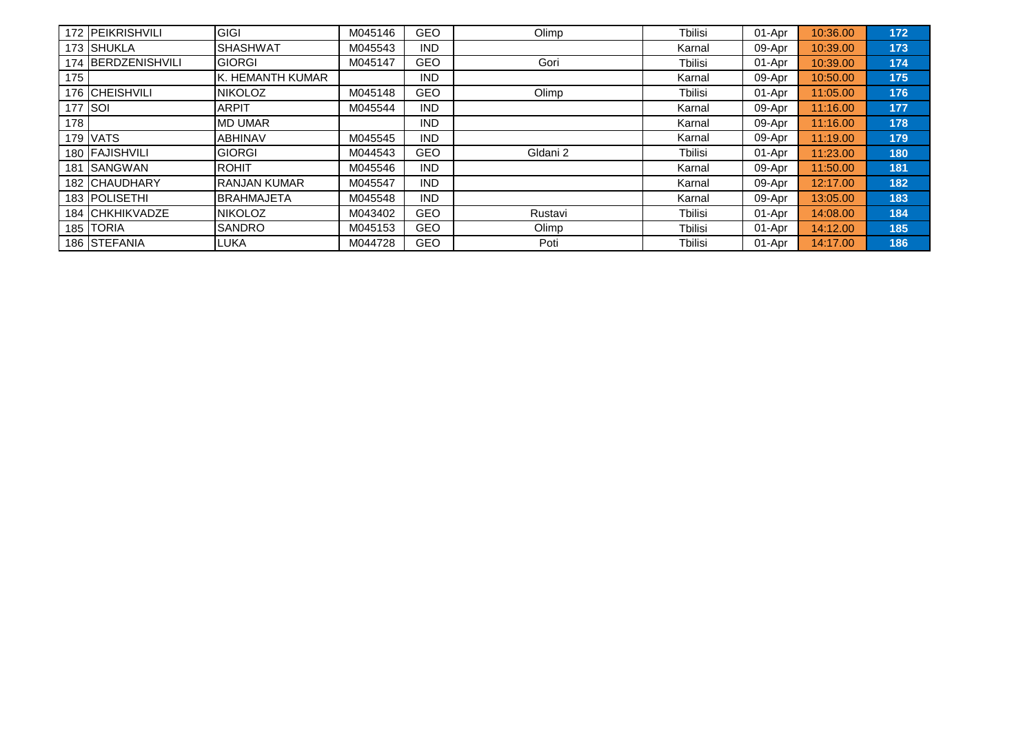| 172 | PEIKRISHVILI | GIGI | M045146 | GEO | Olimp | Tbilisi | 01-Apr | 10:36.00 | 172 |
|---|---|---|---|---|---|---|---|---|---|
| 173 | SHUKLA | SHASHWAT | M045543 | IND | | Karnal | 09-Apr | 10:39.00 | 173 |
| 174 | BERDZENISHVILI | GIORGI | M045147 | GEO | Gori | Tbilisi | 01-Apr | 10:39.00 | 174 |
| 175 | | K. HEMANTH KUMAR | | IND | | Karnal | 09-Apr | 10:50.00 | 175 |
| 176 | CHEISHVILI | NIKOLOZ | M045148 | GEO | Olimp | Tbilisi | 01-Apr | 11:05.00 | 176 |
| 177 | SOI | ARPIT | M045544 | IND | | Karnal | 09-Apr | 11:16.00 | 177 |
| 178 | | MD UMAR | | IND | | Karnal | 09-Apr | 11:16.00 | 178 |
| 179 | VATS | ABHINAV | M045545 | IND | | Karnal | 09-Apr | 11:19.00 | 179 |
| 180 | FAJISHVILI | GIORGI | M044543 | GEO | Gldani 2 | Tbilisi | 01-Apr | 11:23.00 | 180 |
| 181 | SANGWAN | ROHIT | M045546 | IND | | Karnal | 09-Apr | 11:50.00 | 181 |
| 182 | CHAUDHARY | RANJAN KUMAR | M045547 | IND | | Karnal | 09-Apr | 12:17.00 | 182 |
| 183 | POLISETHI | BRAHMAJETA | M045548 | IND | | Karnal | 09-Apr | 13:05.00 | 183 |
| 184 | CHKHIKVADZE | NIKOLOZ | M043402 | GEO | Rustavi | Tbilisi | 01-Apr | 14:08.00 | 184 |
| 185 | TORIA | SANDRO | M045153 | GEO | Olimp | Tbilisi | 01-Apr | 14:12.00 | 185 |
| 186 | STEFANIA | LUKA | M044728 | GEO | Poti | Tbilisi | 01-Apr | 14:17.00 | 186 |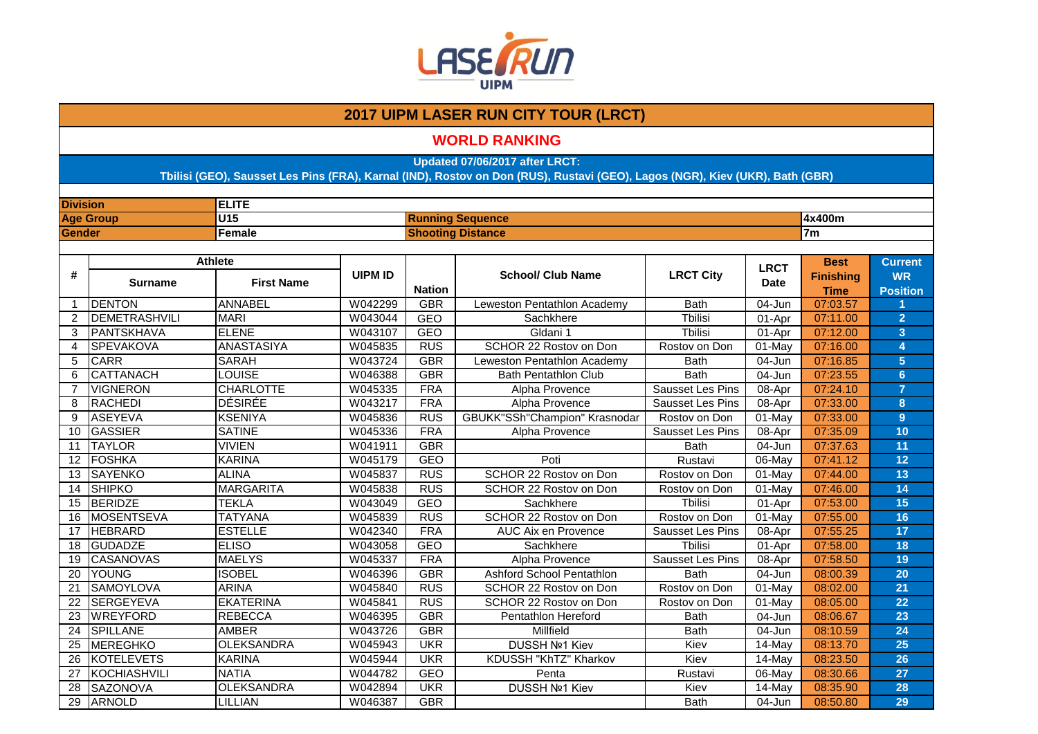# 2017 UIPM LASER RUN CITY TOUR (LRCT)

## WORLD RANKING

**Updated 07/06/2017 after LRCT:**
**Tbilisi (GEO), Sausset Les Pins (FRA), Karnal (IND), Rostov on Don (RUS), Rustavi (GEO), Lagos (NGR), Kiev (UKR), Bath (GBR)**

| | | | |
|---|---|---|---|
| **Division** | ELITE | | |
| **Age Group** | U15 | **Running Sequence** | 4x400m |
| **Gender** | Female | **Shooting Distance** | 7m |

| # | Athlete | | UIPM ID | Nation | School/ Club Name | LRCT City | LRCT Date | Best Finishing Time | Current WR Position |
|---|---|---|---|---|---|---|---|---|---|
| | Surname | First Name | | | | | | | |
| 1 | DENTON | ANNABEL | W042299 | GBR | Leweston Pentathlon Academy | Bath | 04-Jun | 07:03.57 | 1 |
| 2 | DEMETRASHVILI | MARI | W043044 | GEO | Sachkhere | Tbilisi | 01-Apr | 07:11.00 | 2 |
| 3 | PANTSKHAVA | ELENE | W043107 | GEO | Gldani 1 | Tbilisi | 01-Apr | 07:12.00 | 3 |
| 4 | SPEVAKOVA | ANASTASIYA | W045835 | RUS | SCHOR 22 Rostov on Don | Rostov on Don | 01-May | 07:16.00 | 4 |
| 5 | CARR | SARAH | W043724 | GBR | Leweston Pentathlon Academy | Bath | 04-Jun | 07:16.85 | 5 |
| 6 | CATTANACH | LOUISE | W046388 | GBR | Bath Pentathlon Club | Bath | 04-Jun | 07:23.55 | 6 |
| 7 | VIGNERON | CHARLOTTE | W045335 | FRA | Alpha Provence | Sausset Les Pins | 08-Apr | 07:24.10 | 7 |
| 8 | RACHEDI | DÉSIRÉE | W043217 | FRA | Alpha Provence | Sausset Les Pins | 08-Apr | 07:33.00 | 8 |
| 9 | ASEYEVA | KSENIYA | W045836 | RUS | GBUKK"SSh"Champion" Krasnodar | Rostov on Don | 01-May | 07:33.00 | 9 |
| 10 | GASSIER | SATINE | W045336 | FRA | Alpha Provence | Sausset Les Pins | 08-Apr | 07:35.09 | 10 |
| 11 | TAYLOR | VIVIEN | W041911 | GBR | | Bath | 04-Jun | 07:37.63 | 11 |
| 12 | FOSHKA | KARINA | W045179 | GEO | Poti | Rustavi | 06-May | 07:41.12 | 12 |
| 13 | SAYENKO | ALINA | W045837 | RUS | SCHOR 22 Rostov on Don | Rostov on Don | 01-May | 07:44.00 | 13 |
| 14 | SHIPKO | MARGARITA | W045838 | RUS | SCHOR 22 Rostov on Don | Rostov on Don | 01-May | 07:46.00 | 14 |
| 15 | BERIDZE | TEKLA | W043049 | GEO | Sachkhere | Tbilisi | 01-Apr | 07:53.00 | 15 |
| 16 | MOSENTSEVA | TATYANA | W045839 | RUS | SCHOR 22 Rostov on Don | Rostov on Don | 01-May | 07:55.00 | 16 |
| 17 | HEBRARD | ESTELLE | W042340 | FRA | AUC Aix en Provence | Sausset Les Pins | 08-Apr | 07:55.25 | 17 |
| 18 | GUDADZE | ELISO | W043058 | GEO | Sachkhere | Tbilisi | 01-Apr | 07:58.00 | 18 |
| 19 | CASANOVAS | MAELYS | W045337 | FRA | Alpha Provence | Sausset Les Pins | 08-Apr | 07:58.50 | 19 |
| 20 | YOUNG | ISOBEL | W046396 | GBR | Ashford School Pentathlon | Bath | 04-Jun | 08:00.39 | 20 |
| 21 | SAMOYLOVA | ARINA | W045840 | RUS | SCHOR 22 Rostov on Don | Rostov on Don | 01-May | 08:02.00 | 21 |
| 22 | SERGEYEVA | EKATERINA | W045841 | RUS | SCHOR 22 Rostov on Don | Rostov on Don | 01-May | 08:05.00 | 22 |
| 23 | WREYFORD | REBECCA | W046395 | GBR | Pentathlon Hereford | Bath | 04-Jun | 08:06.67 | 23 |
| 24 | SPILLANE | AMBER | W043726 | GBR | Millfield | Bath | 04-Jun | 08:10.59 | 24 |
| 25 | MEREGHKO | OLEKSANDRA | W045943 | UKR | DUSSH №1 Kiev | Kiev | 14-May | 08:13.70 | 25 |
| 26 | KOTELEVETS | KARINA | W045944 | UKR | KDUSSH "KhTZ" Kharkov | Kiev | 14-May | 08:23.50 | 26 |
| 27 | KOCHIASHVILI | NATIA | W044782 | GEO | Penta | Rustavi | 06-May | 08:30.66 | 27 |
| 28 | SAZONOVA | OLEKSANDRA | W042894 | UKR | DUSSH №1 Kiev | Kiev | 14-May | 08:35.90 | 28 |
| 29 | ARNOLD | LILLIAN | W046387 | GBR | | Bath | 04-Jun | 08:50.80 | 29 |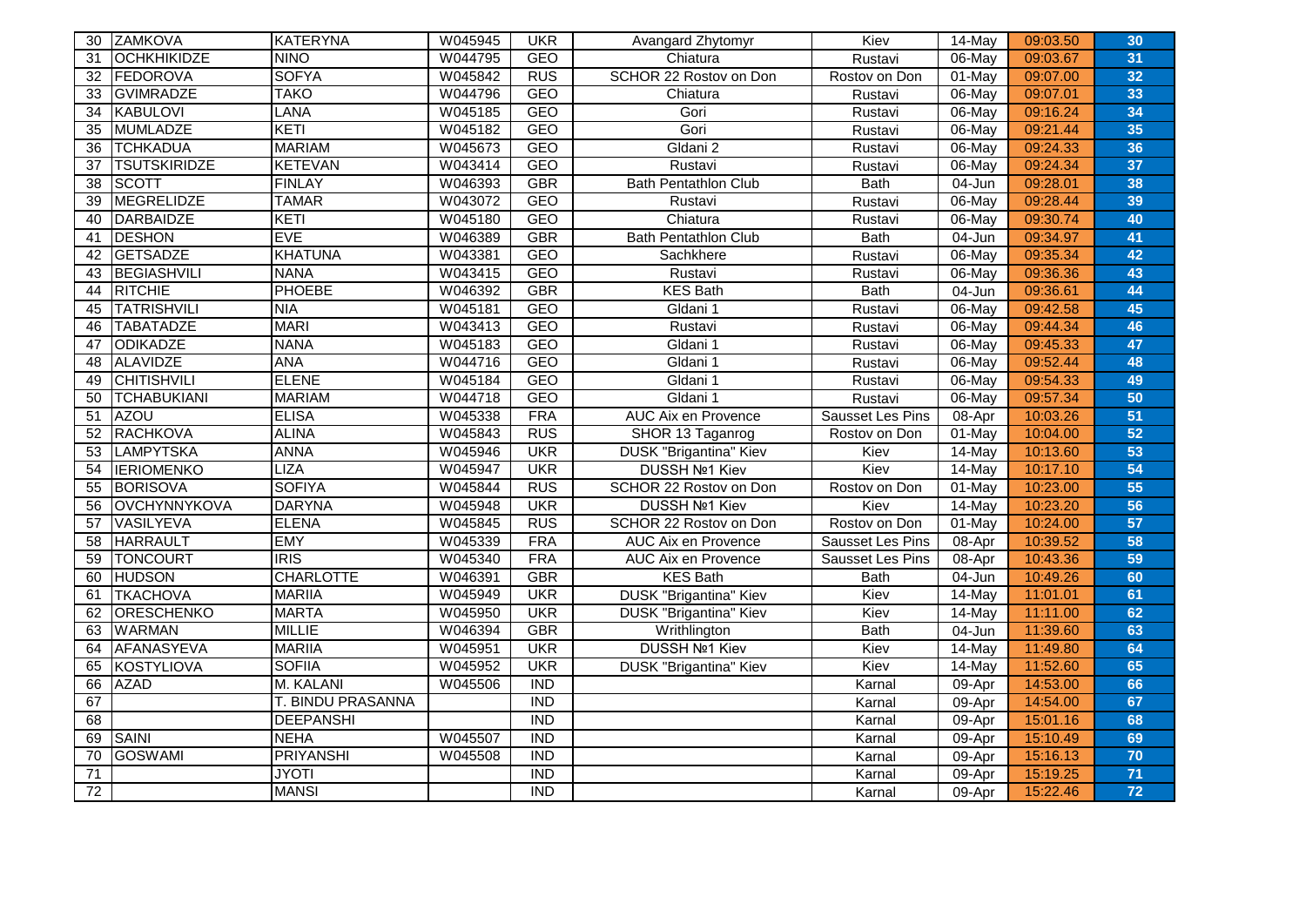| 30 | ZAMKOVA | KATERYNA | W045945 | UKR | Avangard Zhytomyr | Kiev | 14-May | 09:03.50 | 30 |
|---|---|---|---|---|---|---|---|---|---|
| 31 | OCHKHIKIDZE | NINO | W044795 | GEO | Chiatura | Rustavi | 06-May | 09:03.67 | 31 |
| 32 | FEDOROVA | SOFYA | W045842 | RUS | SCHOR 22 Rostov on Don | Rostov on Don | 01-May | 09:07.00 | 32 |
| 33 | GVIMRADZE | TAKO | W044796 | GEO | Chiatura | Rustavi | 06-May | 09:07.01 | 33 |
| 34 | KABULOVI | LANA | W045185 | GEO | Gori | Rustavi | 06-May | 09:16.24 | 34 |
| 35 | MUMLADZE | KETI | W045182 | GEO | Gori | Rustavi | 06-May | 09:21.44 | 35 |
| 36 | TCHKADUA | MARIAM | W045673 | GEO | Gldani 2 | Rustavi | 06-May | 09:24.33 | 36 |
| 37 | TSUTSKIRIDZE | KETEVAN | W043414 | GEO | Rustavi | Rustavi | 06-May | 09:24.34 | 37 |
| 38 | SCOTT | FINLAY | W046393 | GBR | Bath Pentathlon Club | Bath | 04-Jun | 09:28.01 | 38 |
| 39 | MEGRELIDZE | TAMAR | W043072 | GEO | Rustavi | Rustavi | 06-May | 09:28.44 | 39 |
| 40 | DARBAIDZE | KETI | W045180 | GEO | Chiatura | Rustavi | 06-May | 09:30.74 | 40 |
| 41 | DESHON | EVE | W046389 | GBR | Bath Pentathlon Club | Bath | 04-Jun | 09:34.97 | 41 |
| 42 | GETSADZE | KHATUNA | W043381 | GEO | Sachkhere | Rustavi | 06-May | 09:35.34 | 42 |
| 43 | BEGIASHVILI | NANA | W043415 | GEO | Rustavi | Rustavi | 06-May | 09:36.36 | 43 |
| 44 | RITCHIE | PHOEBE | W046392 | GBR | KES Bath | Bath | 04-Jun | 09:36.61 | 44 |
| 45 | TATRISHVILI | NIA | W045181 | GEO | Gldani 1 | Rustavi | 06-May | 09:42.58 | 45 |
| 46 | TABATADZE | MARI | W043413 | GEO | Rustavi | Rustavi | 06-May | 09:44.34 | 46 |
| 47 | ODIKADZE | NANA | W045183 | GEO | Gldani 1 | Rustavi | 06-May | 09:45.33 | 47 |
| 48 | ALAVIDZE | ANA | W044716 | GEO | Gldani 1 | Rustavi | 06-May | 09:52.44 | 48 |
| 49 | CHITISHVILI | ELENE | W045184 | GEO | Gldani 1 | Rustavi | 06-May | 09:54.33 | 49 |
| 50 | TCHABUKIANI | MARIAM | W044718 | GEO | Gldani 1 | Rustavi | 06-May | 09:57.34 | 50 |
| 51 | AZOU | ELISA | W045338 | FRA | AUC Aix en Provence | Sausset Les Pins | 08-Apr | 10:03.26 | 51 |
| 52 | RACHKOVA | ALINA | W045843 | RUS | SHOR 13 Taganrog | Rostov on Don | 01-May | 10:04.00 | 52 |
| 53 | LAMPYTSKA | ANNA | W045946 | UKR | DUSK "Brigantina" Kiev | Kiev | 14-May | 10:13.60 | 53 |
| 54 | IERIOMENKO | LIZA | W045947 | UKR | DUSSH №1 Kiev | Kiev | 14-May | 10:17.10 | 54 |
| 55 | BORISOVA | SOFIYA | W045844 | RUS | SCHOR 22 Rostov on Don | Rostov on Don | 01-May | 10:23.00 | 55 |
| 56 | OVCHYNNYKOVA | DARYNA | W045948 | UKR | DUSSH №1 Kiev | Kiev | 14-May | 10:23.20 | 56 |
| 57 | VASILYEVA | ELENA | W045845 | RUS | SCHOR 22 Rostov on Don | Rostov on Don | 01-May | 10:24.00 | 57 |
| 58 | HARRAULT | EMY | W045339 | FRA | AUC Aix en Provence | Sausset Les Pins | 08-Apr | 10:39.52 | 58 |
| 59 | TONCOURT | IRIS | W045340 | FRA | AUC Aix en Provence | Sausset Les Pins | 08-Apr | 10:43.36 | 59 |
| 60 | HUDSON | CHARLOTTE | W046391 | GBR | KES Bath | Bath | 04-Jun | 10:49.26 | 60 |
| 61 | TKACHOVA | MARIIA | W045949 | UKR | DUSK "Brigantina" Kiev | Kiev | 14-May | 11:01.01 | 61 |
| 62 | ORESCHENKO | MARTA | W045950 | UKR | DUSK "Brigantina" Kiev | Kiev | 14-May | 11:11.00 | 62 |
| 63 | WARMAN | MILLIE | W046394 | GBR | Writhlington | Bath | 04-Jun | 11:39.60 | 63 |
| 64 | AFANASYEVA | MARIIA | W045951 | UKR | DUSSH №1 Kiev | Kiev | 14-May | 11:49.80 | 64 |
| 65 | KOSTYLIOVA | SOFIIA | W045952 | UKR | DUSK "Brigantina" Kiev | Kiev | 14-May | 11:52.60 | 65 |
| 66 | AZAD | M. KALANI | W045506 | IND | | Karnal | 09-Apr | 14:53.00 | 66 |
| 67 | | T. BINDU PRASANNA | | IND | | Karnal | 09-Apr | 14:54.00 | 67 |
| 68 | | DEEPANSHI | | IND | | Karnal | 09-Apr | 15:01.16 | 68 |
| 69 | SAINI | NEHA | W045507 | IND | | Karnal | 09-Apr | 15:10.49 | 69 |
| 70 | GOSWAMI | PRIYANSHI | W045508 | IND | | Karnal | 09-Apr | 15:16.13 | 70 |
| 71 | | JYOTI | | IND | | Karnal | 09-Apr | 15:19.25 | 71 |
| 72 | | MANSI | | IND | | Karnal | 09-Apr | 15:22.46 | 72 |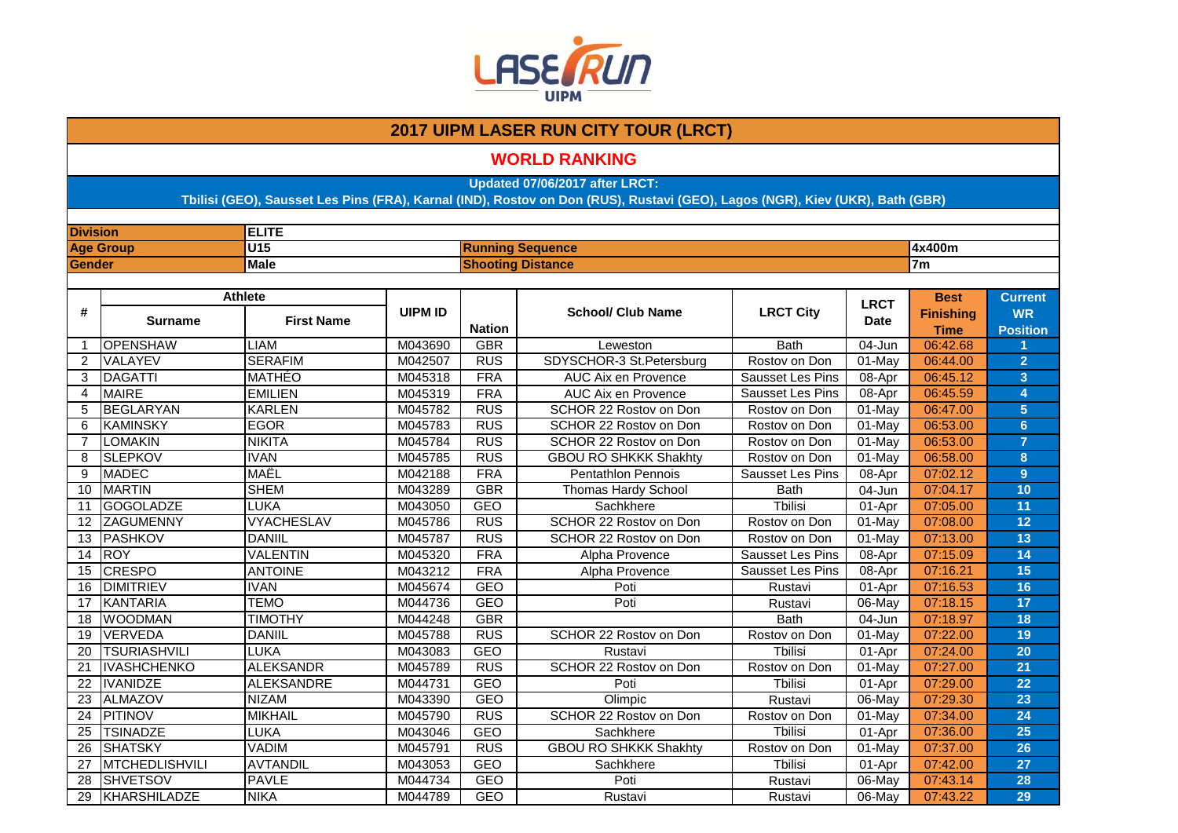LASER RUN UIPM

# 2017 UIPM LASER RUN CITY TOUR (LRCT)

## WORLD RANKING

**Updated 07/06/2017 after LRCT:**
**Tbilisi (GEO), Sausset Les Pins (FRA), Karnal (IND), Rostov on Don (RUS), Rustavi (GEO), Lagos (NGR), Kiev (UKR), Bath (GBR)**

| | | | |
|---|---|---|---|
| **Division** | **ELITE** | | |
| **Age Group** | **U15** | **Running Sequence** | **4x400m** |
| **Gender** | **Male** | **Shooting Distance** | **7m** |

| # | Athlete | | UIPM ID | Nation | School/ Club Name | LRCT City | LRCT Date | Best Finishing Time | Current WR Position |
|---|---|---|---|---|---|---|---|---|---|
| | Surname | First Name | | | | | | | |
| 1 | OPENSHAW | LIAM | M043690 | GBR | Leweston | Bath | 04-Jun | 06:42.68 | 1 |
| 2 | VALAYEV | SERAFIM | M042507 | RUS | SDYSCHOR-3 St.Petersburg | Rostov on Don | 01-May | 06:44.00 | 2 |
| 3 | DAGATTI | MATHÉO | M045318 | FRA | AUC Aix en Provence | Sausset Les Pins | 08-Apr | 06:45.12 | 3 |
| 4 | MAIRE | EMILIEN | M045319 | FRA | AUC Aix en Provence | Sausset Les Pins | 08-Apr | 06:45.59 | 4 |
| 5 | BEGLARYAN | KARLEN | M045782 | RUS | SCHOR 22 Rostov on Don | Rostov on Don | 01-May | 06:47.00 | 5 |
| 6 | KAMINSKY | EGOR | M045783 | RUS | SCHOR 22 Rostov on Don | Rostov on Don | 01-May | 06:53.00 | 6 |
| 7 | LOMAKIN | NIKITA | M045784 | RUS | SCHOR 22 Rostov on Don | Rostov on Don | 01-May | 06:53.00 | 7 |
| 8 | SLEPKOV | IVAN | M045785 | RUS | GBOU RO SHKKK Shakhty | Rostov on Don | 01-May | 06:58.00 | 8 |
| 9 | MADEC | MAËL | M042188 | FRA | Pentathlon Pennois | Sausset Les Pins | 08-Apr | 07:02.12 | 9 |
| 10 | MARTIN | SHEM | M043289 | GBR | Thomas Hardy School | Bath | 04-Jun | 07:04.17 | 10 |
| 11 | GOGOLADZE | LUKA | M043050 | GEO | Sachkhere | Tbilisi | 01-Apr | 07:05.00 | 11 |
| 12 | ZAGUMENNY | VYACHESLAV | M045786 | RUS | SCHOR 22 Rostov on Don | Rostov on Don | 01-May | 07:08.00 | 12 |
| 13 | PASHKOV | DANIIL | M045787 | RUS | SCHOR 22 Rostov on Don | Rostov on Don | 01-May | 07:13.00 | 13 |
| 14 | ROY | VALENTIN | M045320 | FRA | Alpha Provence | Sausset Les Pins | 08-Apr | 07:15.09 | 14 |
| 15 | CRESPO | ANTOINE | M043212 | FRA | Alpha Provence | Sausset Les Pins | 08-Apr | 07:16.21 | 15 |
| 16 | DIMITRIEV | IVAN | M045674 | GEO | Poti | Rustavi | 01-Apr | 07:16.53 | 16 |
| 17 | KANTARIA | TEMO | M044736 | GEO | Poti | Rustavi | 06-May | 07:18.15 | 17 |
| 18 | WOODMAN | TIMOTHY | M044248 | GBR | | Bath | 04-Jun | 07:18.97 | 18 |
| 19 | VERVEDA | DANIIL | M045788 | RUS | SCHOR 22 Rostov on Don | Rostov on Don | 01-May | 07:22.00 | 19 |
| 20 | TSURIASHVILI | LUKA | M043083 | GEO | Rustavi | Tbilisi | 01-Apr | 07:24.00 | 20 |
| 21 | IVASHCHENKO | ALEKSANDR | M045789 | RUS | SCHOR 22 Rostov on Don | Rostov on Don | 01-May | 07:27.00 | 21 |
| 22 | IVANIDZE | ALEKSANDRE | M044731 | GEO | Poti | Tbilisi | 01-Apr | 07:29.00 | 22 |
| 23 | ALMAZOV | NIZAM | M043390 | GEO | Olimpic | Rustavi | 06-May | 07:29.30 | 23 |
| 24 | PITINOV | MIKHAIL | M045790 | RUS | SCHOR 22 Rostov on Don | Rostov on Don | 01-May | 07:34.00 | 24 |
| 25 | TSINADZE | LUKA | M043046 | GEO | Sachkhere | Tbilisi | 01-Apr | 07:36.00 | 25 |
| 26 | SHATSKY | VADIM | M045791 | RUS | GBOU RO SHKKK Shakhty | Rostov on Don | 01-May | 07:37.00 | 26 |
| 27 | MTCHEDLISHVILI | AVTANDIL | M043053 | GEO | Sachkhere | Tbilisi | 01-Apr | 07:42.00 | 27 |
| 28 | SHVETSOV | PAVLE | M044734 | GEO | Poti | Rustavi | 06-May | 07:43.14 | 28 |
| 29 | KHARSHILADZE | NIKA | M044789 | GEO | Rustavi | Rustavi | 06-May | 07:43.22 | 29 |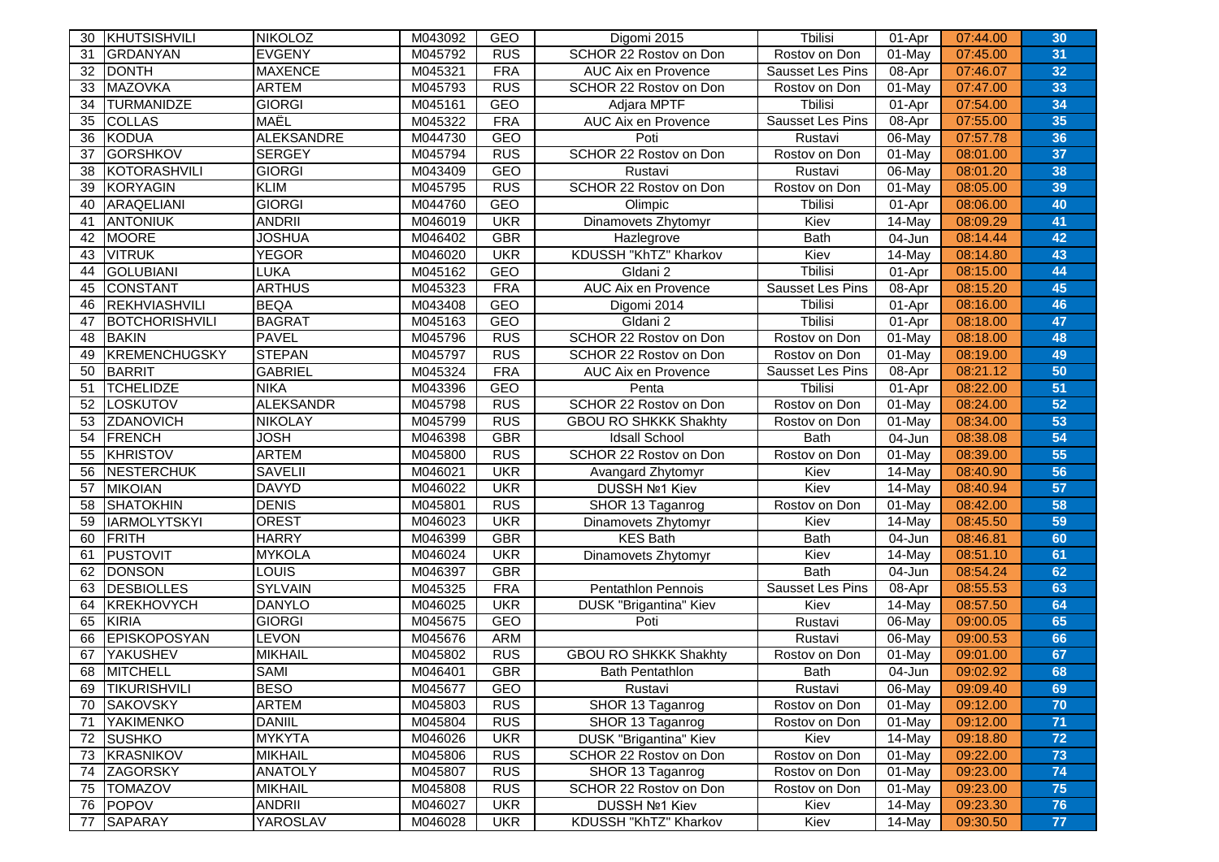| | | | | | | | | | |
|---|---|---|---|---|---|---|---|---|---|
| 30 | KHUTSISHVILI | NIKOLOZ | M043092 | GEO | Digomi 2015 | Tbilisi | 01-Apr | 07:44.00 | 30 |
| 31 | GRDANYAN | EVGENY | M045792 | RUS | SCHOR 22 Rostov on Don | Rostov on Don | 01-May | 07:45.00 | 31 |
| 32 | DONTH | MAXENCE | M045321 | FRA | AUC Aix en Provence | Sausset Les Pins | 08-Apr | 07:46.07 | 32 |
| 33 | MAZOVKA | ARTEM | M045793 | RUS | SCHOR 22 Rostov on Don | Rostov on Don | 01-May | 07:47.00 | 33 |
| 34 | TURMANIDZE | GIORGI | M045161 | GEO | Adjara MPTF | Tbilisi | 01-Apr | 07:54.00 | 34 |
| 35 | COLLAS | MAËL | M045322 | FRA | AUC Aix en Provence | Sausset Les Pins | 08-Apr | 07:55.00 | 35 |
| 36 | KODUA | ALEKSANDRE | M044730 | GEO | Poti | Rustavi | 06-May | 07:57.78 | 36 |
| 37 | GORSHKOV | SERGEY | M045794 | RUS | SCHOR 22 Rostov on Don | Rostov on Don | 01-May | 08:01.00 | 37 |
| 38 | KOTORASHVILI | GIORGI | M043409 | GEO | Rustavi | Rustavi | 06-May | 08:01.20 | 38 |
| 39 | KORYAGIN | KLIM | M045795 | RUS | SCHOR 22 Rostov on Don | Rostov on Don | 01-May | 08:05.00 | 39 |
| 40 | ARAQELIANI | GIORGI | M044760 | GEO | Olimpic | Tbilisi | 01-Apr | 08:06.00 | 40 |
| 41 | ANTONIUK | ANDRII | M046019 | UKR | Dinamovets Zhytomyr | Kiev | 14-May | 08:09.29 | 41 |
| 42 | MOORE | JOSHUA | M046402 | GBR | Hazlegrove | Bath | 04-Jun | 08:14.44 | 42 |
| 43 | VITRUK | YEGOR | M046020 | UKR | KDUSSH "KhTZ" Kharkov | Kiev | 14-May | 08:14.80 | 43 |
| 44 | GOLUBIANI | LUKA | M045162 | GEO | Gldani 2 | Tbilisi | 01-Apr | 08:15.00 | 44 |
| 45 | CONSTANT | ARTHUS | M045323 | FRA | AUC Aix en Provence | Sausset Les Pins | 08-Apr | 08:15.20 | 45 |
| 46 | REKHVIASHVILI | BEQA | M043408 | GEO | Digomi 2014 | Tbilisi | 01-Apr | 08:16.00 | 46 |
| 47 | BOTCHORISHVILI | BAGRAT | M045163 | GEO | Gldani 2 | Tbilisi | 01-Apr | 08:18.00 | 47 |
| 48 | BAKIN | PAVEL | M045796 | RUS | SCHOR 22 Rostov on Don | Rostov on Don | 01-May | 08:18.00 | 48 |
| 49 | KREMENCHUGSKY | STEPAN | M045797 | RUS | SCHOR 22 Rostov on Don | Rostov on Don | 01-May | 08:19.00 | 49 |
| 50 | BARRIT | GABRIEL | M045324 | FRA | AUC Aix en Provence | Sausset Les Pins | 08-Apr | 08:21.12 | 50 |
| 51 | TCHELIDZE | NIKA | M043396 | GEO | Penta | Tbilisi | 01-Apr | 08:22.00 | 51 |
| 52 | LOSKUTOV | ALEKSANDR | M045798 | RUS | SCHOR 22 Rostov on Don | Rostov on Don | 01-May | 08:24.00 | 52 |
| 53 | ZDANOVICH | NIKOLAY | M045799 | RUS | GBOU RO SHKKK Shakhty | Rostov on Don | 01-May | 08:34.00 | 53 |
| 54 | FRENCH | JOSH | M046398 | GBR | Idsall School | Bath | 04-Jun | 08:38.08 | 54 |
| 55 | KHRISTOV | ARTEM | M045800 | RUS | SCHOR 22 Rostov on Don | Rostov on Don | 01-May | 08:39.00 | 55 |
| 56 | NESTERCHUK | SAVELII | M046021 | UKR | Avangard Zhytomyr | Kiev | 14-May | 08:40.90 | 56 |
| 57 | MIKOIAN | DAVYD | M046022 | UKR | DUSSH №1 Kiev | Kiev | 14-May | 08:40.94 | 57 |
| 58 | SHATOKHIN | DENIS | M045801 | RUS | SHOR 13 Taganrog | Rostov on Don | 01-May | 08:42.00 | 58 |
| 59 | IARMOLYTSKYI | OREST | M046023 | UKR | Dinamovets Zhytomyr | Kiev | 14-May | 08:45.50 | 59 |
| 60 | FRITH | HARRY | M046399 | GBR | KES Bath | Bath | 04-Jun | 08:46.81 | 60 |
| 61 | PUSTOVIT | MYKOLA | M046024 | UKR | Dinamovets Zhytomyr | Kiev | 14-May | 08:51.10 | 61 |
| 62 | DONSON | LOUIS | M046397 | GBR | | Bath | 04-Jun | 08:54.24 | 62 |
| 63 | DESBIOLLES | SYLVAIN | M045325 | FRA | Pentathlon Pennois | Sausset Les Pins | 08-Apr | 08:55.53 | 63 |
| 64 | KREKHOVYCH | DANYLO | M046025 | UKR | DUSK "Brigantina" Kiev | Kiev | 14-May | 08:57.50 | 64 |
| 65 | KIRIA | GIORGI | M045675 | GEO | Poti | Rustavi | 06-May | 09:00.05 | 65 |
| 66 | EPISKOPOSYAN | LEVON | M045676 | ARM | | Rustavi | 06-May | 09:00.53 | 66 |
| 67 | YAKUSHEV | MIKHAIL | M045802 | RUS | GBOU RO SHKKK Shakhty | Rostov on Don | 01-May | 09:01.00 | 67 |
| 68 | MITCHELL | SAMI | M046401 | GBR | Bath Pentathlon | Bath | 04-Jun | 09:02.92 | 68 |
| 69 | TIKURISHVILI | BESO | M045677 | GEO | Rustavi | Rustavi | 06-May | 09:09.40 | 69 |
| 70 | SAKOVSKY | ARTEM | M045803 | RUS | SHOR 13 Taganrog | Rostov on Don | 01-May | 09:12.00 | 70 |
| 71 | YAKIMENKO | DANIIL | M045804 | RUS | SHOR 13 Taganrog | Rostov on Don | 01-May | 09:12.00 | 71 |
| 72 | SUSHKO | MYKYTA | M046026 | UKR | DUSK "Brigantina" Kiev | Kiev | 14-May | 09:18.80 | 72 |
| 73 | KRASNIKOV | MIKHAIL | M045806 | RUS | SCHOR 22 Rostov on Don | Rostov on Don | 01-May | 09:22.00 | 73 |
| 74 | ZAGORSKY | ANATOLY | M045807 | RUS | SHOR 13 Taganrog | Rostov on Don | 01-May | 09:23.00 | 74 |
| 75 | TOMAZOV | MIKHAIL | M045808 | RUS | SCHOR 22 Rostov on Don | Rostov on Don | 01-May | 09:23.00 | 75 |
| 76 | POPOV | ANDRII | M046027 | UKR | DUSSH №1 Kiev | Kiev | 14-May | 09:23.30 | 76 |
| 77 | SAPARAY | YAROSLAV | M046028 | UKR | KDUSSH "KhTZ" Kharkov | Kiev | 14-May | 09:30.50 | 77 |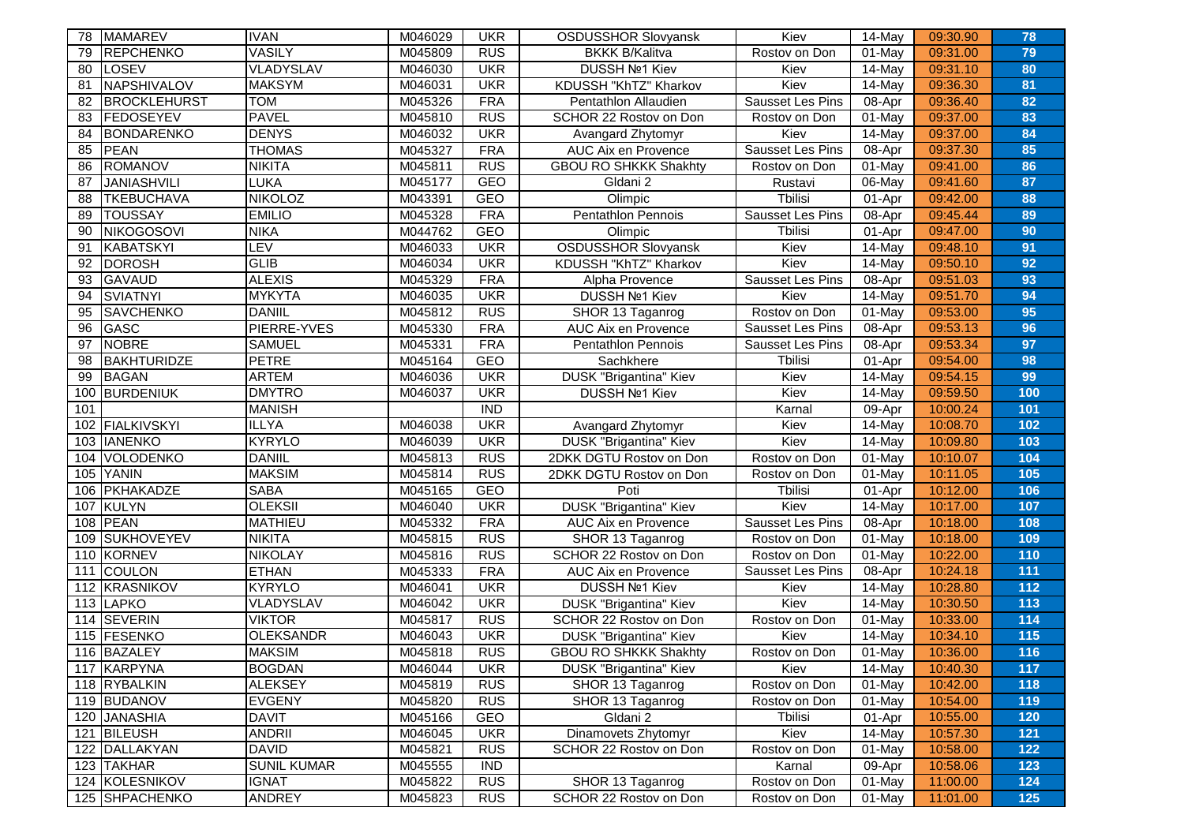| 78 | MAMAREV | IVAN | M046029 | UKR | OSDUSSHOR Slovyansk | Kiev | 14-May | 09:30.90 | 78 |
|---|---|---|---|---|---|---|---|---|---|
| 79 | REPCHENKO | VASILY | M045809 | RUS | BKKK B/Kalitva | Rostov on Don | 01-May | 09:31.00 | 79 |
| 80 | LOSEV | VLADYSLAV | M046030 | UKR | DUSSH №1 Kiev | Kiev | 14-May | 09:31.10 | 80 |
| 81 | NAPSHIVALOV | MAKSYM | M046031 | UKR | KDUSSH "KhTZ" Kharkov | Kiev | 14-May | 09:36.30 | 81 |
| 82 | BROCKLEHURST | TOM | M045326 | FRA | Pentathlon Allaudien | Sausset Les Pins | 08-Apr | 09:36.40 | 82 |
| 83 | FEDOSEYEV | PAVEL | M045810 | RUS | SCHOR 22 Rostov on Don | Rostov on Don | 01-May | 09:37.00 | 83 |
| 84 | BONDARENKO | DENYS | M046032 | UKR | Avangard Zhytomyr | Kiev | 14-May | 09:37.00 | 84 |
| 85 | PEAN | THOMAS | M045327 | FRA | AUC Aix en Provence | Sausset Les Pins | 08-Apr | 09:37.30 | 85 |
| 86 | ROMANOV | NIKITA | M045811 | RUS | GBOU RO SHKKK Shakhty | Rostov on Don | 01-May | 09:41.00 | 86 |
| 87 | JANIASHVILI | LUKA | M045177 | GEO | Gldani 2 | Rustavi | 06-May | 09:41.60 | 87 |
| 88 | TKEBUCHAVA | NIKOLOZ | M043391 | GEO | Olimpic | Tbilisi | 01-Apr | 09:42.00 | 88 |
| 89 | TOUSSAY | EMILIO | M045328 | FRA | Pentathlon Pennois | Sausset Les Pins | 08-Apr | 09:45.44 | 89 |
| 90 | NIKOGOSOVI | NIKA | M044762 | GEO | Olimpic | Tbilisi | 01-Apr | 09:47.00 | 90 |
| 91 | KABATSKYI | LEV | M046033 | UKR | OSDUSSHOR Slovyansk | Kiev | 14-May | 09:48.10 | 91 |
| 92 | DOROSH | GLIB | M046034 | UKR | KDUSSH "KhTZ" Kharkov | Kiev | 14-May | 09:50.10 | 92 |
| 93 | GAVAUD | ALEXIS | M045329 | FRA | Alpha Provence | Sausset Les Pins | 08-Apr | 09:51.03 | 93 |
| 94 | SVIATNYI | MYKYTA | M046035 | UKR | DUSSH №1 Kiev | Kiev | 14-May | 09:51.70 | 94 |
| 95 | SAVCHENKO | DANIIL | M045812 | RUS | SHOR 13 Taganrog | Rostov on Don | 01-May | 09:53.00 | 95 |
| 96 | GASC | PIERRE-YVES | M045330 | FRA | AUC Aix en Provence | Sausset Les Pins | 08-Apr | 09:53.13 | 96 |
| 97 | NOBRE | SAMUEL | M045331 | FRA | Pentathlon Pennois | Sausset Les Pins | 08-Apr | 09:53.34 | 97 |
| 98 | BAKHTURIDZE | PETRE | M045164 | GEO | Sachkhere | Tbilisi | 01-Apr | 09:54.00 | 98 |
| 99 | BAGAN | ARTEM | M046036 | UKR | DUSK "Brigantina" Kiev | Kiev | 14-May | 09:54.15 | 99 |
| 100 | BURDENIUK | DMYTRO | M046037 | UKR | DUSSH №1 Kiev | Kiev | 14-May | 09:59.50 | 100 |
| 101 | | MANISH | | IND | | Karnal | 09-Apr | 10:00.24 | 101 |
| 102 | FIALKIVSKYI | ILLYA | M046038 | UKR | Avangard Zhytomyr | Kiev | 14-May | 10:08.70 | 102 |
| 103 | IANENKO | KYRYLO | M046039 | UKR | DUSK "Brigantina" Kiev | Kiev | 14-May | 10:09.80 | 103 |
| 104 | VOLODENKO | DANIIL | M045813 | RUS | 2DKK DGTU Rostov on Don | Rostov on Don | 01-May | 10:10.07 | 104 |
| 105 | YANIN | MAKSIM | M045814 | RUS | 2DKK DGTU Rostov on Don | Rostov on Don | 01-May | 10:11.05 | 105 |
| 106 | PKHAKADZE | SABA | M045165 | GEO | Poti | Tbilisi | 01-Apr | 10:12.00 | 106 |
| 107 | KULYN | OLEKSII | M046040 | UKR | DUSK "Brigantina" Kiev | Kiev | 14-May | 10:17.00 | 107 |
| 108 | PEAN | MATHIEU | M045332 | FRA | AUC Aix en Provence | Sausset Les Pins | 08-Apr | 10:18.00 | 108 |
| 109 | SUKHOVEYEV | NIKITA | M045815 | RUS | SHOR 13 Taganrog | Rostov on Don | 01-May | 10:18.00 | 109 |
| 110 | KORNEV | NIKOLAY | M045816 | RUS | SCHOR 22 Rostov on Don | Rostov on Don | 01-May | 10:22.00 | 110 |
| 111 | COULON | ETHAN | M045333 | FRA | AUC Aix en Provence | Sausset Les Pins | 08-Apr | 10:24.18 | 111 |
| 112 | KRASNIKOV | KYRYLO | M046041 | UKR | DUSSH №1 Kiev | Kiev | 14-May | 10:28.80 | 112 |
| 113 | LAPKO | VLADYSLAV | M046042 | UKR | DUSK "Brigantina" Kiev | Kiev | 14-May | 10:30.50 | 113 |
| 114 | SEVERIN | VIKTOR | M045817 | RUS | SCHOR 22 Rostov on Don | Rostov on Don | 01-May | 10:33.00 | 114 |
| 115 | FESENKO | OLEKSANDR | M046043 | UKR | DUSK "Brigantina" Kiev | Kiev | 14-May | 10:34.10 | 115 |
| 116 | BAZALEY | MAKSIM | M045818 | RUS | GBOU RO SHKKK Shakhty | Rostov on Don | 01-May | 10:36.00 | 116 |
| 117 | KARPYNA | BOGDAN | M046044 | UKR | DUSK "Brigantina" Kiev | Kiev | 14-May | 10:40.30 | 117 |
| 118 | RYBALKIN | ALEKSEY | M045819 | RUS | SHOR 13 Taganrog | Rostov on Don | 01-May | 10:42.00 | 118 |
| 119 | BUDANOV | EVGENY | M045820 | RUS | SHOR 13 Taganrog | Rostov on Don | 01-May | 10:54.00 | 119 |
| 120 | JANASHIA | DAVIT | M045166 | GEO | Gldani 2 | Tbilisi | 01-Apr | 10:55.00 | 120 |
| 121 | BILEUSH | ANDRII | M046045 | UKR | Dinamovets Zhytomyr | Kiev | 14-May | 10:57.30 | 121 |
| 122 | DALLAKYAN | DAVID | M045821 | RUS | SCHOR 22 Rostov on Don | Rostov on Don | 01-May | 10:58.00 | 122 |
| 123 | TAKHAR | SUNIL KUMAR | M045555 | IND | | Karnal | 09-Apr | 10:58.06 | 123 |
| 124 | KOLESNIKOV | IGNAT | M045822 | RUS | SHOR 13 Taganrog | Rostov on Don | 01-May | 11:00.00 | 124 |
| 125 | SHPACHENKO | ANDREY | M045823 | RUS | SCHOR 22 Rostov on Don | Rostov on Don | 01-May | 11:01.00 | 125 |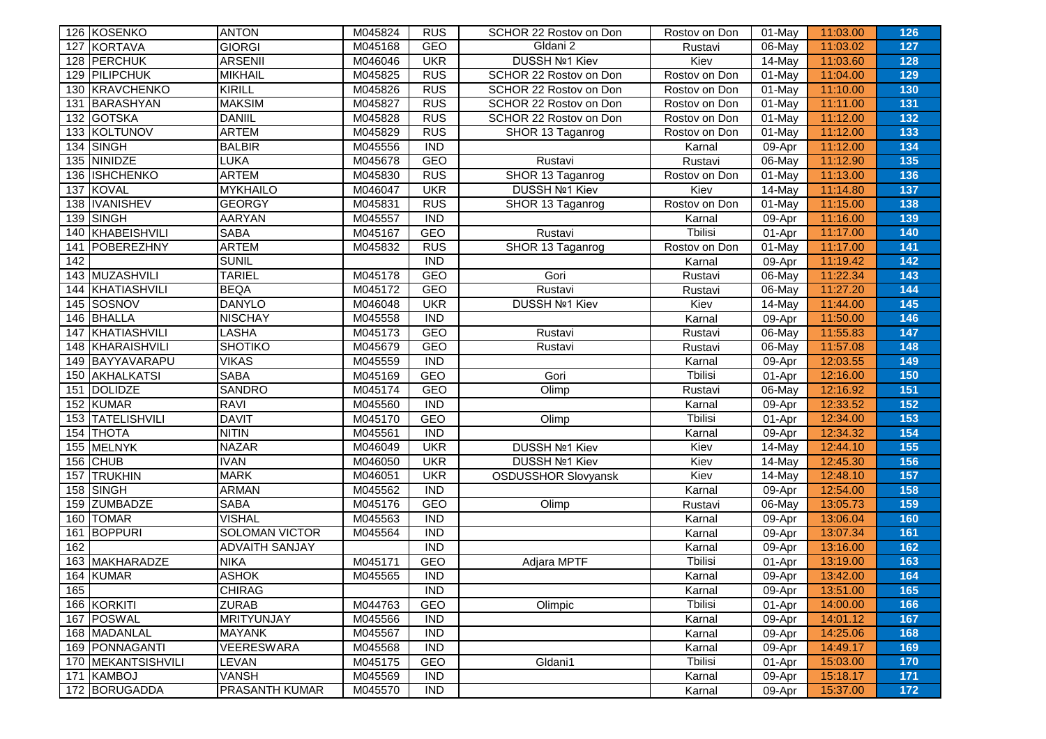| | | | | | | | | | |
|---|---|---|---|---|---|---|---|---|---|
| 126 | KOSENKO | ANTON | M045824 | RUS | SCHOR 22 Rostov on Don | Rostov on Don | 01-May | 11:03.00 | 126 |
| 127 | KORTAVA | GIORGI | M045168 | GEO | Gldani 2 | Rustavi | 06-May | 11:03.02 | 127 |
| 128 | PERCHUK | ARSENII | M046046 | UKR | DUSSH №1 Kiev | Kiev | 14-May | 11:03.60 | 128 |
| 129 | PILIPCHUK | MIKHAIL | M045825 | RUS | SCHOR 22 Rostov on Don | Rostov on Don | 01-May | 11:04.00 | 129 |
| 130 | KRAVCHENKO | KIRILL | M045826 | RUS | SCHOR 22 Rostov on Don | Rostov on Don | 01-May | 11:10.00 | 130 |
| 131 | BARASHYAN | MAKSIM | M045827 | RUS | SCHOR 22 Rostov on Don | Rostov on Don | 01-May | 11:11.00 | 131 |
| 132 | GOTSKA | DANIIL | M045828 | RUS | SCHOR 22 Rostov on Don | Rostov on Don | 01-May | 11:12.00 | 132 |
| 133 | KOLTUNOV | ARTEM | M045829 | RUS | SHOR 13 Taganrog | Rostov on Don | 01-May | 11:12.00 | 133 |
| 134 | SINGH | BALBIR | M045556 | IND | | Karnal | 09-Apr | 11:12.00 | 134 |
| 135 | NINIDZE | LUKA | M045678 | GEO | Rustavi | Rustavi | 06-May | 11:12.90 | 135 |
| 136 | ISHCHENKO | ARTEM | M045830 | RUS | SHOR 13 Taganrog | Rostov on Don | 01-May | 11:13.00 | 136 |
| 137 | KOVAL | MYKHAILO | M046047 | UKR | DUSSH №1 Kiev | Kiev | 14-May | 11:14.80 | 137 |
| 138 | IVANISHEV | GEORGY | M045831 | RUS | SHOR 13 Taganrog | Rostov on Don | 01-May | 11:15.00 | 138 |
| 139 | SINGH | AARYAN | M045557 | IND | | Karnal | 09-Apr | 11:16.00 | 139 |
| 140 | KHABEISHVILI | SABA | M045167 | GEO | Rustavi | Tbilisi | 01-Apr | 11:17.00 | 140 |
| 141 | POBEREZHNY | ARTEM | M045832 | RUS | SHOR 13 Taganrog | Rostov on Don | 01-May | 11:17.00 | 141 |
| 142 | | SUNIL | | IND | | Karnal | 09-Apr | 11:19.42 | 142 |
| 143 | MUZASHVILI | TARIEL | M045178 | GEO | Gori | Rustavi | 06-May | 11:22.34 | 143 |
| 144 | KHATIASHVILI | BEQA | M045172 | GEO | Rustavi | Rustavi | 06-May | 11:27.20 | 144 |
| 145 | SOSNOV | DANYLO | M046048 | UKR | DUSSH №1 Kiev | Kiev | 14-May | 11:44.00 | 145 |
| 146 | BHALLA | NISCHAY | M045558 | IND | | Karnal | 09-Apr | 11:50.00 | 146 |
| 147 | KHATIASHVILI | LASHA | M045173 | GEO | Rustavi | Rustavi | 06-May | 11:55.83 | 147 |
| 148 | KHARAISHVILI | SHOTIKO | M045679 | GEO | Rustavi | Rustavi | 06-May | 11:57.08 | 148 |
| 149 | BAYYAVARAPU | VIKAS | M045559 | IND | | Karnal | 09-Apr | 12:03.55 | 149 |
| 150 | AKHALKATSI | SABA | M045169 | GEO | Gori | Tbilisi | 01-Apr | 12:16.00 | 150 |
| 151 | DOLIDZE | SANDRO | M045174 | GEO | Olimp | Rustavi | 06-May | 12:16.92 | 151 |
| 152 | KUMAR | RAVI | M045560 | IND | | Karnal | 09-Apr | 12:33.52 | 152 |
| 153 | TATELISHVILI | DAVIT | M045170 | GEO | Olimp | Tbilisi | 01-Apr | 12:34.00 | 153 |
| 154 | THOTA | NITIN | M045561 | IND | | Karnal | 09-Apr | 12:34.32 | 154 |
| 155 | MELNYK | NAZAR | M046049 | UKR | DUSSH №1 Kiev | Kiev | 14-May | 12:44.10 | 155 |
| 156 | CHUB | IVAN | M046050 | UKR | DUSSH №1 Kiev | Kiev | 14-May | 12:45.30 | 156 |
| 157 | TRUKHIN | MARK | M046051 | UKR | OSDUSSHOR Slovyansk | Kiev | 14-May | 12:48.10 | 157 |
| 158 | SINGH | ARMAN | M045562 | IND | | Karnal | 09-Apr | 12:54.00 | 158 |
| 159 | ZUMBADZE | SABA | M045176 | GEO | Olimp | Rustavi | 06-May | 13:05.73 | 159 |
| 160 | TOMAR | VISHAL | M045563 | IND | | Karnal | 09-Apr | 13:06.04 | 160 |
| 161 | BOPPURI | SOLOMAN VICTOR | M045564 | IND | | Karnal | 09-Apr | 13:07.34 | 161 |
| 162 | | ADVAITH SANJAY | | IND | | Karnal | 09-Apr | 13:16.00 | 162 |
| 163 | MAKHARADZE | NIKA | M045171 | GEO | Adjara MPTF | Tbilisi | 01-Apr | 13:19.00 | 163 |
| 164 | KUMAR | ASHOK | M045565 | IND | | Karnal | 09-Apr | 13:42.00 | 164 |
| 165 | | CHIRAG | | IND | | Karnal | 09-Apr | 13:51.00 | 165 |
| 166 | KORKITI | ZURAB | M044763 | GEO | Olimpic | Tbilisi | 01-Apr | 14:00.00 | 166 |
| 167 | POSWAL | MRITYUNJAY | M045566 | IND | | Karnal | 09-Apr | 14:01.12 | 167 |
| 168 | MADANLAL | MAYANK | M045567 | IND | | Karnal | 09-Apr | 14:25.06 | 168 |
| 169 | PONNAGANTI | VEERESWARA | M045568 | IND | | Karnal | 09-Apr | 14:49.17 | 169 |
| 170 | MEKANTSISHVILI | LEVAN | M045175 | GEO | Gldani1 | Tbilisi | 01-Apr | 15:03.00 | 170 |
| 171 | KAMBOJ | VANSH | M045569 | IND | | Karnal | 09-Apr | 15:18.17 | 171 |
| 172 | BORUGADDA | PRASANTH KUMAR | M045570 | IND | | Karnal | 09-Apr | 15:37.00 | 172 |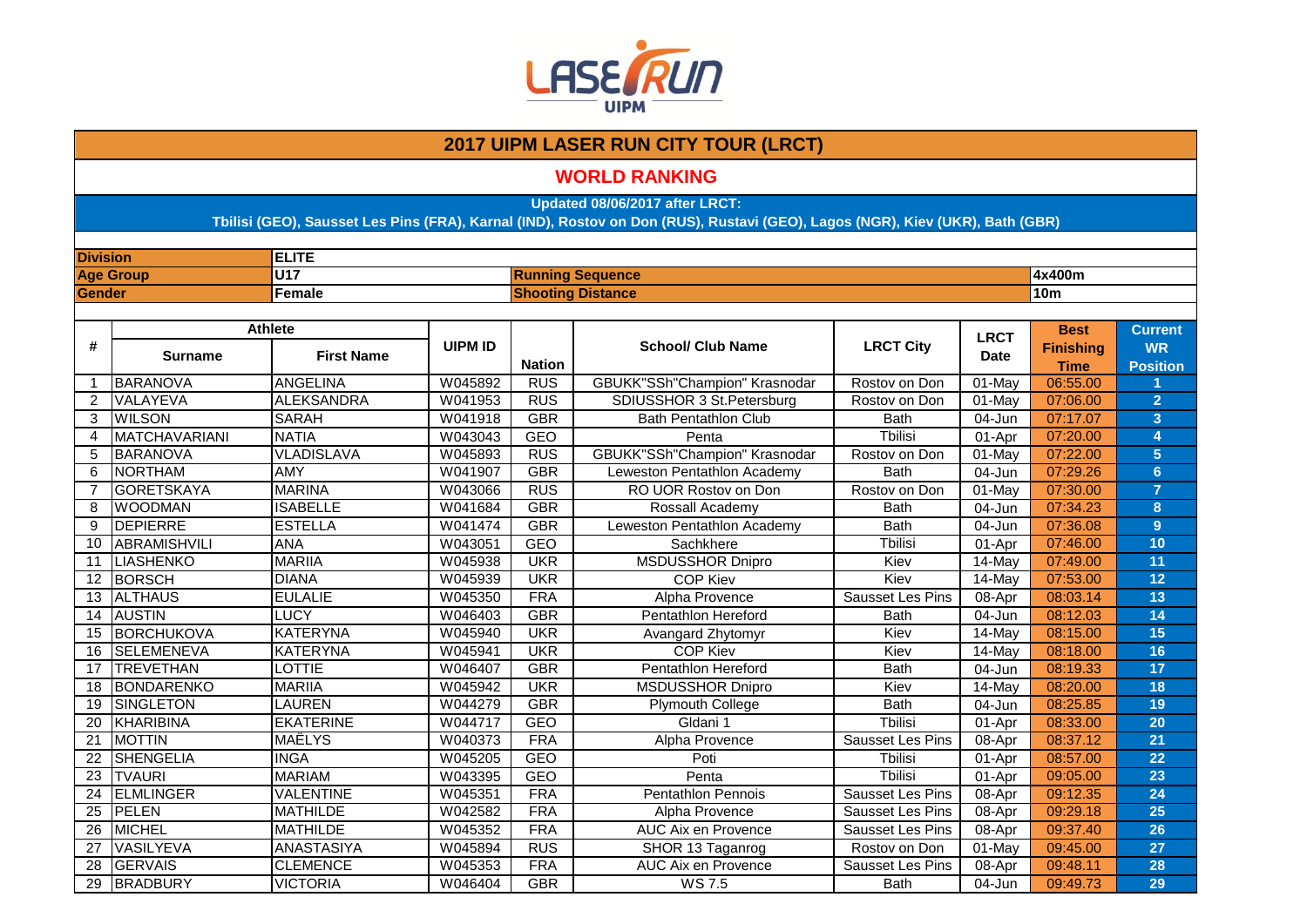# 2017 UIPM LASER RUN CITY TOUR (LRCT)

## WORLD RANKING

**Updated 08/06/2017 after LRCT:**
**Tbilisi (GEO), Sausset Les Pins (FRA), Karnal (IND), Rostov on Don (RUS), Rustavi (GEO), Lagos (NGR), Kiev (UKR), Bath (GBR)**

| | | | |
|---|---|---|---|
| **Division** | **ELITE** | | |
| **Age Group** | **U17** | **Running Sequence** | **4x400m** |
| **Gender** | **Female** | **Shooting Distance** | **10m** |

| # | Athlete | | UIPM ID | Nation | School/ Club Name | LRCT City | LRCT Date | Best Finishing Time | Current WR Position |
|---|---|---|---|---|---|---|---|---|---|
| | Surname | First Name | | | | | | | |
| 1 | BARANOVA | ANGELINA | W045892 | RUS | GBUKK"SSh"Champion" Krasnodar | Rostov on Don | 01-May | 06:55.00 | 1 |
| 2 | VALAYEVA | ALEKSANDRA | W041953 | RUS | SDIUSSHOR 3 St.Petersburg | Rostov on Don | 01-May | 07:06.00 | 2 |
| 3 | WILSON | SARAH | W041918 | GBR | Bath Pentathlon Club | Bath | 04-Jun | 07:17.07 | 3 |
| 4 | MATCHAVARIANI | NATIA | W043043 | GEO | Penta | Tbilisi | 01-Apr | 07:20.00 | 4 |
| 5 | BARANOVA | VLADISLAVA | W045893 | RUS | GBUKK"SSh"Champion" Krasnodar | Rostov on Don | 01-May | 07:22.00 | 5 |
| 6 | NORTHAM | AMY | W041907 | GBR | Leweston Pentathlon Academy | Bath | 04-Jun | 07:29.26 | 6 |
| 7 | GORETSKAYA | MARINA | W043066 | RUS | RO UOR Rostov on Don | Rostov on Don | 01-May | 07:30.00 | 7 |
| 8 | WOODMAN | ISABELLE | W041684 | GBR | Rossall Academy | Bath | 04-Jun | 07:34.23 | 8 |
| 9 | DEPIERRE | ESTELLA | W041474 | GBR | Leweston Pentathlon Academy | Bath | 04-Jun | 07:36.08 | 9 |
| 10 | ABRAMISHVILI | ANA | W043051 | GEO | Sachkhere | Tbilisi | 01-Apr | 07:46.00 | 10 |
| 11 | LIASHENKO | MARIIA | W045938 | UKR | MSDUSSHOR Dnipro | Kiev | 14-May | 07:49.00 | 11 |
| 12 | BORSCH | DIANA | W045939 | UKR | COP Kiev | Kiev | 14-May | 07:53.00 | 12 |
| 13 | ALTHAUS | EULALIE | W045350 | FRA | Alpha Provence | Sausset Les Pins | 08-Apr | 08:03.14 | 13 |
| 14 | AUSTIN | LUCY | W046403 | GBR | Pentathlon Hereford | Bath | 04-Jun | 08:12.03 | 14 |
| 15 | BORCHUKOVA | KATERYNA | W045940 | UKR | Avangard Zhytomyr | Kiev | 14-May | 08:15.00 | 15 |
| 16 | SELEMENEVA | KATERYNA | W045941 | UKR | COP Kiev | Kiev | 14-May | 08:18.00 | 16 |
| 17 | TREVETHAN | LOTTIE | W046407 | GBR | Pentathlon Hereford | Bath | 04-Jun | 08:19.33 | 17 |
| 18 | BONDARENKO | MARIIA | W045942 | UKR | MSDUSSHOR Dnipro | Kiev | 14-May | 08:20.00 | 18 |
| 19 | SINGLETON | LAUREN | W044279 | GBR | Plymouth College | Bath | 04-Jun | 08:25.85 | 19 |
| 20 | KHARIBINA | EKATERINE | W044717 | GEO | Gldani 1 | Tbilisi | 01-Apr | 08:33.00 | 20 |
| 21 | MOTTIN | MAËLYS | W040373 | FRA | Alpha Provence | Sausset Les Pins | 08-Apr | 08:37.12 | 21 |
| 22 | SHENGELIA | INGA | W045205 | GEO | Poti | Tbilisi | 01-Apr | 08:57.00 | 22 |
| 23 | TVAURI | MARIAM | W043395 | GEO | Penta | Tbilisi | 01-Apr | 09:05.00 | 23 |
| 24 | ELMLINGER | VALENTINE | W045351 | FRA | Pentathlon Pennois | Sausset Les Pins | 08-Apr | 09:12.35 | 24 |
| 25 | PELEN | MATHILDE | W042582 | FRA | Alpha Provence | Sausset Les Pins | 08-Apr | 09:29.18 | 25 |
| 26 | MICHEL | MATHILDE | W045352 | FRA | AUC Aix en Provence | Sausset Les Pins | 08-Apr | 09:37.40 | 26 |
| 27 | VASILYEVA | ANASTASIYA | W045894 | RUS | SHOR 13 Taganrog | Rostov on Don | 01-May | 09:45.00 | 27 |
| 28 | GERVAIS | CLEMENCE | W045353 | FRA | AUC Aix en Provence | Sausset Les Pins | 08-Apr | 09:48.11 | 28 |
| 29 | BRADBURY | VICTORIA | W046404 | GBR | WS 7.5 | Bath | 04-Jun | 09:49.73 | 29 |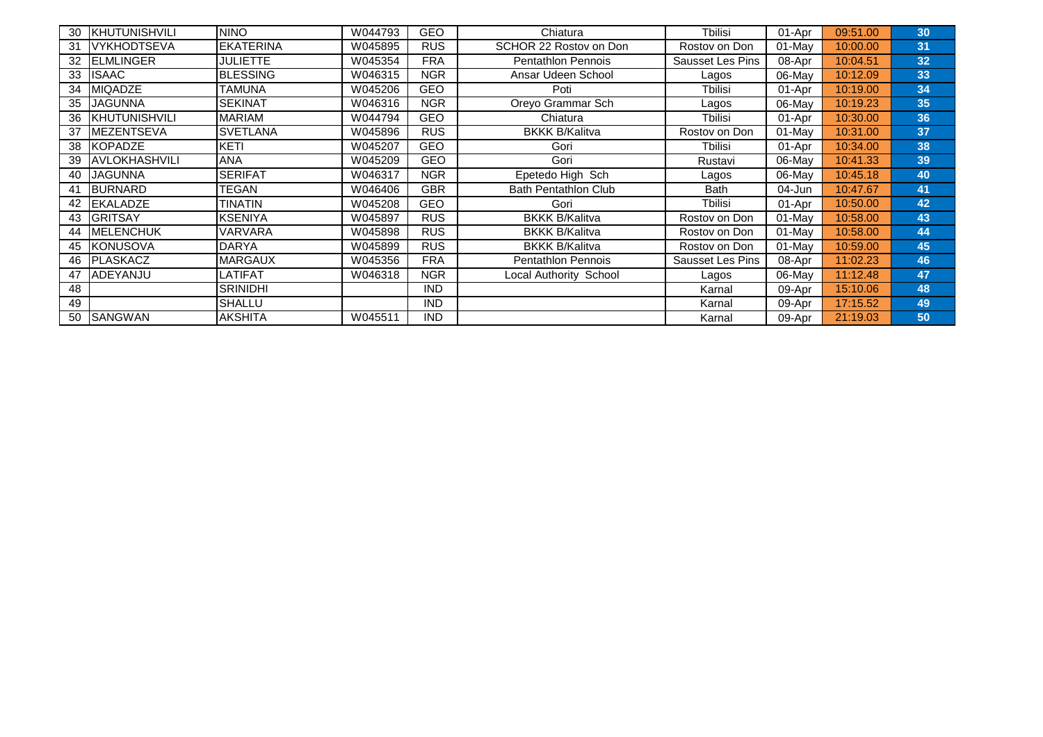| | | | | | | | | | |
|---|---|---|---|---|---|---|---|---|---|
| 30 | KHUTUNISHVILI | NINO | W044793 | GEO | Chiatura | Tbilisi | 01-Apr | 09:51.00 | 30 |
| 31 | VYKHODTSEVA | EKATERINA | W045895 | RUS | SCHOR 22 Rostov on Don | Rostov on Don | 01-May | 10:00.00 | 31 |
| 32 | ELMLINGER | JULIETTE | W045354 | FRA | Pentathlon Pennois | Sausset Les Pins | 08-Apr | 10:04.51 | 32 |
| 33 | ISAAC | BLESSING | W046315 | NGR | Ansar Udeen School | Lagos | 06-May | 10:12.09 | 33 |
| 34 | MIQADZE | TAMUNA | W045206 | GEO | Poti | Tbilisi | 01-Apr | 10:19.00 | 34 |
| 35 | JAGUNNA | SEKINAT | W046316 | NGR | Oreyo Grammar Sch | Lagos | 06-May | 10:19.23 | 35 |
| 36 | KHUTUNISHVILI | MARIAM | W044794 | GEO | Chiatura | Tbilisi | 01-Apr | 10:30.00 | 36 |
| 37 | MEZENTSEVA | SVETLANA | W045896 | RUS | BKKK B/Kalitva | Rostov on Don | 01-May | 10:31.00 | 37 |
| 38 | KOPADZE | KETI | W045207 | GEO | Gori | Tbilisi | 01-Apr | 10:34.00 | 38 |
| 39 | AVLOKHASHVILI | ANA | W045209 | GEO | Gori | Rustavi | 06-May | 10:41.33 | 39 |
| 40 | JAGUNNA | SERIFAT | W046317 | NGR | Epetedo High Sch | Lagos | 06-May | 10:45.18 | 40 |
| 41 | BURNARD | TEGAN | W046406 | GBR | Bath Pentathlon Club | Bath | 04-Jun | 10:47.67 | 41 |
| 42 | EKALADZE | TINATIN | W045208 | GEO | Gori | Tbilisi | 01-Apr | 10:50.00 | 42 |
| 43 | GRITSAY | KSENIYA | W045897 | RUS | BKKK B/Kalitva | Rostov on Don | 01-May | 10:58.00 | 43 |
| 44 | MELENCHUK | VARVARA | W045898 | RUS | BKKK B/Kalitva | Rostov on Don | 01-May | 10:58.00 | 44 |
| 45 | KONUSOVA | DARYA | W045899 | RUS | BKKK B/Kalitva | Rostov on Don | 01-May | 10:59.00 | 45 |
| 46 | PLASKACZ | MARGAUX | W045356 | FRA | Pentathlon Pennois | Sausset Les Pins | 08-Apr | 11:02.23 | 46 |
| 47 | ADEYANJU | LATIFAT | W046318 | NGR | Local Authority School | Lagos | 06-May | 11:12.48 | 47 |
| 48 | | SRINIDHI | | IND | | Karnal | 09-Apr | 15:10.06 | 48 |
| 49 | | SHALLU | | IND | | Karnal | 09-Apr | 17:15.52 | 49 |
| 50 | SANGWAN | AKSHITA | W045511 | IND | | Karnal | 09-Apr | 21:19.03 | 50 |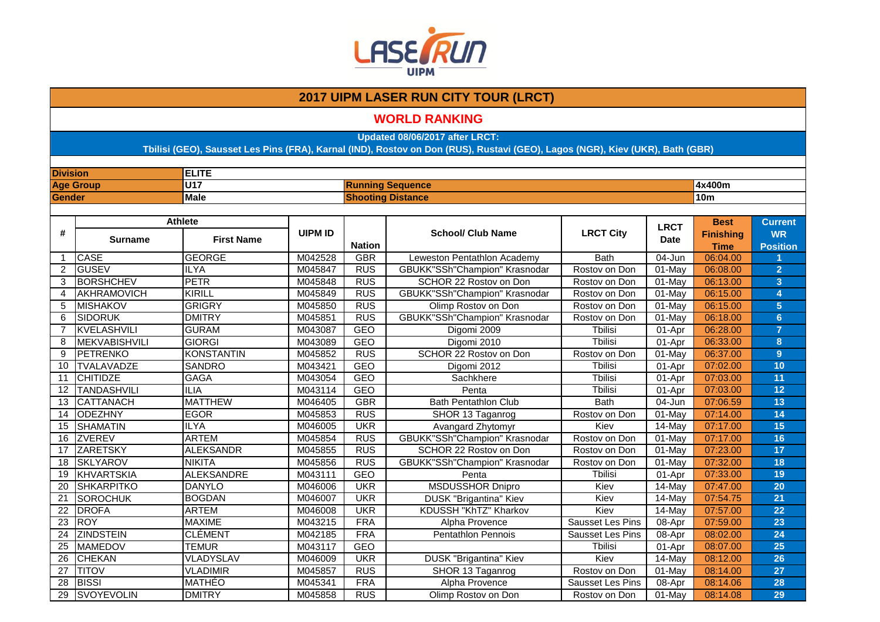LASER RUN UIPM

## 2017 UIPM LASER RUN CITY TOUR (LRCT)

### WORLD RANKING

**Updated 08/06/2017 after LRCT:**
**Tbilisi (GEO), Sausset Les Pins (FRA), Karnal (IND), Rostov on Don (RUS), Rustavi (GEO), Lagos (NGR), Kiev (UKR), Bath (GBR)**

| | | | |
|---|---|---|---|
| **Division** | **ELITE** | | |
| **Age Group** | **U17** | **Running Sequence** | **4x400m** |
| **Gender** | **Male** | **Shooting Distance** | **10m** |

| # | Athlete | | UIPM ID | Nation | School/ Club Name | LRCT City | LRCT Date | Best Finishing Time | Current WR Position |
|---|---|---|---|---|---|---|---|---|---|
| | Surname | First Name | | | | | | | |
| 1 | CASE | GEORGE | M042528 | GBR | Leweston Pentathlon Academy | Bath | 04-Jun | 06:04.00 | 1 |
| 2 | GUSEV | ILYA | M045847 | RUS | GBUKK"SSh"Champion" Krasnodar | Rostov on Don | 01-May | 06:08.00 | 2 |
| 3 | BORSHCHEV | PETR | M045848 | RUS | SCHOR 22 Rostov on Don | Rostov on Don | 01-May | 06:13.00 | 3 |
| 4 | AKHRAMOVICH | KIRILL | M045849 | RUS | GBUKK"SSh"Champion" Krasnodar | Rostov on Don | 01-May | 06:15.00 | 4 |
| 5 | MISHAKOV | GRIGRY | M045850 | RUS | Olimp Rostov on Don | Rostov on Don | 01-May | 06:15.00 | 5 |
| 6 | SIDORUK | DMITRY | M045851 | RUS | GBUKK"SSh"Champion" Krasnodar | Rostov on Don | 01-May | 06:18.00 | 6 |
| 7 | KVELASHVILI | GURAM | M043087 | GEO | Digomi 2009 | Tbilisi | 01-Apr | 06:28.00 | 7 |
| 8 | MEKVABISHVILI | GIORGI | M043089 | GEO | Digomi 2010 | Tbilisi | 01-Apr | 06:33.00 | 8 |
| 9 | PETRENKO | KONSTANTIN | M045852 | RUS | SCHOR 22 Rostov on Don | Rostov on Don | 01-May | 06:37.00 | 9 |
| 10 | TVALAVADZE | SANDRO | M043421 | GEO | Digomi 2012 | Tbilisi | 01-Apr | 07:02.00 | 10 |
| 11 | CHITIDZE | GAGA | M043054 | GEO | Sachkhere | Tbilisi | 01-Apr | 07:03.00 | 11 |
| 12 | TANDASHVILI | ILIA | M043114 | GEO | Penta | Tbilisi | 01-Apr | 07:03.00 | 12 |
| 13 | CATTANACH | MATTHEW | M046405 | GBR | Bath Pentathlon Club | Bath | 04-Jun | 07:06.59 | 13 |
| 14 | ODEZHNY | EGOR | M045853 | RUS | SHOR 13 Taganrog | Rostov on Don | 01-May | 07:14.00 | 14 |
| 15 | SHAMATIN | ILYA | M046005 | UKR | Avangard Zhytomyr | Kiev | 14-May | 07:17.00 | 15 |
| 16 | ZVEREV | ARTEM | M045854 | RUS | GBUKK"SSh"Champion" Krasnodar | Rostov on Don | 01-May | 07:17.00 | 16 |
| 17 | ZARETSKY | ALEKSANDR | M045855 | RUS | SCHOR 22 Rostov on Don | Rostov on Don | 01-May | 07:23.00 | 17 |
| 18 | SKLYAROV | NIKITA | M045856 | RUS | GBUKK"SSh"Champion" Krasnodar | Rostov on Don | 01-May | 07:32.00 | 18 |
| 19 | KHVARTSKIA | ALEKSANDRE | M043111 | GEO | Penta | Tbilisi | 01-Apr | 07:33.00 | 19 |
| 20 | SHKARPITKO | DANYLO | M046006 | UKR | MSDUSSHOR Dnipro | Kiev | 14-May | 07:47.00 | 20 |
| 21 | SOROCHUK | BOGDAN | M046007 | UKR | DUSK "Brigantina" Kiev | Kiev | 14-May | 07:54.75 | 21 |
| 22 | DROFA | ARTEM | M046008 | UKR | KDUSSH "KhTZ" Kharkov | Kiev | 14-May | 07:57.00 | 22 |
| 23 | ROY | MAXIME | M043215 | FRA | Alpha Provence | Sausset Les Pins | 08-Apr | 07:59.00 | 23 |
| 24 | ZINDSTEIN | CLÉMENT | M042185 | FRA | Pentathlon Pennois | Sausset Les Pins | 08-Apr | 08:02.00 | 24 |
| 25 | MAMEDOV | TEMUR | M043117 | GEO | | Tbilisi | 01-Apr | 08:07.00 | 25 |
| 26 | CHEKAN | VLADYSLAV | M046009 | UKR | DUSK "Brigantina" Kiev | Kiev | 14-May | 08:12.00 | 26 |
| 27 | TITOV | VLADIMIR | M045857 | RUS | SHOR 13 Taganrog | Rostov on Don | 01-May | 08:14.00 | 27 |
| 28 | BISSI | MATHÉO | M045341 | FRA | Alpha Provence | Sausset Les Pins | 08-Apr | 08:14.06 | 28 |
| 29 | SVOYEVOLIN | DMITRY | M045858 | RUS | Olimp Rostov on Don | Rostov on Don | 01-May | 08:14.08 | 29 |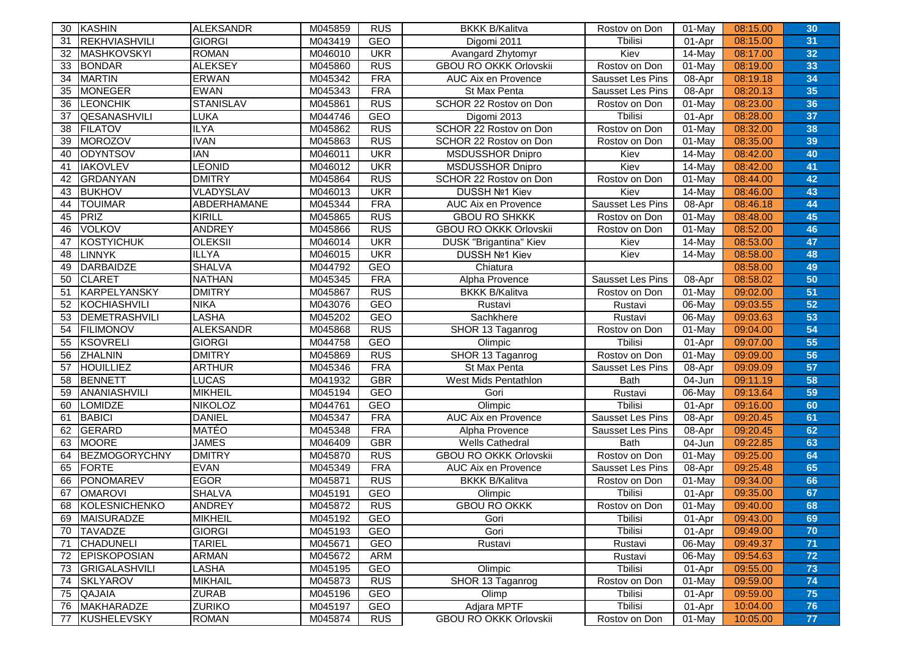| | | | | | | | | | |
|---|---|---|---|---|---|---|---|---|---|
| 30 | KASHIN | ALEKSANDR | M045859 | RUS | BKKK B/Kalitva | Rostov on Don | 01-May | 08:15.00 | 30 |
| 31 | REKHVIASHVILI | GIORGI | M043419 | GEO | Digomi 2011 | Tbilisi | 01-Apr | 08:15.00 | 31 |
| 32 | MASHKOVSKYI | ROMAN | M046010 | UKR | Avangard Zhytomyr | Kiev | 14-May | 08:17.00 | 32 |
| 33 | BONDAR | ALEKSEY | M045860 | RUS | GBOU RO OKKK Orlovskii | Rostov on Don | 01-May | 08:19.00 | 33 |
| 34 | MARTIN | ERWAN | M045342 | FRA | AUC Aix en Provence | Sausset Les Pins | 08-Apr | 08:19.18 | 34 |
| 35 | MONEGER | EWAN | M045343 | FRA | St Max Penta | Sausset Les Pins | 08-Apr | 08:20.13 | 35 |
| 36 | LEONCHIK | STANISLAV | M045861 | RUS | SCHOR 22 Rostov on Don | Rostov on Don | 01-May | 08:23.00 | 36 |
| 37 | QESANASHVILI | LUKA | M044746 | GEO | Digomi 2013 | Tbilisi | 01-Apr | 08:28.00 | 37 |
| 38 | FILATOV | ILYA | M045862 | RUS | SCHOR 22 Rostov on Don | Rostov on Don | 01-May | 08:32.00 | 38 |
| 39 | MOROZOV | IVAN | M045863 | RUS | SCHOR 22 Rostov on Don | Rostov on Don | 01-May | 08:35.00 | 39 |
| 40 | ODYNTSOV | IAN | M046011 | UKR | MSDUSSHOR Dnipro | Kiev | 14-May | 08:42.00 | 40 |
| 41 | IAKOVLEV | LEONID | M046012 | UKR | MSDUSSHOR Dnipro | Kiev | 14-May | 08:42.00 | 41 |
| 42 | GRDANYAN | DMITRY | M045864 | RUS | SCHOR 22 Rostov on Don | Rostov on Don | 01-May | 08:44.00 | 42 |
| 43 | BUKHOV | VLADYSLAV | M046013 | UKR | DUSSH №1 Kiev | Kiev | 14-May | 08:46.00 | 43 |
| 44 | TOUIMAR | ABDERHAMANE | M045344 | FRA | AUC Aix en Provence | Sausset Les Pins | 08-Apr | 08:46.18 | 44 |
| 45 | PRIZ | KIRILL | M045865 | RUS | GBOU RO SHKKK | Rostov on Don | 01-May | 08:48.00 | 45 |
| 46 | VOLKOV | ANDREY | M045866 | RUS | GBOU RO OKKK Orlovskii | Rostov on Don | 01-May | 08:52.00 | 46 |
| 47 | KOSTYICHUK | OLEKSII | M046014 | UKR | DUSK "Brigantina" Kiev | Kiev | 14-May | 08:53.00 | 47 |
| 48 | LINNYK | ILLYA | M046015 | UKR | DUSSH №1 Kiev | Kiev | 14-May | 08:58.00 | 48 |
| 49 | DARBAIDZE | SHALVA | M044792 | GEO | Chiatura | | | 08:58.00 | 49 |
| 50 | CLARET | NATHAN | M045345 | FRA | Alpha Provence | Sausset Les Pins | 08-Apr | 08:58.02 | 50 |
| 51 | KARPELYANSKY | DMITRY | M045867 | RUS | BKKK B/Kalitva | Rostov on Don | 01-May | 09:02.00 | 51 |
| 52 | KOCHIASHVILI | NIKA | M043076 | GEO | Rustavi | Rustavi | 06-May | 09:03.55 | 52 |
| 53 | DEMETRASHVILI | LASHA | M045202 | GEO | Sachkhere | Rustavi | 06-May | 09:03.63 | 53 |
| 54 | FILIMONOV | ALEKSANDR | M045868 | RUS | SHOR 13 Taganrog | Rostov on Don | 01-May | 09:04.00 | 54 |
| 55 | KSOVRELI | GIORGI | M044758 | GEO | Olimpic | Tbilisi | 01-Apr | 09:07.00 | 55 |
| 56 | ZHALNIN | DMITRY | M045869 | RUS | SHOR 13 Taganrog | Rostov on Don | 01-May | 09:09.00 | 56 |
| 57 | HOUILLIEZ | ARTHUR | M045346 | FRA | St Max Penta | Sausset Les Pins | 08-Apr | 09:09.09 | 57 |
| 58 | BENNETT | LUCAS | M041932 | GBR | West Mids Pentathlon | Bath | 04-Jun | 09:11.19 | 58 |
| 59 | ANANIASHVILI | MIKHEIL | M045194 | GEO | Gori | Rustavi | 06-May | 09:13.64 | 59 |
| 60 | LOMIDZE | NIKOLOZ | M044761 | GEO | Olimpic | Tbilisi | 01-Apr | 09:16.00 | 60 |
| 61 | BABICI | DANIEL | M045347 | FRA | AUC Aix en Provence | Sausset Les Pins | 08-Apr | 09:20.45 | 61 |
| 62 | GERARD | MATÉO | M045348 | FRA | Alpha Provence | Sausset Les Pins | 08-Apr | 09:20.45 | 62 |
| 63 | MOORE | JAMES | M046409 | GBR | Wells Cathedral | Bath | 04-Jun | 09:22.85 | 63 |
| 64 | BEZMOGORYCHNY | DMITRY | M045870 | RUS | GBOU RO OKKK Orlovskii | Rostov on Don | 01-May | 09:25.00 | 64 |
| 65 | FORTE | EVAN | M045349 | FRA | AUC Aix en Provence | Sausset Les Pins | 08-Apr | 09:25.48 | 65 |
| 66 | PONOMAREV | EGOR | M045871 | RUS | BKKK B/Kalitva | Rostov on Don | 01-May | 09:34.00 | 66 |
| 67 | OMAROVI | SHALVA | M045191 | GEO | Olimpic | Tbilisi | 01-Apr | 09:35.00 | 67 |
| 68 | KOLESNICHENKO | ANDREY | M045872 | RUS | GBOU RO OKKK | Rostov on Don | 01-May | 09:40.00 | 68 |
| 69 | MAISURADZE | MIKHEIL | M045192 | GEO | Gori | Tbilisi | 01-Apr | 09:43.00 | 69 |
| 70 | TAVADZE | GIORGI | M045193 | GEO | Gori | Tbilisi | 01-Apr | 09:49.00 | 70 |
| 71 | CHADUNELI | TARIEL | M045671 | GEO | Rustavi | Rustavi | 06-May | 09:49.37 | 71 |
| 72 | EPISKOPOSIAN | ARMAN | M045672 | ARM | | Rustavi | 06-May | 09:54.63 | 72 |
| 73 | GRIGALASHVILI | LASHA | M045195 | GEO | Olimpic | Tbilisi | 01-Apr | 09:55.00 | 73 |
| 74 | SKLYAROV | MIKHAIL | M045873 | RUS | SHOR 13 Taganrog | Rostov on Don | 01-May | 09:59.00 | 74 |
| 75 | QAJAIA | ZURAB | M045196 | GEO | Olimp | Tbilisi | 01-Apr | 09:59.00 | 75 |
| 76 | MAKHARADZE | ZURIKO | M045197 | GEO | Adjara MPTF | Tbilisi | 01-Apr | 10:04.00 | 76 |
| 77 | KUSHELEVSKY | ROMAN | M045874 | RUS | GBOU RO OKKK Orlovskii | Rostov on Don | 01-May | 10:05.00 | 77 |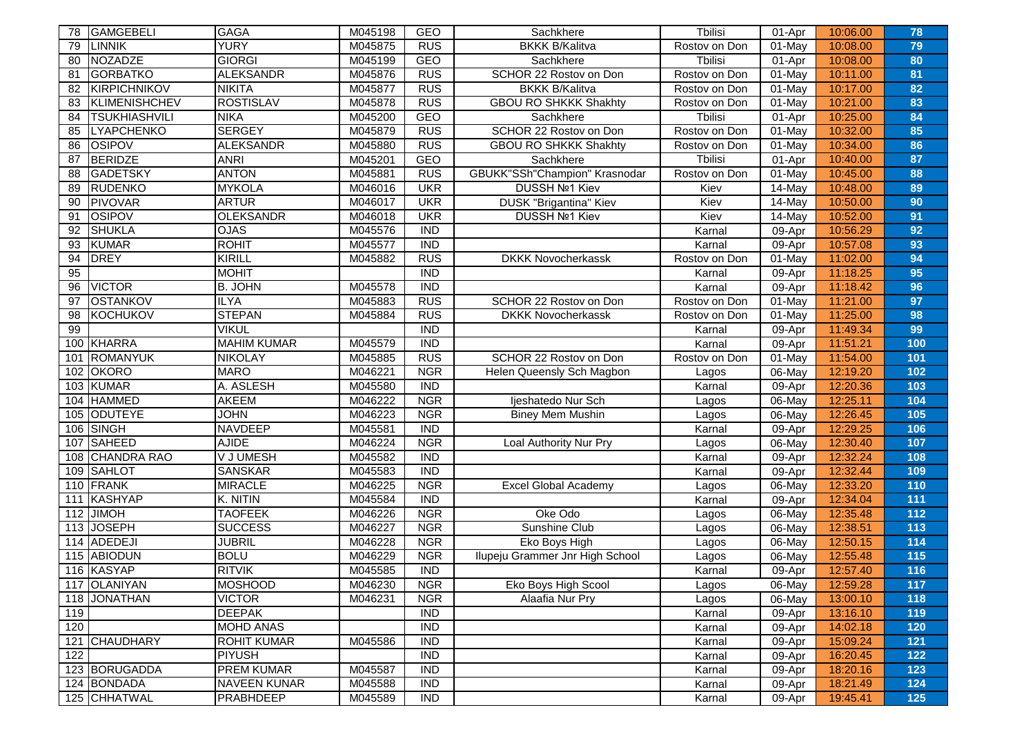| | | | | | | | | | |
|---|---|---|---|---|---|---|---|---|---|
| 78 | GAMGEBELI | GAGA | M045198 | GEO | Sachkhere | Tbilisi | 01-Apr | 10:06.00 | 78 |
| 79 | LINNIK | YURY | M045875 | RUS | BKKK B/Kalitva | Rostov on Don | 01-May | 10:08.00 | 79 |
| 80 | NOZADZE | GIORGI | M045199 | GEO | Sachkhere | Tbilisi | 01-Apr | 10:08.00 | 80 |
| 81 | GORBATKO | ALEKSANDR | M045876 | RUS | SCHOR 22 Rostov on Don | Rostov on Don | 01-May | 10:11.00 | 81 |
| 82 | KIRPICHNIKOV | NIKITA | M045877 | RUS | BKKK B/Kalitva | Rostov on Don | 01-May | 10:17.00 | 82 |
| 83 | KLIMENISHCHEV | ROSTISLAV | M045878 | RUS | GBOU RO SHKKK Shakhty | Rostov on Don | 01-May | 10:21.00 | 83 |
| 84 | TSUKHIASHVILI | NIKA | M045200 | GEO | Sachkhere | Tbilisi | 01-Apr | 10:25.00 | 84 |
| 85 | LYAPCHENKO | SERGEY | M045879 | RUS | SCHOR 22 Rostov on Don | Rostov on Don | 01-May | 10:32.00 | 85 |
| 86 | OSIPOV | ALEKSANDR | M045880 | RUS | GBOU RO SHKKK Shakhty | Rostov on Don | 01-May | 10:34.00 | 86 |
| 87 | BERIDZE | ANRI | M045201 | GEO | Sachkhere | Tbilisi | 01-Apr | 10:40.00 | 87 |
| 88 | GADETSKY | ANTON | M045881 | RUS | GBUKK"SSh"Champion" Krasnodar | Rostov on Don | 01-May | 10:45.00 | 88 |
| 89 | RUDENKO | MYKOLA | M046016 | UKR | DUSSH №1 Kiev | Kiev | 14-May | 10:48.00 | 89 |
| 90 | PIVOVAR | ARTUR | M046017 | UKR | DUSK "Brigantina" Kiev | Kiev | 14-May | 10:50.00 | 90 |
| 91 | OSIPOV | OLEKSANDR | M046018 | UKR | DUSSH №1 Kiev | Kiev | 14-May | 10:52.00 | 91 |
| 92 | SHUKLA | OJAS | M045576 | IND | | Karnal | 09-Apr | 10:56.29 | 92 |
| 93 | KUMAR | ROHIT | M045577 | IND | | Karnal | 09-Apr | 10:57.08 | 93 |
| 94 | DREY | KIRILL | M045882 | RUS | DKKK Novocherkassk | Rostov on Don | 01-May | 11:02.00 | 94 |
| 95 | | MOHIT | | IND | | Karnal | 09-Apr | 11:18.25 | 95 |
| 96 | VICTOR | B. JOHN | M045578 | IND | | Karnal | 09-Apr | 11:18.42 | 96 |
| 97 | OSTANKOV | ILYA | M045883 | RUS | SCHOR 22 Rostov on Don | Rostov on Don | 01-May | 11:21.00 | 97 |
| 98 | KOCHUKOV | STEPAN | M045884 | RUS | DKKK Novocherkassk | Rostov on Don | 01-May | 11:25.00 | 98 |
| 99 | | VIKUL | | IND | | Karnal | 09-Apr | 11:49.34 | 99 |
| 100 | KHARRA | MAHIM KUMAR | M045579 | IND | | Karnal | 09-Apr | 11:51.21 | 100 |
| 101 | ROMANYUK | NIKOLAY | M045885 | RUS | SCHOR 22 Rostov on Don | Rostov on Don | 01-May | 11:54.00 | 101 |
| 102 | OKORO | MARO | M046221 | NGR | Helen Queensly Sch Magbon | Lagos | 06-May | 12:19.20 | 102 |
| 103 | KUMAR | A. ASLESH | M045580 | IND | | Karnal | 09-Apr | 12:20.36 | 103 |
| 104 | HAMMED | AKEEM | M046222 | NGR | Ijeshatedo Nur Sch | Lagos | 06-May | 12:25.11 | 104 |
| 105 | ODUTEYE | JOHN | M046223 | NGR | Biney Mem Mushin | Lagos | 06-May | 12:26.45 | 105 |
| 106 | SINGH | NAVDEEP | M045581 | IND | | Karnal | 09-Apr | 12:29.25 | 106 |
| 107 | SAHEED | AJIDE | M046224 | NGR | Loal Authority Nur Pry | Lagos | 06-May | 12:30.40 | 107 |
| 108 | CHANDRA RAO | V J UMESH | M045582 | IND | | Karnal | 09-Apr | 12:32.24 | 108 |
| 109 | SAHLOT | SANSKAR | M045583 | IND | | Karnal | 09-Apr | 12:32.44 | 109 |
| 110 | FRANK | MIRACLE | M046225 | NGR | Excel Global Academy | Lagos | 06-May | 12:33.20 | 110 |
| 111 | KASHYAP | K. NITIN | M045584 | IND | | Karnal | 09-Apr | 12:34.04 | 111 |
| 112 | JIMOH | TAOFEEK | M046226 | NGR | Oke Odo | Lagos | 06-May | 12:35.48 | 112 |
| 113 | JOSEPH | SUCCESS | M046227 | NGR | Sunshine Club | Lagos | 06-May | 12:38.51 | 113 |
| 114 | ADEDEJI | JUBRIL | M046228 | NGR | Eko Boys High | Lagos | 06-May | 12:50.15 | 114 |
| 115 | ABIODUN | BOLU | M046229 | NGR | Ilupeju Grammer Jnr High School | Lagos | 06-May | 12:55.48 | 115 |
| 116 | KASYAP | RITVIK | M045585 | IND | | Karnal | 09-Apr | 12:57.40 | 116 |
| 117 | OLANIYAN | MOSHOOD | M046230 | NGR | Eko Boys High Scool | Lagos | 06-May | 12:59.28 | 117 |
| 118 | JONATHAN | VICTOR | M046231 | NGR | Alaafia Nur Pry | Lagos | 06-May | 13:00.10 | 118 |
| 119 | | DEEPAK | | IND | | Karnal | 09-Apr | 13:16.10 | 119 |
| 120 | | MOHD ANAS | | IND | | Karnal | 09-Apr | 14:02.18 | 120 |
| 121 | CHAUDHARY | ROHIT KUMAR | M045586 | IND | | Karnal | 09-Apr | 15:09.24 | 121 |
| 122 | | PIYUSH | | IND | | Karnal | 09-Apr | 16:20.45 | 122 |
| 123 | BORUGADDA | PREM KUMAR | M045587 | IND | | Karnal | 09-Apr | 18:20.16 | 123 |
| 124 | BONDADA | NAVEEN KUNAR | M045588 | IND | | Karnal | 09-Apr | 18:21.49 | 124 |
| 125 | CHHATWAL | PRABHDEEP | M045589 | IND | | Karnal | 09-Apr | 19:45.41 | 125 |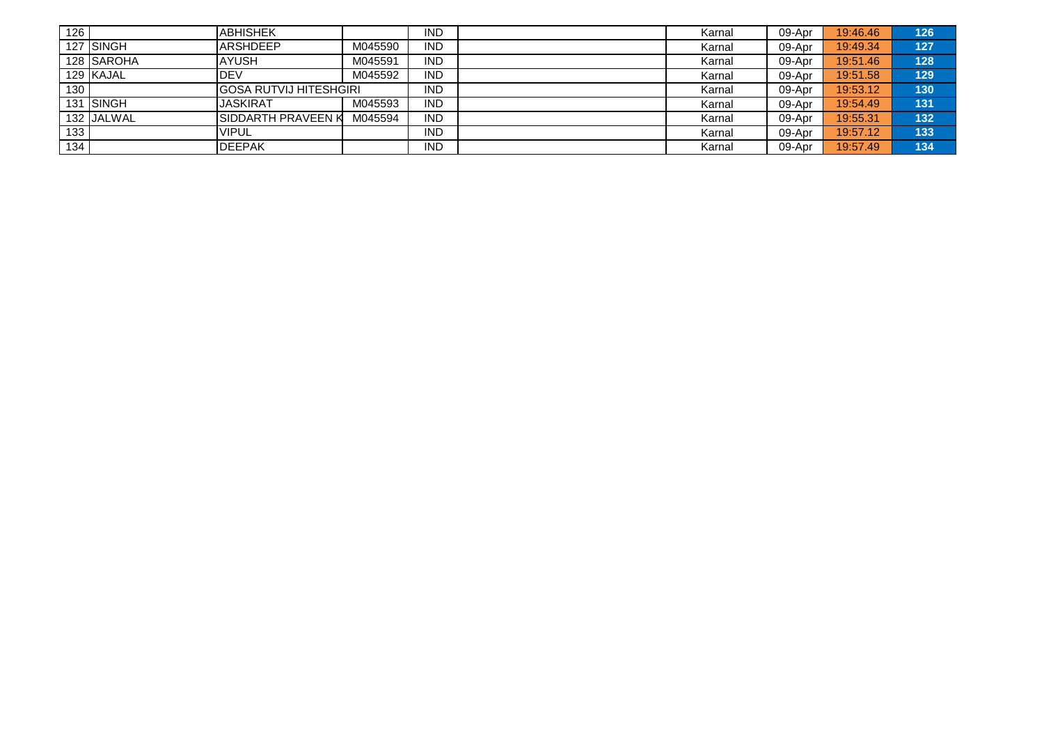| | | | | | | | | | |
|---|---|---|---|---|---|---|---|---|---|
| 126 | | ABHISHEK | | IND | | Karnal | 09-Apr | 19:46.46 | 126 |
| 127 | SINGH | ARSHDEEP | M045590 | IND | | Karnal | 09-Apr | 19:49.34 | 127 |
| 128 | SAROHA | AYUSH | M045591 | IND | | Karnal | 09-Apr | 19:51.46 | 128 |
| 129 | KAJAL | DEV | M045592 | IND | | Karnal | 09-Apr | 19:51.58 | 129 |
| 130 | | GOSA RUTVIJ HITESHGIRI | | IND | | Karnal | 09-Apr | 19:53.12 | 130 |
| 131 | SINGH | JASKIRAT | M045593 | IND | | Karnal | 09-Apr | 19:54.49 | 131 |
| 132 | JALWAL | SIDDARTH PRAVEEN K | M045594 | IND | | Karnal | 09-Apr | 19:55.31 | 132 |
| 133 | | VIPUL | | IND | | Karnal | 09-Apr | 19:57.12 | 133 |
| 134 | | DEEPAK | | IND | | Karnal | 09-Apr | 19:57.49 | 134 |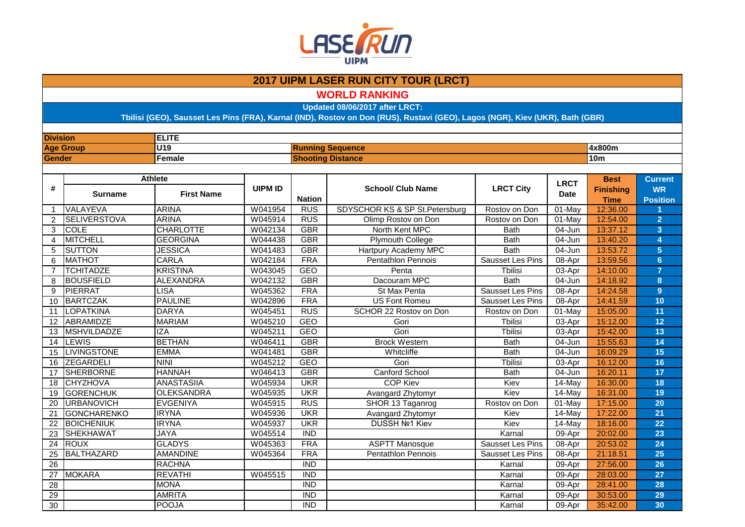# 2017 UIPM LASER RUN CITY TOUR (LRCT)

## WORLD RANKING

**Updated 08/06/2017 after LRCT:**
**Tbilisi (GEO), Sausset Les Pins (FRA), Karnal (IND), Rostov on Don (RUS), Rustavi (GEO), Lagos (NGR), Kiev (UKR), Bath (GBR)**

| | | | |
|---|---|---|---|
| **Division** | **ELITE** | | |
| **Age Group** | **U19** | **Running Sequence** | **4x800m** |
| **Gender** | **Female** | **Shooting Distance** | **10m** |

| # | Athlete | | UIPM ID | Nation | School/ Club Name | LRCT City | LRCT Date | Best Finishing Time | Current WR Position |
|---|---|---|---|---|---|---|---|---|---|
| | Surname | First Name | | | | | | | |
| 1 | VALAYEVA | ARINA | W041954 | RUS | SDYSCHOR KS & SP St.Petersburg | Rostov on Don | 01-May | 12:36.00 | 1 |
| 2 | SELIVERSTOVA | ARINA | W045914 | RUS | Olimp Rostov on Don | Rostov on Don | 01-May | 12:54.00 | 2 |
| 3 | COLE | CHARLOTTE | W042134 | GBR | North Kent MPC | Bath | 04-Jun | 13:37.12 | 3 |
| 4 | MITCHELL | GEORGINA | W044438 | GBR | Plymouth College | Bath | 04-Jun | 13:40.20 | 4 |
| 5 | SUTTON | JESSICA | W041483 | GBR | Hartpury Academy MPC | Bath | 04-Jun | 13:53.72 | 5 |
| 6 | MATHOT | CARLA | W042184 | FRA | Pentathlon Pennois | Sausset Les Pins | 08-Apr | 13:59.56 | 6 |
| 7 | TCHITADZE | KRISTINA | W043045 | GEO | Penta | Tbilisi | 03-Apr | 14:10.00 | 7 |
| 8 | BOUSFIELD | ALEXANDRA | W042132 | GBR | Dacouram MPC | Bath | 04-Jun | 14:18.92 | 8 |
| 9 | PIERRAT | LISA | W045362 | FRA | St Max Penta | Sausset Les Pins | 08-Apr | 14:24.58 | 9 |
| 10 | BARTCZAK | PAULINE | W042896 | FRA | US Font Romeu | Sausset Les Pins | 08-Apr | 14:41.59 | 10 |
| 11 | LOPATKINA | DARYA | W045451 | RUS | SCHOR 22 Rostov on Don | Rostov on Don | 01-May | 15:05.00 | 11 |
| 12 | ABRAMIDZE | MARIAM | W045210 | GEO | Gori | Tbilisi | 03-Apr | 15:12.00 | 12 |
| 13 | MSHVILDADZE | IZA | W045211 | GEO | Gori | Tbilisi | 03-Apr | 15:42.00 | 13 |
| 14 | LEWIS | BETHAN | W046411 | GBR | Brock Western | Bath | 04-Jun | 15:55.63 | 14 |
| 15 | LIVINGSTONE | EMMA | W041481 | GBR | Whitcliffe | Bath | 04-Jun | 16:09.29 | 15 |
| 16 | ZEGARDELI | NINI | W045212 | GEO | Gori | Tbilisi | 03-Apr | 16:12.00 | 16 |
| 17 | SHERBORNE | HANNAH | W046413 | GBR | Canford School | Bath | 04-Jun | 16:20.11 | 17 |
| 18 | CHYZHOVA | ANASTASIIA | W045934 | UKR | COP Kiev | Kiev | 14-May | 16:30.00 | 18 |
| 19 | GORENCHUK | OLEKSANDRA | W045935 | UKR | Avangard Zhytomyr | Kiev | 14-May | 16:31.00 | 19 |
| 20 | URBANOVICH | EVGENIYA | W045915 | RUS | SHOR 13 Taganrog | Rostov on Don | 01-May | 17:15.00 | 20 |
| 21 | GONCHARENKO | IRYNA | W045936 | UKR | Avangard Zhytomyr | Kiev | 14-May | 17:22.00 | 21 |
| 22 | BOICHENIUK | IRYNA | W045937 | UKR | DUSSH №1 Kiev | Kiev | 14-May | 18:16.00 | 22 |
| 23 | SHEKHAWAT | JAYA | W045514 | IND | | Karnal | 09-Apr | 20:02.00 | 23 |
| 24 | ROUX | GLADYS | W045363 | FRA | ASPTT Manosque | Sausset Les Pins | 08-Apr | 20:53.02 | 24 |
| 25 | BALTHAZARD | AMANDINE | W045364 | FRA | Pentathlon Pennois | Sausset Les Pins | 08-Apr | 21:18.51 | 25 |
| 26 | | RACHNA | | IND | | Karnal | 09-Apr | 27:56.00 | 26 |
| 27 | MOKARA | REVATHI | W045515 | IND | | Karnal | 09-Apr | 28:03.00 | 27 |
| 28 | | MONA | | IND | | Karnal | 09-Apr | 28:41.00 | 28 |
| 29 | | AMRITA | | IND | | Karnal | 09-Apr | 30:53.00 | 29 |
| 30 | | POOJA | | IND | | Karnal | 09-Apr | 35:42.00 | 30 |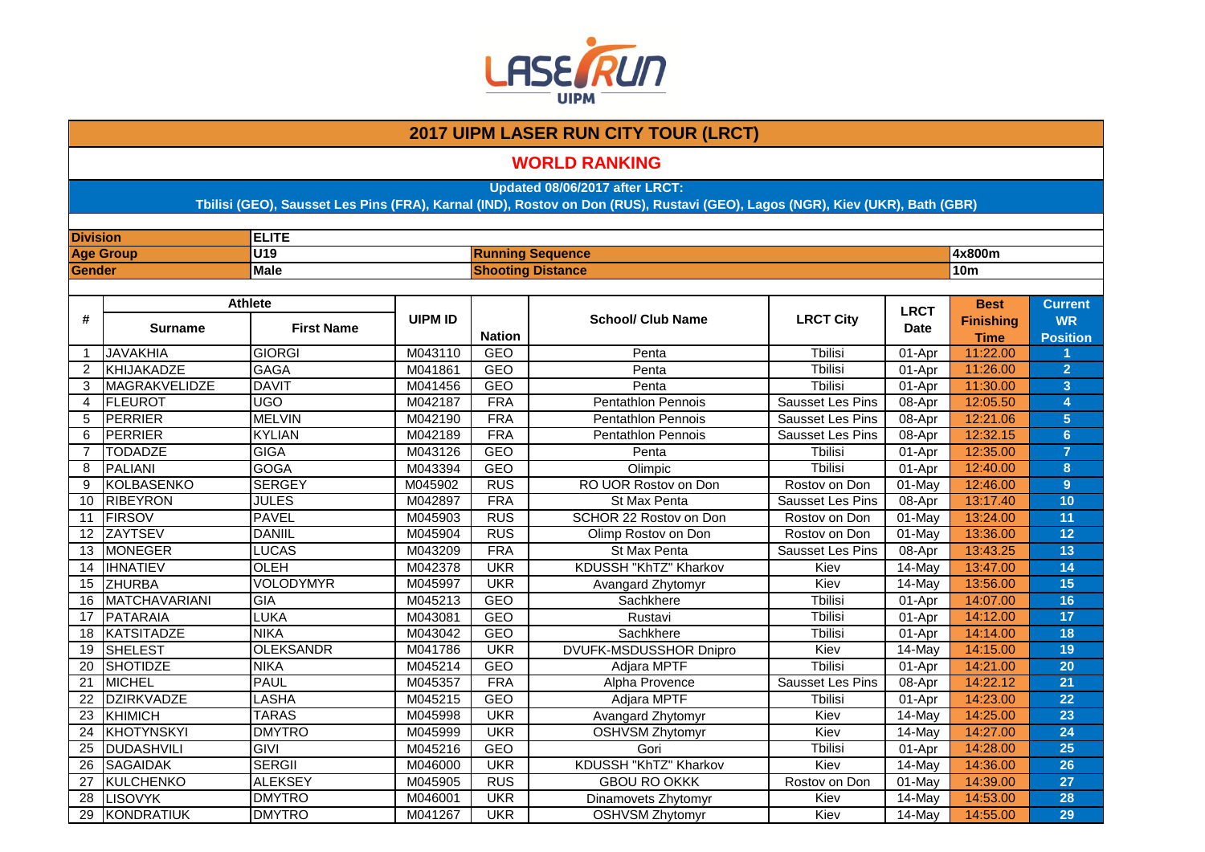## 2017 UIPM LASER RUN CITY TOUR (LRCT)

## WORLD RANKING

**Updated 08/06/2017 after LRCT:**
**Tbilisi (GEO), Sausset Les Pins (FRA), Karnal (IND), Rostov on Don (RUS), Rustavi (GEO), Lagos (NGR), Kiev (UKR), Bath (GBR)**

| | | | |
|---|---|---|---|
| **Division** | **ELITE** | | |
| **Age Group** | **U19** | **Running Sequence** | **4x800m** |
| **Gender** | **Male** | **Shooting Distance** | **10m** |

| # | Athlete | | UIPM ID | Nation | School/ Club Name | LRCT City | LRCT Date | Best Finishing Time | Current WR Position |
|---|---|---|---|---|---|---|---|---|---|
| | Surname | First Name | | | | | | | |
| 1 | JAVAKHIA | GIORGI | M043110 | GEO | Penta | Tbilisi | 01-Apr | 11:22.00 | 1 |
| 2 | KHIJAKADZE | GAGA | M041861 | GEO | Penta | Tbilisi | 01-Apr | 11:26.00 | 2 |
| 3 | MAGRAKVELIDZE | DAVIT | M041456 | GEO | Penta | Tbilisi | 01-Apr | 11:30.00 | 3 |
| 4 | FLEUROT | UGO | M042187 | FRA | Pentathlon Pennois | Sausset Les Pins | 08-Apr | 12:05.50 | 4 |
| 5 | PERRIER | MELVIN | M042190 | FRA | Pentathlon Pennois | Sausset Les Pins | 08-Apr | 12:21.06 | 5 |
| 6 | PERRIER | KYLIAN | M042189 | FRA | Pentathlon Pennois | Sausset Les Pins | 08-Apr | 12:32.15 | 6 |
| 7 | TODADZE | GIGA | M043126 | GEO | Penta | Tbilisi | 01-Apr | 12:35.00 | 7 |
| 8 | PALIANI | GOGA | M043394 | GEO | Olimpic | Tbilisi | 01-Apr | 12:40.00 | 8 |
| 9 | KOLBASENKO | SERGEY | M045902 | RUS | RO UOR Rostov on Don | Rostov on Don | 01-May | 12:46.00 | 9 |
| 10 | RIBEYRON | JULES | M042897 | FRA | St Max Penta | Sausset Les Pins | 08-Apr | 13:17.40 | 10 |
| 11 | FIRSOV | PAVEL | M045903 | RUS | SCHOR 22 Rostov on Don | Rostov on Don | 01-May | 13:24.00 | 11 |
| 12 | ZAYTSEV | DANIIL | M045904 | RUS | Olimp Rostov on Don | Rostov on Don | 01-May | 13:36.00 | 12 |
| 13 | MONEGER | LUCAS | M043209 | FRA | St Max Penta | Sausset Les Pins | 08-Apr | 13:43.25 | 13 |
| 14 | IHNATIEV | OLEH | M042378 | UKR | KDUSSH "KhTZ" Kharkov | Kiev | 14-May | 13:47.00 | 14 |
| 15 | ZHURBA | VOLODYMYR | M045997 | UKR | Avangard Zhytomyr | Kiev | 14-May | 13:56.00 | 15 |
| 16 | MATCHAVARIANI | GIA | M045213 | GEO | Sachkhere | Tbilisi | 01-Apr | 14:07.00 | 16 |
| 17 | PATARAIA | LUKA | M043081 | GEO | Rustavi | Tbilisi | 01-Apr | 14:12.00 | 17 |
| 18 | KATSITADZE | NIKA | M043042 | GEO | Sachkhere | Tbilisi | 01-Apr | 14:14.00 | 18 |
| 19 | SHELEST | OLEKSANDR | M041786 | UKR | DVUFK-MSDUSSHOR Dnipro | Kiev | 14-May | 14:15.00 | 19 |
| 20 | SHOTIDZE | NIKA | M045214 | GEO | Adjara MPTF | Tbilisi | 01-Apr | 14:21.00 | 20 |
| 21 | MICHEL | PAUL | M045357 | FRA | Alpha Provence | Sausset Les Pins | 08-Apr | 14:22.12 | 21 |
| 22 | DZIRKVADZE | LASHA | M045215 | GEO | Adjara MPTF | Tbilisi | 01-Apr | 14:23.00 | 22 |
| 23 | KHIMICH | TARAS | M045998 | UKR | Avangard Zhytomyr | Kiev | 14-May | 14:25.00 | 23 |
| 24 | KHOTYNSKYI | DMYTRO | M045999 | UKR | OSHVSM Zhytomyr | Kiev | 14-May | 14:27.00 | 24 |
| 25 | DUDASHVILI | GIVI | M045216 | GEO | Gori | Tbilisi | 01-Apr | 14:28.00 | 25 |
| 26 | SAGAIDAK | SERGII | M046000 | UKR | KDUSSH "KhTZ" Kharkov | Kiev | 14-May | 14:36.00 | 26 |
| 27 | KULCHENKO | ALEKSEY | M045905 | RUS | GBOU RO OKKK | Rostov on Don | 01-May | 14:39.00 | 27 |
| 28 | LISOVYK | DMYTRO | M046001 | UKR | Dinamovets Zhytomyr | Kiev | 14-May | 14:53.00 | 28 |
| 29 | KONDRATIUK | DMYTRO | M041267 | UKR | OSHVSM Zhytomyr | Kiev | 14-May | 14:55.00 | 29 |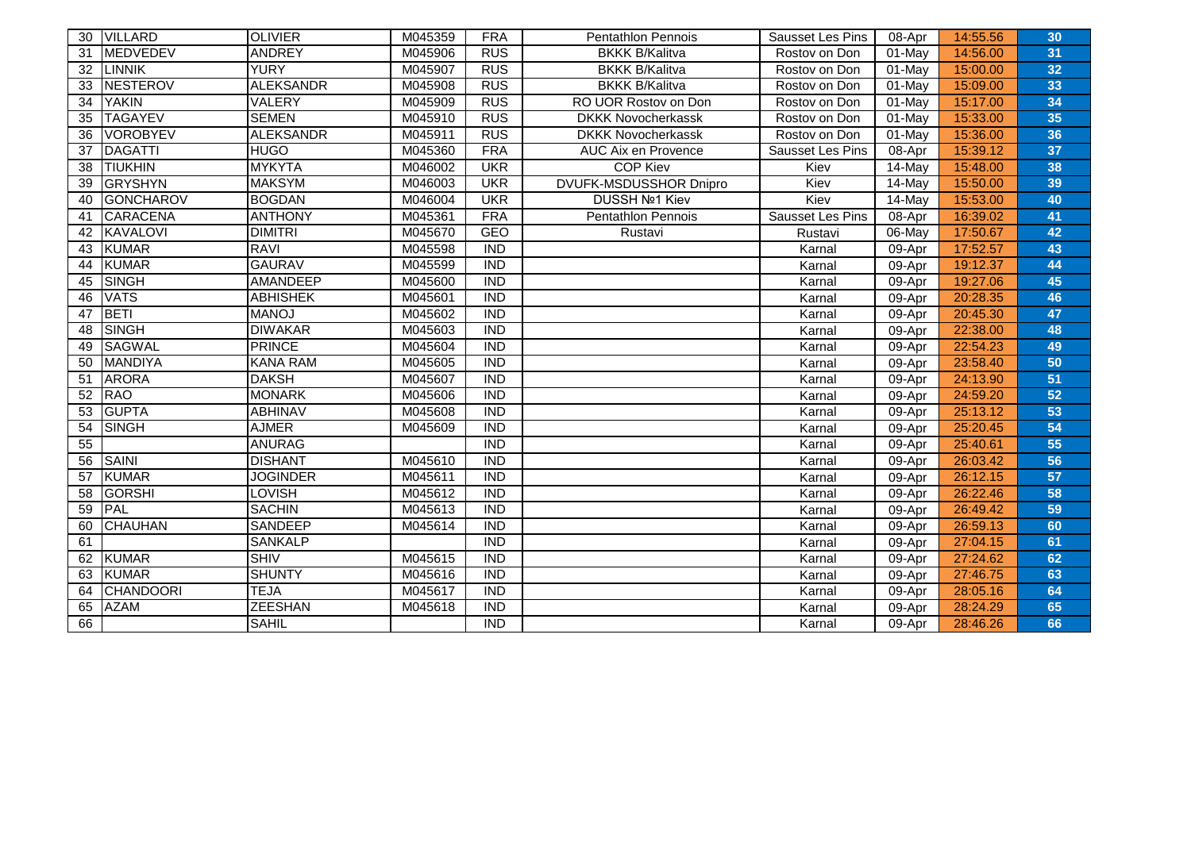| 30 | VILLARD | OLIVIER | M045359 | FRA | Pentathlon Pennois | Sausset Les Pins | 08-Apr | 14:55.56 | 30 |
|---|---|---|---|---|---|---|---|---|---|
| 31 | MEDVEDEV | ANDREY | M045906 | RUS | BKKK B/Kalitva | Rostov on Don | 01-May | 14:56.00 | 31 |
| 32 | LINNIK | YURY | M045907 | RUS | BKKK B/Kalitva | Rostov on Don | 01-May | 15:00.00 | 32 |
| 33 | NESTEROV | ALEKSANDR | M045908 | RUS | BKKK B/Kalitva | Rostov on Don | 01-May | 15:09.00 | 33 |
| 34 | YAKIN | VALERY | M045909 | RUS | RO UOR Rostov on Don | Rostov on Don | 01-May | 15:17.00 | 34 |
| 35 | TAGAYEV | SEMEN | M045910 | RUS | DKKK Novocherkassk | Rostov on Don | 01-May | 15:33.00 | 35 |
| 36 | VOROBYEV | ALEKSANDR | M045911 | RUS | DKKK Novocherkassk | Rostov on Don | 01-May | 15:36.00 | 36 |
| 37 | DAGATTI | HUGO | M045360 | FRA | AUC Aix en Provence | Sausset Les Pins | 08-Apr | 15:39.12 | 37 |
| 38 | TIUKHIN | MYKYTA | M046002 | UKR | COP Kiev | Kiev | 14-May | 15:48.00 | 38 |
| 39 | GRYSHYN | MAKSYM | M046003 | UKR | DVUFK-MSDUSSHOR Dnipro | Kiev | 14-May | 15:50.00 | 39 |
| 40 | GONCHAROV | BOGDAN | M046004 | UKR | DUSSH №1 Kiev | Kiev | 14-May | 15:53.00 | 40 |
| 41 | CARACENA | ANTHONY | M045361 | FRA | Pentathlon Pennois | Sausset Les Pins | 08-Apr | 16:39.02 | 41 |
| 42 | KAVALOVI | DIMITRI | M045670 | GEO | Rustavi | Rustavi | 06-May | 17:50.67 | 42 |
| 43 | KUMAR | RAVI | M045598 | IND | | Karnal | 09-Apr | 17:52.57 | 43 |
| 44 | KUMAR | GAURAV | M045599 | IND | | Karnal | 09-Apr | 19:12.37 | 44 |
| 45 | SINGH | AMANDEEP | M045600 | IND | | Karnal | 09-Apr | 19:27.06 | 45 |
| 46 | VATS | ABHISHEK | M045601 | IND | | Karnal | 09-Apr | 20:28.35 | 46 |
| 47 | BETI | MANOJ | M045602 | IND | | Karnal | 09-Apr | 20:45.30 | 47 |
| 48 | SINGH | DIWAKAR | M045603 | IND | | Karnal | 09-Apr | 22:38.00 | 48 |
| 49 | SAGWAL | PRINCE | M045604 | IND | | Karnal | 09-Apr | 22:54.23 | 49 |
| 50 | MANDIYA | KANA RAM | M045605 | IND | | Karnal | 09-Apr | 23:58.40 | 50 |
| 51 | ARORA | DAKSH | M045607 | IND | | Karnal | 09-Apr | 24:13.90 | 51 |
| 52 | RAO | MONARK | M045606 | IND | | Karnal | 09-Apr | 24:59.20 | 52 |
| 53 | GUPTA | ABHINAV | M045608 | IND | | Karnal | 09-Apr | 25:13.12 | 53 |
| 54 | SINGH | AJMER | M045609 | IND | | Karnal | 09-Apr | 25:20.45 | 54 |
| 55 | | ANURAG | | IND | | Karnal | 09-Apr | 25:40.61 | 55 |
| 56 | SAINI | DISHANT | M045610 | IND | | Karnal | 09-Apr | 26:03.42 | 56 |
| 57 | KUMAR | JOGINDER | M045611 | IND | | Karnal | 09-Apr | 26:12.15 | 57 |
| 58 | GORSHI | LOVISH | M045612 | IND | | Karnal | 09-Apr | 26:22.46 | 58 |
| 59 | PAL | SACHIN | M045613 | IND | | Karnal | 09-Apr | 26:49.42 | 59 |
| 60 | CHAUHAN | SANDEEP | M045614 | IND | | Karnal | 09-Apr | 26:59.13 | 60 |
| 61 | | SANKALP | | IND | | Karnal | 09-Apr | 27:04.15 | 61 |
| 62 | KUMAR | SHIV | M045615 | IND | | Karnal | 09-Apr | 27:24.62 | 62 |
| 63 | KUMAR | SHUNTY | M045616 | IND | | Karnal | 09-Apr | 27:46.75 | 63 |
| 64 | CHANDOORI | TEJA | M045617 | IND | | Karnal | 09-Apr | 28:05.16 | 64 |
| 65 | AZAM | ZEESHAN | M045618 | IND | | Karnal | 09-Apr | 28:24.29 | 65 |
| 66 | | SAHIL | | IND | | Karnal | 09-Apr | 28:46.26 | 66 |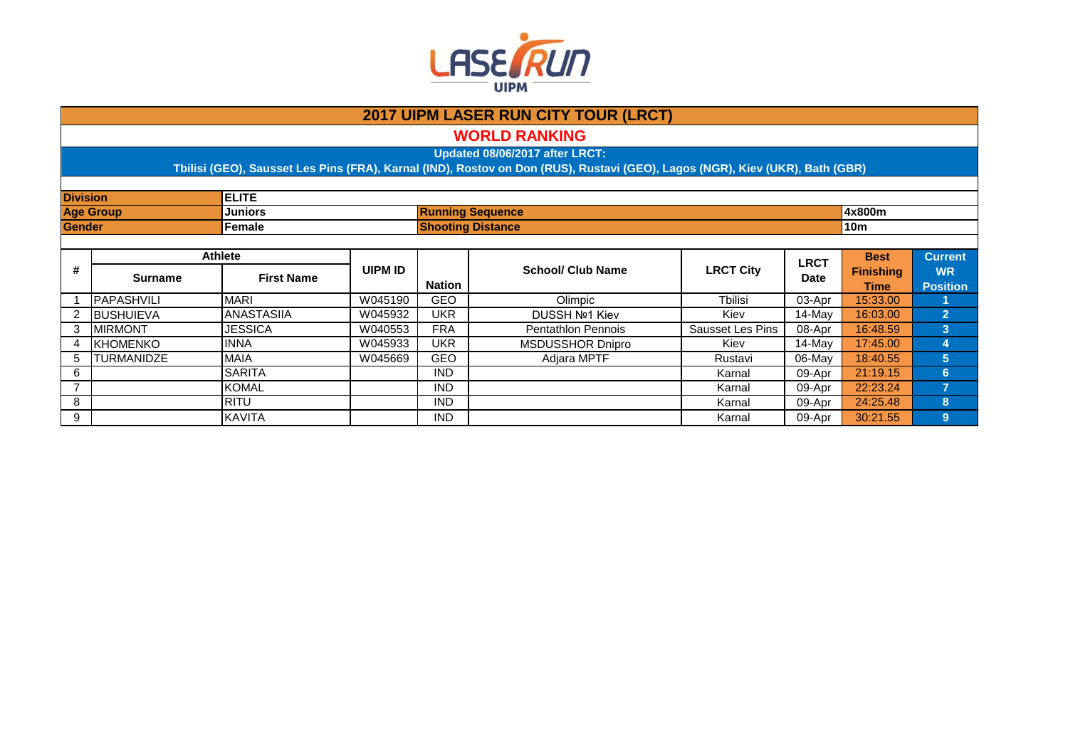# 2017 UIPM LASER RUN CITY TOUR (LRCT)

## WORLD RANKING

**Updated 08/06/2017 after LRCT:**

**Tbilisi (GEO), Sausset Les Pins (FRA), Karnal (IND), Rostov on Don (RUS), Rustavi (GEO), Lagos (NGR), Kiev (UKR), Bath (GBR)**

| | | | |
|---|---|---|---|
| **Division** | **ELITE** | | |
| **Age Group** | **Juniors** | **Running Sequence** | **4x800m** |
| **Gender** | **Female** | **Shooting Distance** | **10m** |

| # | Athlete | | UIPM ID | Nation | School/ Club Name | LRCT City | LRCT Date | Best Finishing Time | Current WR Position |
|---|---|---|---|---|---|---|---|---|---|
| | Surname | First Name | | | | | | | |
| 1 | PAPASHVILI | MARI | W045190 | GEO | Olimpic | Tbilisi | 03-Apr | 15:33.00 | 1 |
| 2 | BUSHUIEVA | ANASTASIIA | W045932 | UKR | DUSSH №1 Kiev | Kiev | 14-May | 16:03.00 | 2 |
| 3 | MIRMONT | JESSICA | W040553 | FRA | Pentathlon Pennois | Sausset Les Pins | 08-Apr | 16:48.59 | 3 |
| 4 | KHOMENKO | INNA | W045933 | UKR | MSDUSSHOR Dnipro | Kiev | 14-May | 17:45.00 | 4 |
| 5 | TURMANIDZE | MAIA | W045669 | GEO | Adjara MPTF | Rustavi | 06-May | 18:40.55 | 5 |
| 6 | | SARITA | | IND | | Karnal | 09-Apr | 21:19.15 | 6 |
| 7 | | KOMAL | | IND | | Karnal | 09-Apr | 22:23.24 | 7 |
| 8 | | RITU | | IND | | Karnal | 09-Apr | 24:25.48 | 8 |
| 9 | | KAVITA | | IND | | Karnal | 09-Apr | 30:21.55 | 9 |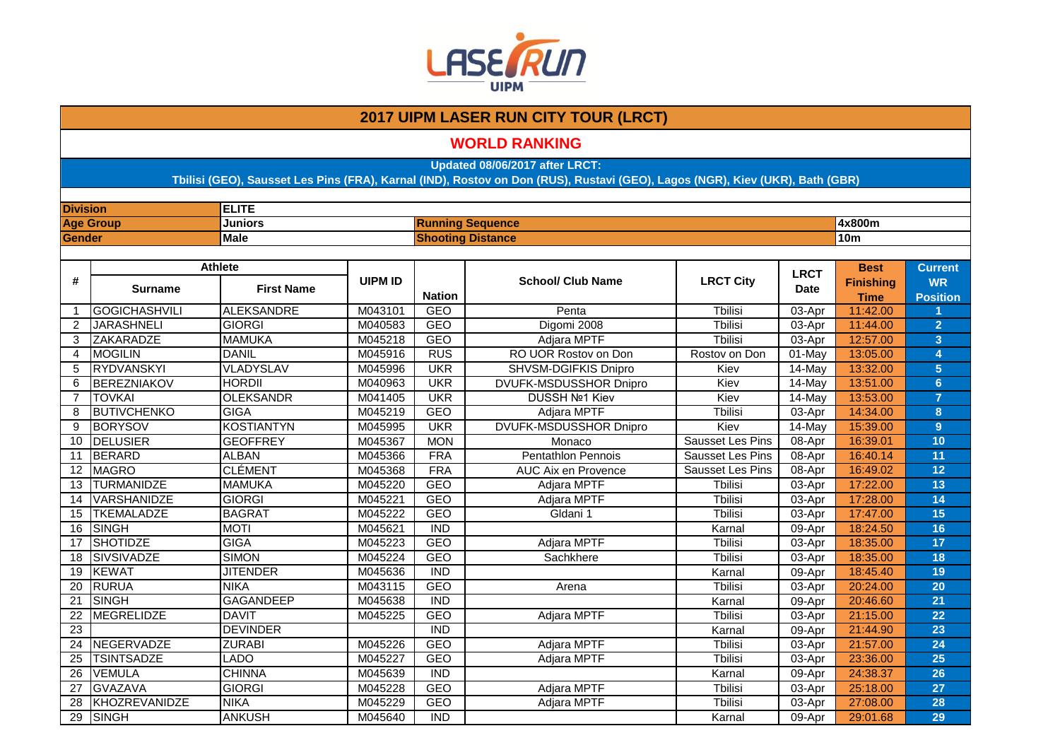# 2017 UIPM LASER RUN CITY TOUR (LRCT)

## WORLD RANKING

**Updated 08/06/2017 after LRCT:**
**Tbilisi (GEO), Sausset Les Pins (FRA), Karnal (IND), Rostov on Don (RUS), Rustavi (GEO), Lagos (NGR), Kiev (UKR), Bath (GBR)**

| | | | | |
|---|---|---|---|---|
| **Division** | **ELITE** | | | |
| **Age Group** | **Juniors** | **Running Sequence** | **4x800m** | |
| **Gender** | **Male** | **Shooting Distance** | **10m** | |

| # | Athlete | | UIPM ID | Nation | School/ Club Name | LRCT City | LRCT Date | Best Finishing Time | Current WR Position |
|---|---|---|---|---|---|---|---|---|---|
| | Surname | First Name | | | | | | | |
| 1 | GOGICHASHVILI | ALEKSANDRE | M043101 | GEO | Penta | Tbilisi | 03-Apr | 11:42.00 | 1 |
| 2 | JARASHNELI | GIORGI | M040583 | GEO | Digomi 2008 | Tbilisi | 03-Apr | 11:44.00 | 2 |
| 3 | ZAKARADZE | MAMUKA | M045218 | GEO | Adjara MPTF | Tbilisi | 03-Apr | 12:57.00 | 3 |
| 4 | MOGILIN | DANIL | M045916 | RUS | RO UOR Rostov on Don | Rostov on Don | 01-May | 13:05.00 | 4 |
| 5 | RYDVANSKYI | VLADYSLAV | M045996 | UKR | SHVSM-DGIFKIS Dnipro | Kiev | 14-May | 13:32.00 | 5 |
| 6 | BEREZNIAKOV | HORDII | M040963 | UKR | DVUFK-MSDUSSHOR Dnipro | Kiev | 14-May | 13:51.00 | 6 |
| 7 | TOVKAI | OLEKSANDR | M041405 | UKR | DUSSH №1 Kiev | Kiev | 14-May | 13:53.00 | 7 |
| 8 | BUTIVCHENKO | GIGA | M045219 | GEO | Adjara MPTF | Tbilisi | 03-Apr | 14:34.00 | 8 |
| 9 | BORYSOV | KOSTIANTYN | M045995 | UKR | DVUFK-MSDUSSHOR Dnipro | Kiev | 14-May | 15:39.00 | 9 |
| 10 | DELUSIER | GEOFFREY | M045367 | MON | Monaco | Sausset Les Pins | 08-Apr | 16:39.01 | 10 |
| 11 | BERARD | ALBAN | M045366 | FRA | Pentathlon Pennois | Sausset Les Pins | 08-Apr | 16:40.14 | 11 |
| 12 | MAGRO | CLÉMENT | M045368 | FRA | AUC Aix en Provence | Sausset Les Pins | 08-Apr | 16:49.02 | 12 |
| 13 | TURMANIDZE | MAMUKA | M045220 | GEO | Adjara MPTF | Tbilisi | 03-Apr | 17:22.00 | 13 |
| 14 | VARSHANIDZE | GIORGI | M045221 | GEO | Adjara MPTF | Tbilisi | 03-Apr | 17:28.00 | 14 |
| 15 | TKEMALADZE | BAGRAT | M045222 | GEO | Gldani 1 | Tbilisi | 03-Apr | 17:47.00 | 15 |
| 16 | SINGH | MOTI | M045621 | IND | | Karnal | 09-Apr | 18:24.50 | 16 |
| 17 | SHOTIDZE | GIGA | M045223 | GEO | Adjara MPTF | Tbilisi | 03-Apr | 18:35.00 | 17 |
| 18 | SIVSIVADZE | SIMON | M045224 | GEO | Sachkhere | Tbilisi | 03-Apr | 18:35.00 | 18 |
| 19 | KEWAT | JITENDER | M045636 | IND | | Karnal | 09-Apr | 18:45.40 | 19 |
| 20 | RURUA | NIKA | M043115 | GEO | Arena | Tbilisi | 03-Apr | 20:24.00 | 20 |
| 21 | SINGH | GAGANDEEP | M045638 | IND | | Karnal | 09-Apr | 20:46.60 | 21 |
| 22 | MEGRELIDZE | DAVIT | M045225 | GEO | Adjara MPTF | Tbilisi | 03-Apr | 21:15.00 | 22 |
| 23 | | DEVINDER | | IND | | Karnal | 09-Apr | 21:44.90 | 23 |
| 24 | NEGERVADZE | ZURABI | M045226 | GEO | Adjara MPTF | Tbilisi | 03-Apr | 21:57.00 | 24 |
| 25 | TSINTSADZE | LADO | M045227 | GEO | Adjara MPTF | Tbilisi | 03-Apr | 23:36.00 | 25 |
| 26 | VEMULA | CHINNA | M045639 | IND | | Karnal | 09-Apr | 24:38.37 | 26 |
| 27 | GVAZAVA | GIORGI | M045228 | GEO | Adjara MPTF | Tbilisi | 03-Apr | 25:18.00 | 27 |
| 28 | KHOZREVANIDZE | NIKA | M045229 | GEO | Adjara MPTF | Tbilisi | 03-Apr | 27:08.00 | 28 |
| 29 | SINGH | ANKUSH | M045640 | IND | | Karnal | 09-Apr | 29:01.68 | 29 |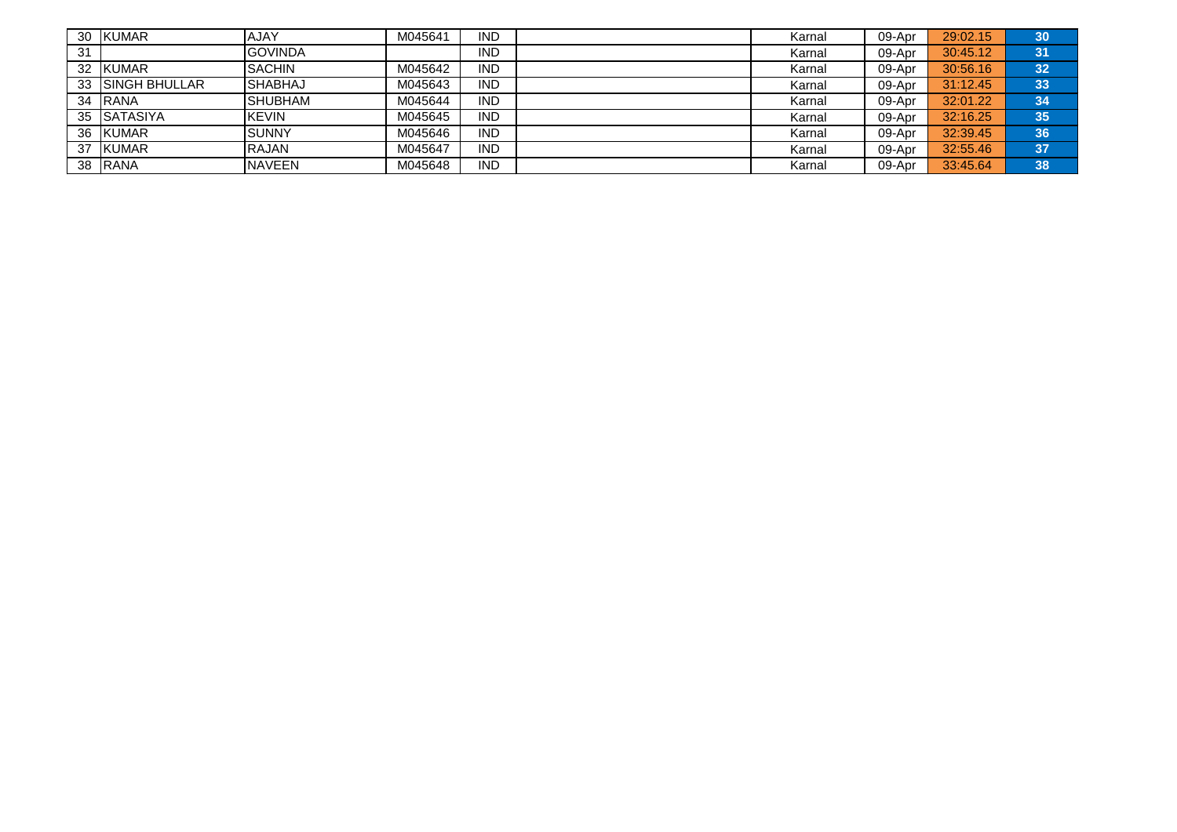| | | | | | | | | | |
|---|---|---|---|---|---|---|---|---|---|
| 30 | KUMAR | AJAY | M045641 | IND | | Karnal | 09-Apr | 29:02.15 | 30 |
| 31 | | GOVINDA | | IND | | Karnal | 09-Apr | 30:45.12 | 31 |
| 32 | KUMAR | SACHIN | M045642 | IND | | Karnal | 09-Apr | 30:56.16 | 32 |
| 33 | SINGH BHULLAR | SHABHAJ | M045643 | IND | | Karnal | 09-Apr | 31:12.45 | 33 |
| 34 | RANA | SHUBHAM | M045644 | IND | | Karnal | 09-Apr | 32:01.22 | 34 |
| 35 | SATASIYA | KEVIN | M045645 | IND | | Karnal | 09-Apr | 32:16.25 | 35 |
| 36 | KUMAR | SUNNY | M045646 | IND | | Karnal | 09-Apr | 32:39.45 | 36 |
| 37 | KUMAR | RAJAN | M045647 | IND | | Karnal | 09-Apr | 32:55.46 | 37 |
| 38 | RANA | NAVEEN | M045648 | IND | | Karnal | 09-Apr | 33:45.64 | 38 |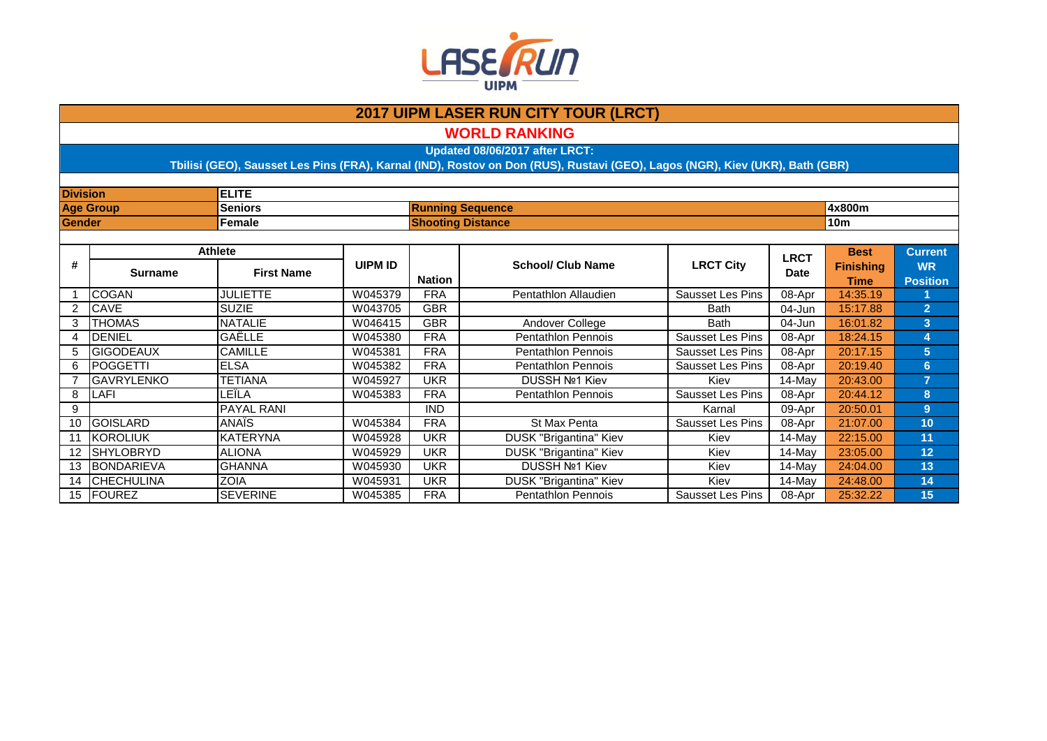# 2017 UIPM LASER RUN CITY TOUR (LRCT)

## WORLD RANKING

**Updated 08/06/2017 after LRCT:**
**Tbilisi (GEO), Sausset Les Pins (FRA), Karnal (IND), Rostov on Don (RUS), Rustavi (GEO), Lagos (NGR), Kiev (UKR), Bath (GBR)**

| | | | |
|---|---|---|---|
| **Division** | **ELITE** | | |
| **Age Group** | **Seniors** | **Running Sequence** | **4x800m** |
| **Gender** | **Female** | **Shooting Distance** | **10m** |

| # | Athlete | | UIPM ID | Nation | School/ Club Name | LRCT City | LRCT Date | Best Finishing Time | Current WR Position |
|---|---|---|---|---|---|---|---|---|---|
| | Surname | First Name | | | | | | | |
| 1 | COGAN | JULIETTE | W045379 | FRA | Pentathlon Allaudien | Sausset Les Pins | 08-Apr | 14:35.19 | 1 |
| 2 | CAVE | SUZIE | W043705 | GBR | | Bath | 04-Jun | 15:17.88 | 2 |
| 3 | THOMAS | NATALIE | W046415 | GBR | Andover College | Bath | 04-Jun | 16:01.82 | 3 |
| 4 | DENIEL | GAËLLE | W045380 | FRA | Pentathlon Pennois | Sausset Les Pins | 08-Apr | 18:24.15 | 4 |
| 5 | GIGODEAUX | CAMILLE | W045381 | FRA | Pentathlon Pennois | Sausset Les Pins | 08-Apr | 20:17.15 | 5 |
| 6 | POGGETTI | ELSA | W045382 | FRA | Pentathlon Pennois | Sausset Les Pins | 08-Apr | 20:19.40 | 6 |
| 7 | GAVRYLENKO | TETIANA | W045927 | UKR | DUSSH №1 Kiev | Kiev | 14-May | 20:43.00 | 7 |
| 8 | LAFI | LEÏLA | W045383 | FRA | Pentathlon Pennois | Sausset Les Pins | 08-Apr | 20:44.12 | 8 |
| 9 | | PAYAL RANI | | IND | | Karnal | 09-Apr | 20:50.01 | 9 |
| 10 | GOISLARD | ANAÏS | W045384 | FRA | St Max Penta | Sausset Les Pins | 08-Apr | 21:07.00 | 10 |
| 11 | KOROLIUK | KATERYNA | W045928 | UKR | DUSK "Brigantina" Kiev | Kiev | 14-May | 22:15.00 | 11 |
| 12 | SHYLOBRYD | ALIONA | W045929 | UKR | DUSK "Brigantina" Kiev | Kiev | 14-May | 23:05.00 | 12 |
| 13 | BONDARIEVA | GHANNA | W045930 | UKR | DUSSH №1 Kiev | Kiev | 14-May | 24:04.00 | 13 |
| 14 | CHECHULINA | ZOIA | W045931 | UKR | DUSK "Brigantina" Kiev | Kiev | 14-May | 24:48.00 | 14 |
| 15 | FOUREZ | SEVERINE | W045385 | FRA | Pentathlon Pennois | Sausset Les Pins | 08-Apr | 25:32.22 | 15 |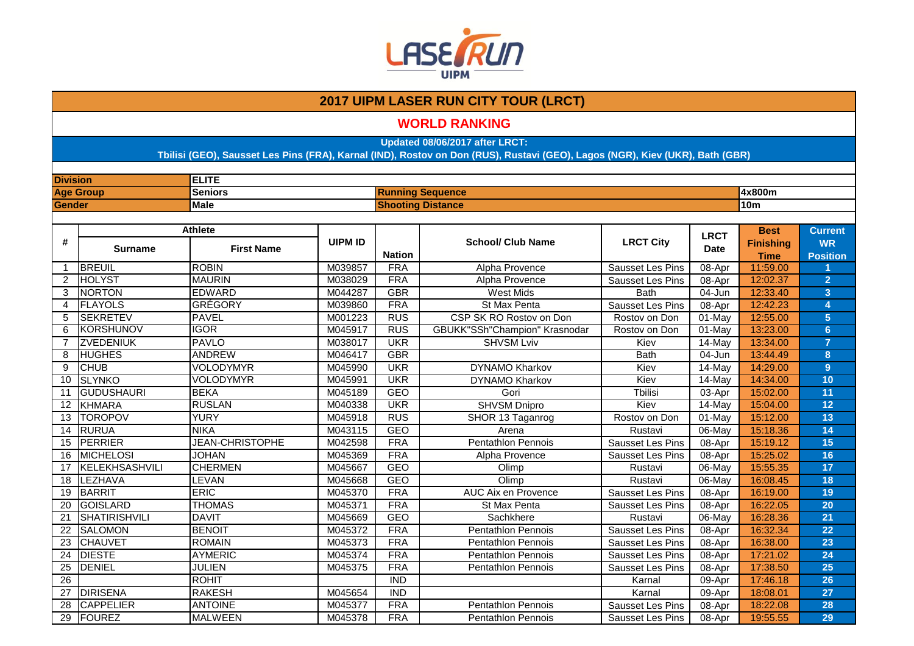# 2017 UIPM LASER RUN CITY TOUR (LRCT)

## WORLD RANKING

**Updated 08/06/2017 after LRCT:**
**Tbilisi (GEO), Sausset Les Pins (FRA), Karnal (IND), Rostov on Don (RUS), Rustavi (GEO), Lagos (NGR), Kiev (UKR), Bath (GBR)**

| | | | | |
|---|---|---|---|---|
| **Division** | **ELITE** | | | |
| **Age Group** | **Seniors** | **Running Sequence** | **4x800m** | |
| **Gender** | **Male** | **Shooting Distance** | **10m** | |

| # | Athlete | | UIPM ID | Nation | School/ Club Name | LRCT City | LRCT Date | Best Finishing Time | Current WR Position |
|---|---|---|---|---|---|---|---|---|---|
| | Surname | First Name | | | | | | | |
| 1 | BREUIL | ROBIN | M039857 | FRA | Alpha Provence | Sausset Les Pins | 08-Apr | 11:59.00 | 1 |
| 2 | HOLYST | MAURIN | M038029 | FRA | Alpha Provence | Sausset Les Pins | 08-Apr | 12:02.37 | 2 |
| 3 | NORTON | EDWARD | M044287 | GBR | West Mids | Bath | 04-Jun | 12:33.40 | 3 |
| 4 | FLAYOLS | GRÉGORY | M039860 | FRA | St Max Penta | Sausset Les Pins | 08-Apr | 12:42.23 | 4 |
| 5 | SEKRETEV | PAVEL | M001223 | RUS | CSP SK RO Rostov on Don | Rostov on Don | 01-May | 12:55.00 | 5 |
| 6 | KORSHUNOV | IGOR | M045917 | RUS | GBUKK"SSh"Champion" Krasnodar | Rostov on Don | 01-May | 13:23.00 | 6 |
| 7 | ZVEDENIUK | PAVLO | M038017 | UKR | SHVSM Lviv | Kiev | 14-May | 13:34.00 | 7 |
| 8 | HUGHES | ANDREW | M046417 | GBR | | Bath | 04-Jun | 13:44.49 | 8 |
| 9 | CHUB | VOLODYMYR | M045990 | UKR | DYNAMO Kharkov | Kiev | 14-May | 14:29.00 | 9 |
| 10 | SLYNKO | VOLODYMYR | M045991 | UKR | DYNAMO Kharkov | Kiev | 14-May | 14:34.00 | 10 |
| 11 | GUDUSHAURI | BEKA | M045189 | GEO | Gori | Tbilisi | 03-Apr | 15:02.00 | 11 |
| 12 | KHMARA | RUSLAN | M040338 | UKR | SHVSM Dnipro | Kiev | 14-May | 15:04.00 | 12 |
| 13 | TOROPOV | YURY | M045918 | RUS | SHOR 13 Taganrog | Rostov on Don | 01-May | 15:12.00 | 13 |
| 14 | RURUA | NIKA | M043115 | GEO | Arena | Rustavi | 06-May | 15:18.36 | 14 |
| 15 | PERRIER | JEAN-CHRISTOPHE | M042598 | FRA | Pentathlon Pennois | Sausset Les Pins | 08-Apr | 15:19.12 | 15 |
| 16 | MICHELOSI | JOHAN | M045369 | FRA | Alpha Provence | Sausset Les Pins | 08-Apr | 15:25.02 | 16 |
| 17 | KELEKHSASHVILI | CHERMEN | M045667 | GEO | Olimp | Rustavi | 06-May | 15:55.35 | 17 |
| 18 | LEZHAVA | LEVAN | M045668 | GEO | Olimp | Rustavi | 06-May | 16:08.45 | 18 |
| 19 | BARRIT | ERIC | M045370 | FRA | AUC Aix en Provence | Sausset Les Pins | 08-Apr | 16:19.00 | 19 |
| 20 | GOISLARD | THOMAS | M045371 | FRA | St Max Penta | Sausset Les Pins | 08-Apr | 16:22.05 | 20 |
| 21 | SHATIRISHVILI | DAVIT | M045669 | GEO | Sachkhere | Rustavi | 06-May | 16:28.36 | 21 |
| 22 | SALOMON | BENOIT | M045372 | FRA | Pentathlon Pennois | Sausset Les Pins | 08-Apr | 16:32.34 | 22 |
| 23 | CHAUVET | ROMAIN | M045373 | FRA | Pentathlon Pennois | Sausset Les Pins | 08-Apr | 16:38.00 | 23 |
| 24 | DIESTE | AYMERIC | M045374 | FRA | Pentathlon Pennois | Sausset Les Pins | 08-Apr | 17:21.02 | 24 |
| 25 | DENIEL | JULIEN | M045375 | FRA | Pentathlon Pennois | Sausset Les Pins | 08-Apr | 17:38.50 | 25 |
| 26 | | ROHIT | | IND | | Karnal | 09-Apr | 17:46.18 | 26 |
| 27 | DIRISENA | RAKESH | M045654 | IND | | Karnal | 09-Apr | 18:08.01 | 27 |
| 28 | CAPPELIER | ANTOINE | M045377 | FRA | Pentathlon Pennois | Sausset Les Pins | 08-Apr | 18:22.08 | 28 |
| 29 | FOUREZ | MALWEEN | M045378 | FRA | Pentathlon Pennois | Sausset Les Pins | 08-Apr | 19:55.55 | 29 |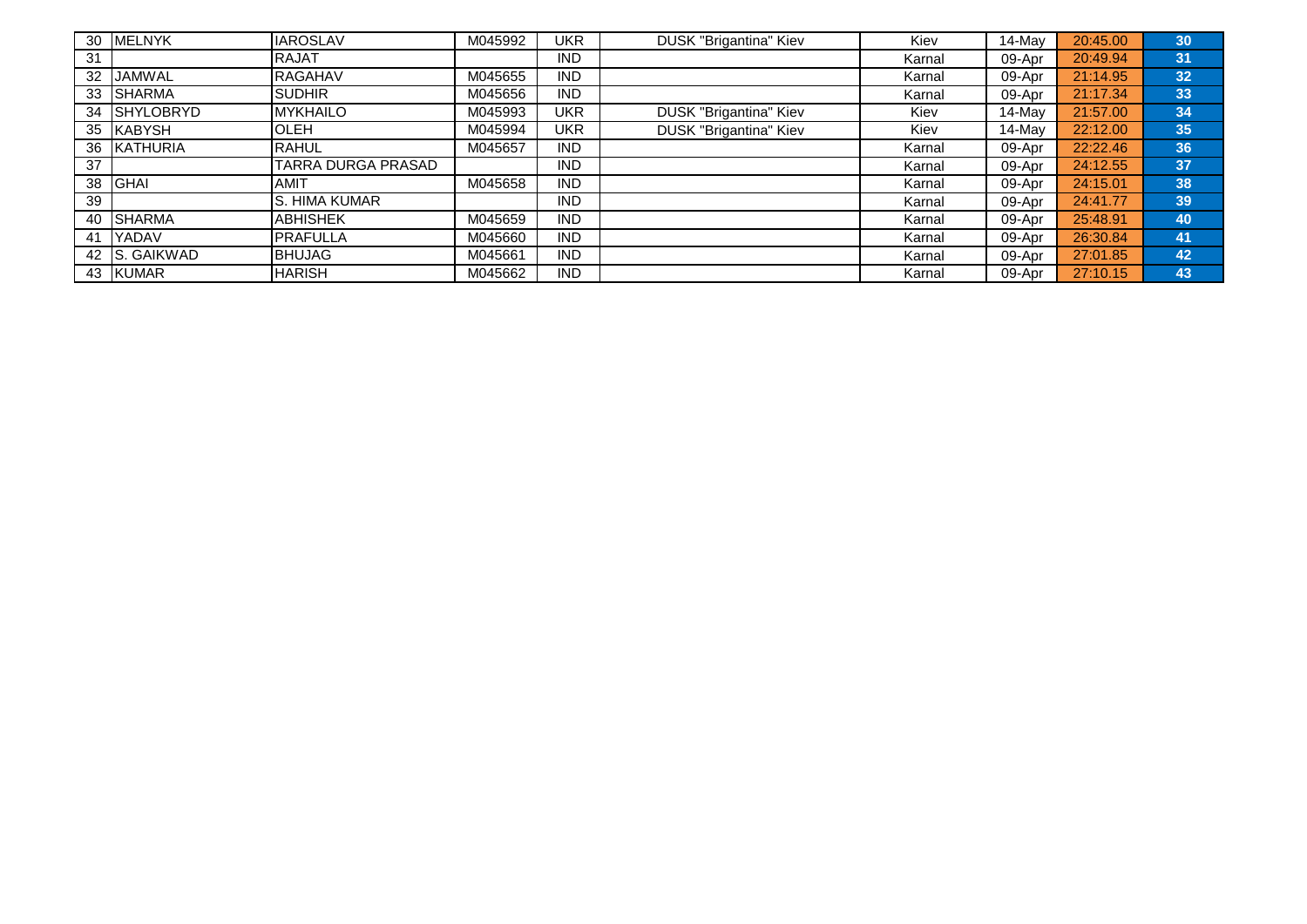| | | | | | | | | | |
|---|---|---|---|---|---|---|---|---|---|
| 30 | MELNYK | IAROSLAV | M045992 | UKR | DUSK "Brigantina" Kiev | Kiev | 14-May | 20:45.00 | 30 |
| 31 | | RAJAT | | IND | | Karnal | 09-Apr | 20:49.94 | 31 |
| 32 | JAMWAL | RAGAHAV | M045655 | IND | | Karnal | 09-Apr | 21:14.95 | 32 |
| 33 | SHARMA | SUDHIR | M045656 | IND | | Karnal | 09-Apr | 21:17.34 | 33 |
| 34 | SHYLOBRYD | MYKHAILO | M045993 | UKR | DUSK "Brigantina" Kiev | Kiev | 14-May | 21:57.00 | 34 |
| 35 | KABYSH | OLEH | M045994 | UKR | DUSK "Brigantina" Kiev | Kiev | 14-May | 22:12.00 | 35 |
| 36 | KATHURIA | RAHUL | M045657 | IND | | Karnal | 09-Apr | 22:22.46 | 36 |
| 37 | | TARRA DURGA PRASAD | | IND | | Karnal | 09-Apr | 24:12.55 | 37 |
| 38 | GHAI | AMIT | M045658 | IND | | Karnal | 09-Apr | 24:15.01 | 38 |
| 39 | | S. HIMA KUMAR | | IND | | Karnal | 09-Apr | 24:41.77 | 39 |
| 40 | SHARMA | ABHISHEK | M045659 | IND | | Karnal | 09-Apr | 25:48.91 | 40 |
| 41 | YADAV | PRAFULLA | M045660 | IND | | Karnal | 09-Apr | 26:30.84 | 41 |
| 42 | S. GAIKWAD | BHUJAG | M045661 | IND | | Karnal | 09-Apr | 27:01.85 | 42 |
| 43 | KUMAR | HARISH | M045662 | IND | | Karnal | 09-Apr | 27:10.15 | 43 |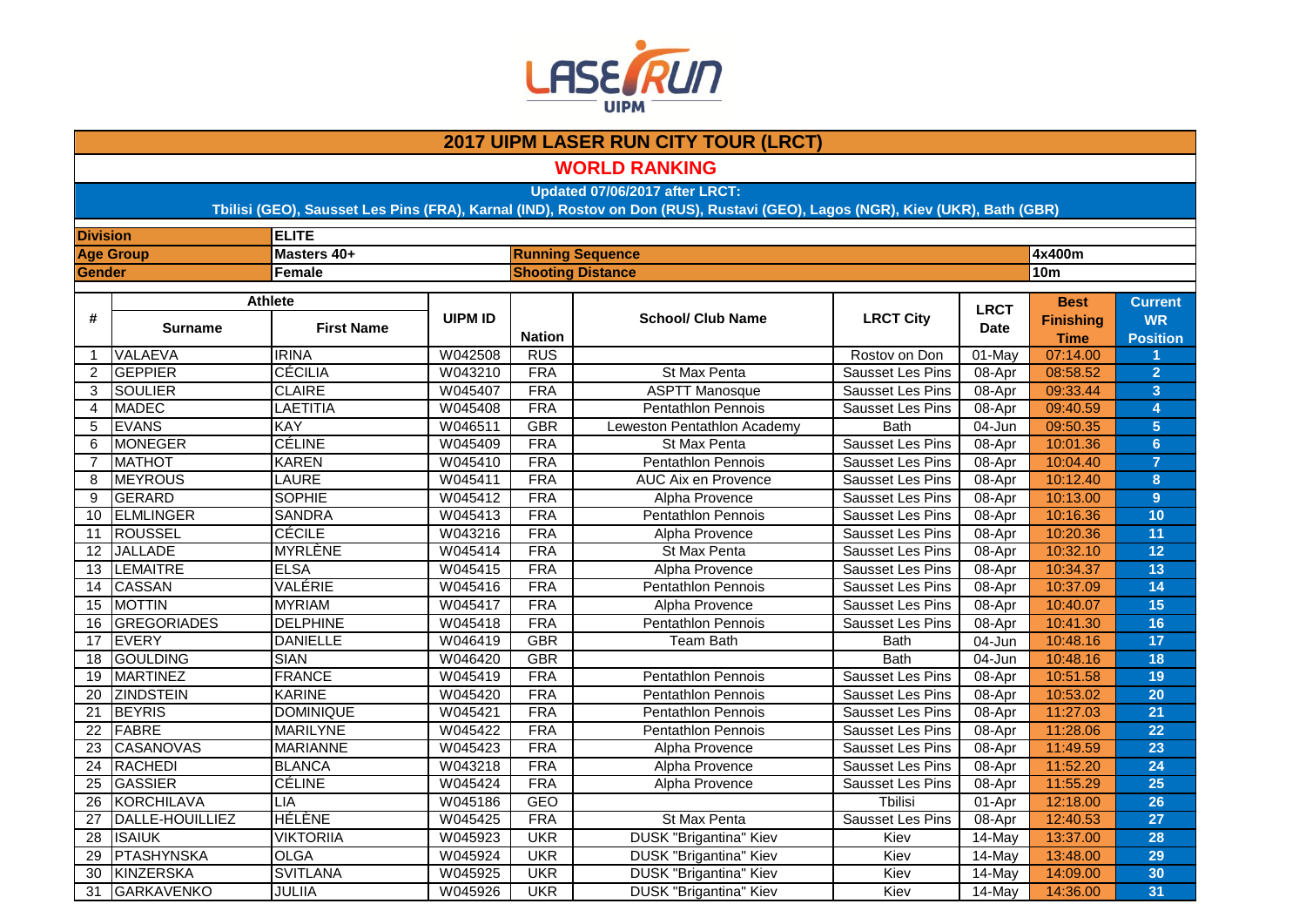LASER RUN UIPM

# 2017 UIPM LASER RUN CITY TOUR (LRCT)

## WORLD RANKING

**Updated 07/06/2017 after LRCT:**
**Tbilisi (GEO), Sausset Les Pins (FRA), Karnal (IND), Rostov on Don (RUS), Rustavi (GEO), Lagos (NGR), Kiev (UKR), Bath (GBR)**

| | | | |
|---|---|---|---|
| **Division** | **ELITE** | | |
| **Age Group** | **Masters 40+** | **Running Sequence** | **4x400m** |
| **Gender** | **Female** | **Shooting Distance** | **10m** |

| # | Athlete | | UIPM ID | Nation | School/ Club Name | LRCT City | LRCT Date | Best Finishing Time | Current WR Position |
|---|---|---|---|---|---|---|---|---|---|
| | Surname | First Name | | | | | | | |
| 1 | VALAEVA | IRINA | W042508 | RUS | | Rostov on Don | 01-May | 07:14.00 | 1 |
| 2 | GEPPIER | CÉCILIA | W043210 | FRA | St Max Penta | Sausset Les Pins | 08-Apr | 08:58.52 | 2 |
| 3 | SOULIER | CLAIRE | W045407 | FRA | ASPTT Manosque | Sausset Les Pins | 08-Apr | 09:33.44 | 3 |
| 4 | MADEC | LAETITIA | W045408 | FRA | Pentathlon Pennois | Sausset Les Pins | 08-Apr | 09:40.59 | 4 |
| 5 | EVANS | KAY | W046511 | GBR | Leweston Pentathlon Academy | Bath | 04-Jun | 09:50.35 | 5 |
| 6 | MONEGER | CÉLINE | W045409 | FRA | St Max Penta | Sausset Les Pins | 08-Apr | 10:01.36 | 6 |
| 7 | MATHOT | KAREN | W045410 | FRA | Pentathlon Pennois | Sausset Les Pins | 08-Apr | 10:04.40 | 7 |
| 8 | MEYROUS | LAURE | W045411 | FRA | AUC Aix en Provence | Sausset Les Pins | 08-Apr | 10:12.40 | 8 |
| 9 | GERARD | SOPHIE | W045412 | FRA | Alpha Provence | Sausset Les Pins | 08-Apr | 10:13.00 | 9 |
| 10 | ELMLINGER | SANDRA | W045413 | FRA | Pentathlon Pennois | Sausset Les Pins | 08-Apr | 10:16.36 | 10 |
| 11 | ROUSSEL | CÉCILE | W043216 | FRA | Alpha Provence | Sausset Les Pins | 08-Apr | 10:20.36 | 11 |
| 12 | JALLADE | MYRLÈNE | W045414 | FRA | St Max Penta | Sausset Les Pins | 08-Apr | 10:32.10 | 12 |
| 13 | LEMAITRE | ELSA | W045415 | FRA | Alpha Provence | Sausset Les Pins | 08-Apr | 10:34.37 | 13 |
| 14 | CASSAN | VALÉRIE | W045416 | FRA | Pentathlon Pennois | Sausset Les Pins | 08-Apr | 10:37.09 | 14 |
| 15 | MOTTIN | MYRIAM | W045417 | FRA | Alpha Provence | Sausset Les Pins | 08-Apr | 10:40.07 | 15 |
| 16 | GREGORIADES | DELPHINE | W045418 | FRA | Pentathlon Pennois | Sausset Les Pins | 08-Apr | 10:41.30 | 16 |
| 17 | EVERY | DANIELLE | W046419 | GBR | Team Bath | Bath | 04-Jun | 10:48.16 | 17 |
| 18 | GOULDING | SIAN | W046420 | GBR | | Bath | 04-Jun | 10:48.16 | 18 |
| 19 | MARTINEZ | FRANCE | W045419 | FRA | Pentathlon Pennois | Sausset Les Pins | 08-Apr | 10:51.58 | 19 |
| 20 | ZINDSTEIN | KARINE | W045420 | FRA | Pentathlon Pennois | Sausset Les Pins | 08-Apr | 10:53.02 | 20 |
| 21 | BEYRIS | DOMINIQUE | W045421 | FRA | Pentathlon Pennois | Sausset Les Pins | 08-Apr | 11:27.03 | 21 |
| 22 | FABRE | MARILYNE | W045422 | FRA | Pentathlon Pennois | Sausset Les Pins | 08-Apr | 11:28.06 | 22 |
| 23 | CASANOVAS | MARIANNE | W045423 | FRA | Alpha Provence | Sausset Les Pins | 08-Apr | 11:49.59 | 23 |
| 24 | RACHEDI | BLANCA | W043218 | FRA | Alpha Provence | Sausset Les Pins | 08-Apr | 11:52.20 | 24 |
| 25 | GASSIER | CÉLINE | W045424 | FRA | Alpha Provence | Sausset Les Pins | 08-Apr | 11:55.29 | 25 |
| 26 | KORCHILAVA | LIA | W045186 | GEO | | Tbilisi | 01-Apr | 12:18.00 | 26 |
| 27 | DALLE-HOUILLIEZ | HÉLÈNE | W045425 | FRA | St Max Penta | Sausset Les Pins | 08-Apr | 12:40.53 | 27 |
| 28 | ISAIUK | VIKTORIIA | W045923 | UKR | DUSK "Brigantina" Kiev | Kiev | 14-May | 13:37.00 | 28 |
| 29 | PTASHYNSKA | OLGA | W045924 | UKR | DUSK "Brigantina" Kiev | Kiev | 14-May | 13:48.00 | 29 |
| 30 | KINZERSKA | SVITLANA | W045925 | UKR | DUSK "Brigantina" Kiev | Kiev | 14-May | 14:09.00 | 30 |
| 31 | GARKAVENKO | JULIIA | W045926 | UKR | DUSK "Brigantina" Kiev | Kiev | 14-May | 14:36.00 | 31 |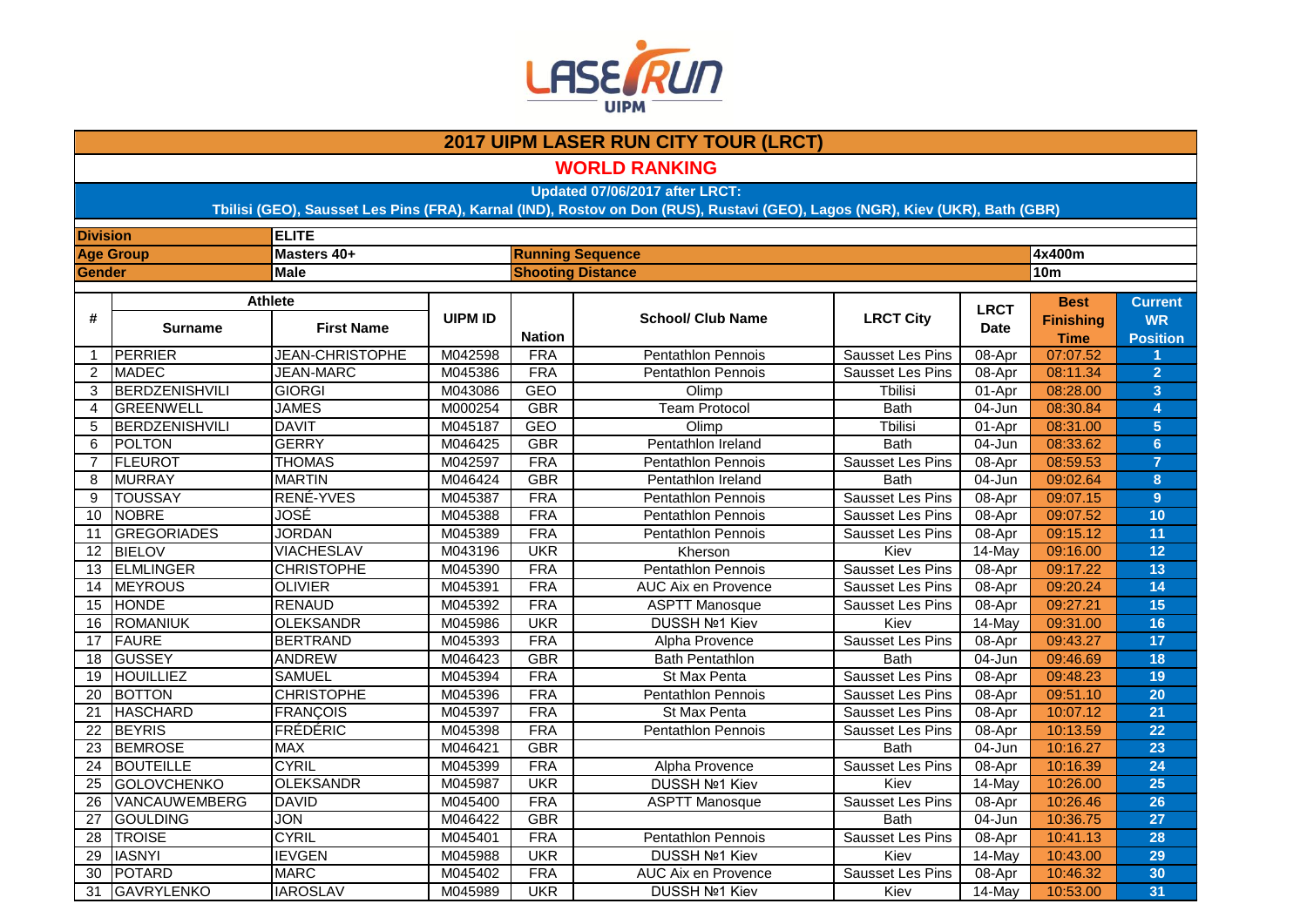# 2017 UIPM LASER RUN CITY TOUR (LRCT)

## WORLD RANKING

**Updated 07/06/2017 after LRCT:**
**Tbilisi (GEO), Sausset Les Pins (FRA), Karnal (IND), Rostov on Don (RUS), Rustavi (GEO), Lagos (NGR), Kiev (UKR), Bath (GBR)**

| | | | | |
|---|---|---|---|---|
| **Division** | **ELITE** | | | |
| **Age Group** | **Masters 40+** | | **Running Sequence** | **4x400m** |
| **Gender** | **Male** | | **Shooting Distance** | **10m** |

| # | Athlete | | UIPM ID | Nation | School/ Club Name | LRCT City | LRCT Date | Best Finishing Time | Current WR Position |
|---|---|---|---|---|---|---|---|---|---|
| | Surname | First Name | | | | | | | |
| 1 | PERRIER | JEAN-CHRISTOPHE | M042598 | FRA | Pentathlon Pennois | Sausset Les Pins | 08-Apr | 07:07.52 | 1 |
| 2 | MADEC | JEAN-MARC | M045386 | FRA | Pentathlon Pennois | Sausset Les Pins | 08-Apr | 08:11.34 | 2 |
| 3 | BERDZENISHVILI | GIORGI | M043086 | GEO | Olimp | Tbilisi | 01-Apr | 08:28.00 | 3 |
| 4 | GREENWELL | JAMES | M000254 | GBR | Team Protocol | Bath | 04-Jun | 08:30.84 | 4 |
| 5 | BERDZENISHVILI | DAVIT | M045187 | GEO | Olimp | Tbilisi | 01-Apr | 08:31.00 | 5 |
| 6 | POLTON | GERRY | M046425 | GBR | Pentathlon Ireland | Bath | 04-Jun | 08:33.62 | 6 |
| 7 | FLEUROT | THOMAS | M042597 | FRA | Pentathlon Pennois | Sausset Les Pins | 08-Apr | 08:59.53 | 7 |
| 8 | MURRAY | MARTIN | M046424 | GBR | Pentathlon Ireland | Bath | 04-Jun | 09:02.64 | 8 |
| 9 | TOUSSAY | RENÉ-YVES | M045387 | FRA | Pentathlon Pennois | Sausset Les Pins | 08-Apr | 09:07.15 | 9 |
| 10 | NOBRE | JOSÉ | M045388 | FRA | Pentathlon Pennois | Sausset Les Pins | 08-Apr | 09:07.52 | 10 |
| 11 | GREGORIADES | JORDAN | M045389 | FRA | Pentathlon Pennois | Sausset Les Pins | 08-Apr | 09:15.12 | 11 |
| 12 | BIELOV | VIACHESLAV | M043196 | UKR | Kherson | Kiev | 14-May | 09:16.00 | 12 |
| 13 | ELMLINGER | CHRISTOPHE | M045390 | FRA | Pentathlon Pennois | Sausset Les Pins | 08-Apr | 09:17.22 | 13 |
| 14 | MEYROUS | OLIVIER | M045391 | FRA | AUC Aix en Provence | Sausset Les Pins | 08-Apr | 09:20.24 | 14 |
| 15 | HONDE | RENAUD | M045392 | FRA | ASPTT Manosque | Sausset Les Pins | 08-Apr | 09:27.21 | 15 |
| 16 | ROMANIUK | OLEKSANDR | M045986 | UKR | DUSSH №1 Kiev | Kiev | 14-May | 09:31.00 | 16 |
| 17 | FAURE | BERTRAND | M045393 | FRA | Alpha Provence | Sausset Les Pins | 08-Apr | 09:43.27 | 17 |
| 18 | GUSSEY | ANDREW | M046423 | GBR | Bath Pentathlon | Bath | 04-Jun | 09:46.69 | 18 |
| 19 | HOUILLIEZ | SAMUEL | M045394 | FRA | St Max Penta | Sausset Les Pins | 08-Apr | 09:48.23 | 19 |
| 20 | BOTTON | CHRISTOPHE | M045396 | FRA | Pentathlon Pennois | Sausset Les Pins | 08-Apr | 09:51.10 | 20 |
| 21 | HASCHARD | FRANÇOIS | M045397 | FRA | St Max Penta | Sausset Les Pins | 08-Apr | 10:07.12 | 21 |
| 22 | BEYRIS | FRÉDÉRIC | M045398 | FRA | Pentathlon Pennois | Sausset Les Pins | 08-Apr | 10:13.59 | 22 |
| 23 | BEMROSE | MAX | M046421 | GBR | | Bath | 04-Jun | 10:16.27 | 23 |
| 24 | BOUTEILLE | CYRIL | M045399 | FRA | Alpha Provence | Sausset Les Pins | 08-Apr | 10:16.39 | 24 |
| 25 | GOLOVCHENKO | OLEKSANDR | M045987 | UKR | DUSSH №1 Kiev | Kiev | 14-May | 10:26.00 | 25 |
| 26 | VANCAUWEMBERG | DAVID | M045400 | FRA | ASPTT Manosque | Sausset Les Pins | 08-Apr | 10:26.46 | 26 |
| 27 | GOULDING | JON | M046422 | GBR | | Bath | 04-Jun | 10:36.75 | 27 |
| 28 | TROISE | CYRIL | M045401 | FRA | Pentathlon Pennois | Sausset Les Pins | 08-Apr | 10:41.13 | 28 |
| 29 | IASNYI | IEVGEN | M045988 | UKR | DUSSH №1 Kiev | Kiev | 14-May | 10:43.00 | 29 |
| 30 | POTARD | MARC | M045402 | FRA | AUC Aix en Provence | Sausset Les Pins | 08-Apr | 10:46.32 | 30 |
| 31 | GAVRYLENKO | IAROSLAV | M045989 | UKR | DUSSH №1 Kiev | Kiev | 14-May | 10:53.00 | 31 |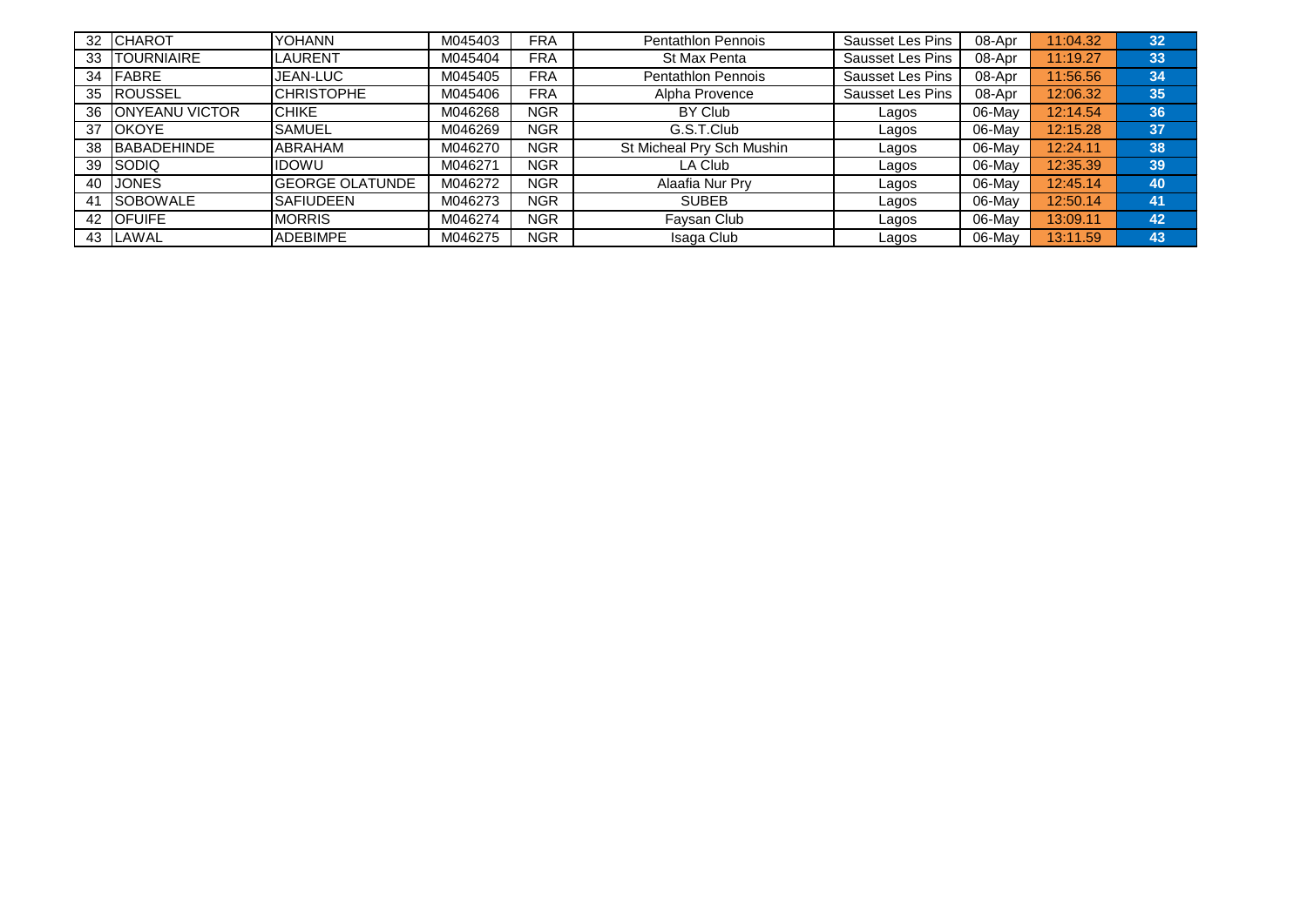| | | | | | | | | | |
|---|---|---|---|---|---|---|---|---|---|
| 32 | CHAROT | YOHANN | M045403 | FRA | Pentathlon Pennois | Sausset Les Pins | 08-Apr | 11:04.32 | 32 |
| 33 | TOURNIAIRE | LAURENT | M045404 | FRA | St Max Penta | Sausset Les Pins | 08-Apr | 11:19.27 | 33 |
| 34 | FABRE | JEAN-LUC | M045405 | FRA | Pentathlon Pennois | Sausset Les Pins | 08-Apr | 11:56.56 | 34 |
| 35 | ROUSSEL | CHRISTOPHE | M045406 | FRA | Alpha Provence | Sausset Les Pins | 08-Apr | 12:06.32 | 35 |
| 36 | ONYEANU VICTOR | CHIKE | M046268 | NGR | BY Club | Lagos | 06-May | 12:14.54 | 36 |
| 37 | OKOYE | SAMUEL | M046269 | NGR | G.S.T.Club | Lagos | 06-May | 12:15.28 | 37 |
| 38 | BABADEHINDE | ABRAHAM | M046270 | NGR | St Micheal Pry Sch Mushin | Lagos | 06-May | 12:24.11 | 38 |
| 39 | SODIQ | IDOWU | M046271 | NGR | LA Club | Lagos | 06-May | 12:35.39 | 39 |
| 40 | JONES | GEORGE OLATUNDE | M046272 | NGR | Alaafia Nur Pry | Lagos | 06-May | 12:45.14 | 40 |
| 41 | SOBOWALE | SAFIUDEEN | M046273 | NGR | SUBEB | Lagos | 06-May | 12:50.14 | 41 |
| 42 | OFUIFE | MORRIS | M046274 | NGR | Faysan Club | Lagos | 06-May | 13:09.11 | 42 |
| 43 | LAWAL | ADEBIMPE | M046275 | NGR | Isaga Club | Lagos | 06-May | 13:11.59 | 43 |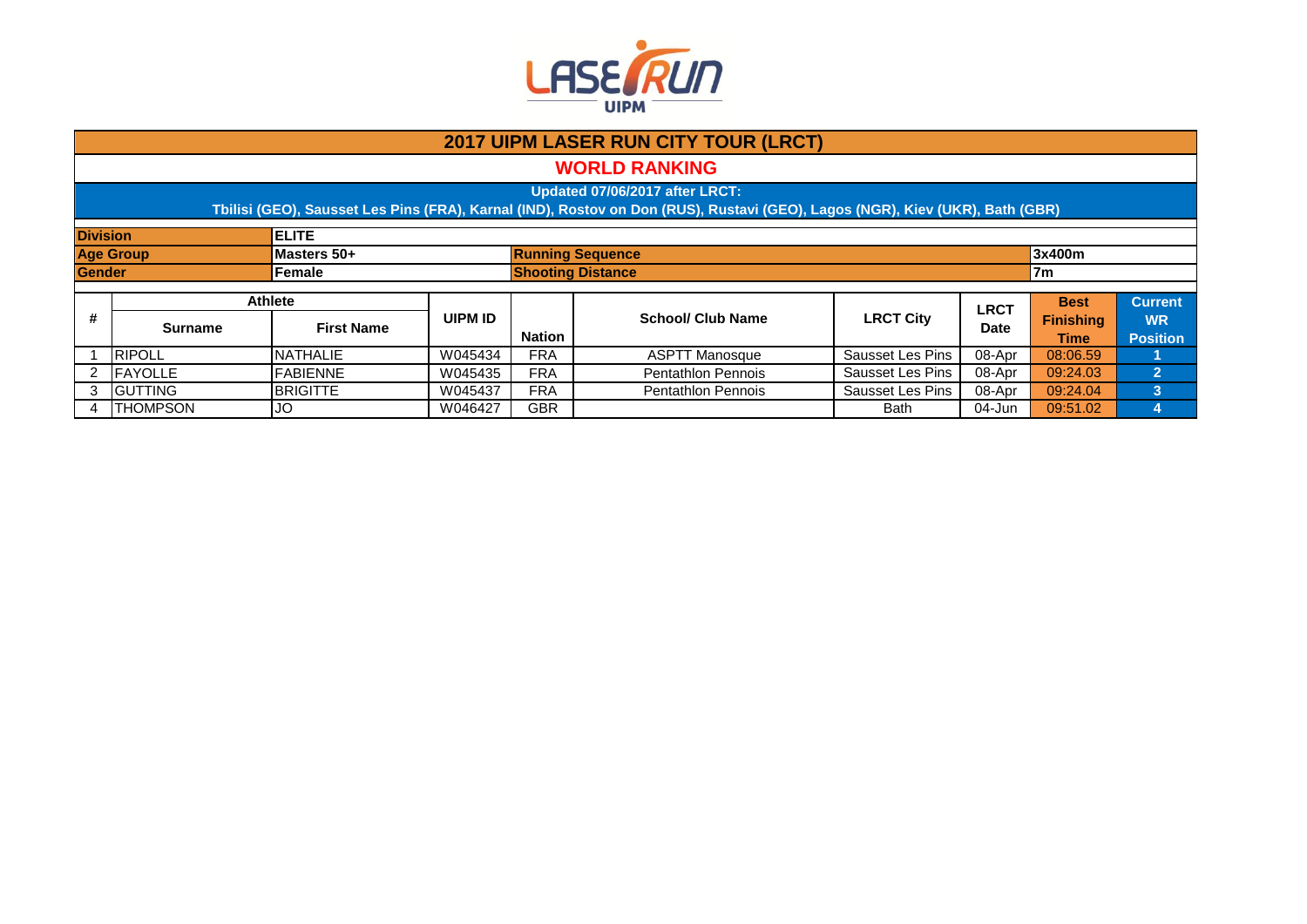LASER RUN UIPM

# 2017 UIPM LASER RUN CITY TOUR (LRCT)

## WORLD RANKING

**Updated 07/06/2017 after LRCT:**

**Tbilisi (GEO), Sausset Les Pins (FRA), Karnal (IND), Rostov on Don (RUS), Rustavi (GEO), Lagos (NGR), Kiev (UKR), Bath (GBR)**

| | | | |
|---|---|---|---|
| **Division** | **ELITE** | | |
| **Age Group** | **Masters 50+** | **Running Sequence** | **3x400m** |
| **Gender** | **Female** | **Shooting Distance** | **7m** |

| # | Athlete | | UIPM ID | Nation | School/ Club Name | LRCT City | LRCT Date | Best Finishing Time | Current WR Position |
|---|---|---|---|---|---|---|---|---|---|
| | Surname | First Name | | | | | | | |
| 1 | RIPOLL | NATHALIE | W045434 | FRA | ASPTT Manosque | Sausset Les Pins | 08-Apr | 08:06.59 | 1 |
| 2 | FAYOLLE | FABIENNE | W045435 | FRA | Pentathlon Pennois | Sausset Les Pins | 08-Apr | 09:24.03 | 2 |
| 3 | GUTTING | BRIGITTE | W045437 | FRA | Pentathlon Pennois | Sausset Les Pins | 08-Apr | 09:24.04 | 3 |
| 4 | THOMPSON | JO | W046427 | GBR | | Bath | 04-Jun | 09:51.02 | 4 |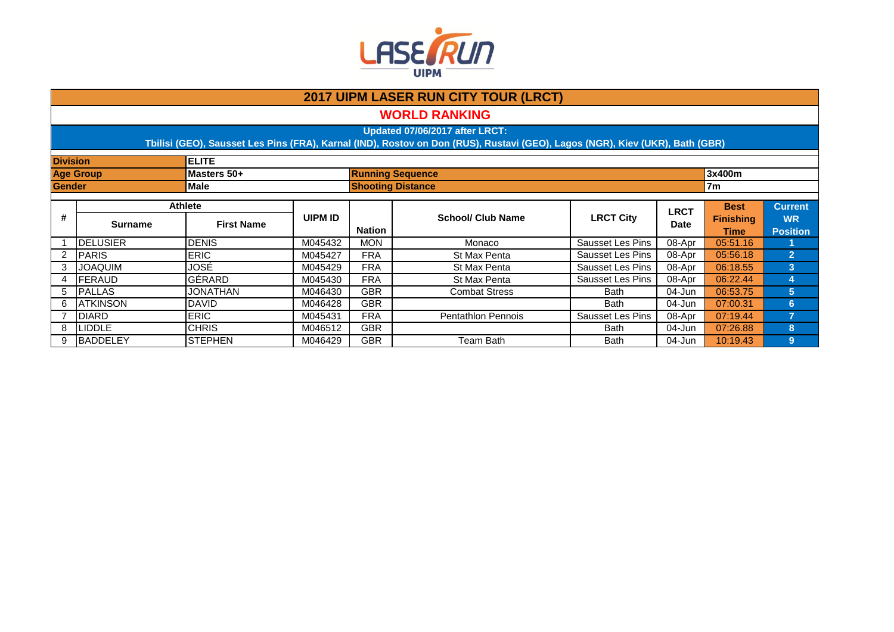# 2017 UIPM LASER RUN CITY TOUR (LRCT)

## WORLD RANKING

**Updated 07/06/2017 after LRCT:**
**Tbilisi (GEO), Sausset Les Pins (FRA), Karnal (IND), Rostov on Don (RUS), Rustavi (GEO), Lagos (NGR), Kiev (UKR), Bath (GBR)**

| | | | |
|---|---|---|---|
| **Division** | **ELITE** | | |
| **Age Group** | **Masters 50+** | **Running Sequence** | **3x400m** |
| **Gender** | **Male** | **Shooting Distance** | **7m** |

| # | Athlete | | UIPM ID | Nation | School/ Club Name | LRCT City | LRCT Date | Best Finishing Time | Current WR Position |
|---|---|---|---|---|---|---|---|---|---|
| | Surname | First Name | | | | | | | |
| 1 | DELUSIER | DENIS | M045432 | MON | Monaco | Sausset Les Pins | 08-Apr | 05:51.16 | 1 |
| 2 | PARIS | ERIC | M045427 | FRA | St Max Penta | Sausset Les Pins | 08-Apr | 05:56.18 | 2 |
| 3 | JOAQUIM | JOSÉ | M045429 | FRA | St Max Penta | Sausset Les Pins | 08-Apr | 06:18.55 | 3 |
| 4 | FERAUD | GÉRARD | M045430 | FRA | St Max Penta | Sausset Les Pins | 08-Apr | 06:22.44 | 4 |
| 5 | PALLAS | JONATHAN | M046430 | GBR | Combat Stress | Bath | 04-Jun | 06:53.75 | 5 |
| 6 | ATKINSON | DAVID | M046428 | GBR | | Bath | 04-Jun | 07:00.31 | 6 |
| 7 | DIARD | ERIC | M045431 | FRA | Pentathlon Pennois | Sausset Les Pins | 08-Apr | 07:19.44 | 7 |
| 8 | LIDDLE | CHRIS | M046512 | GBR | | Bath | 04-Jun | 07:26.88 | 8 |
| 9 | BADDELEY | STEPHEN | M046429 | GBR | Team Bath | Bath | 04-Jun | 10:19.43 | 9 |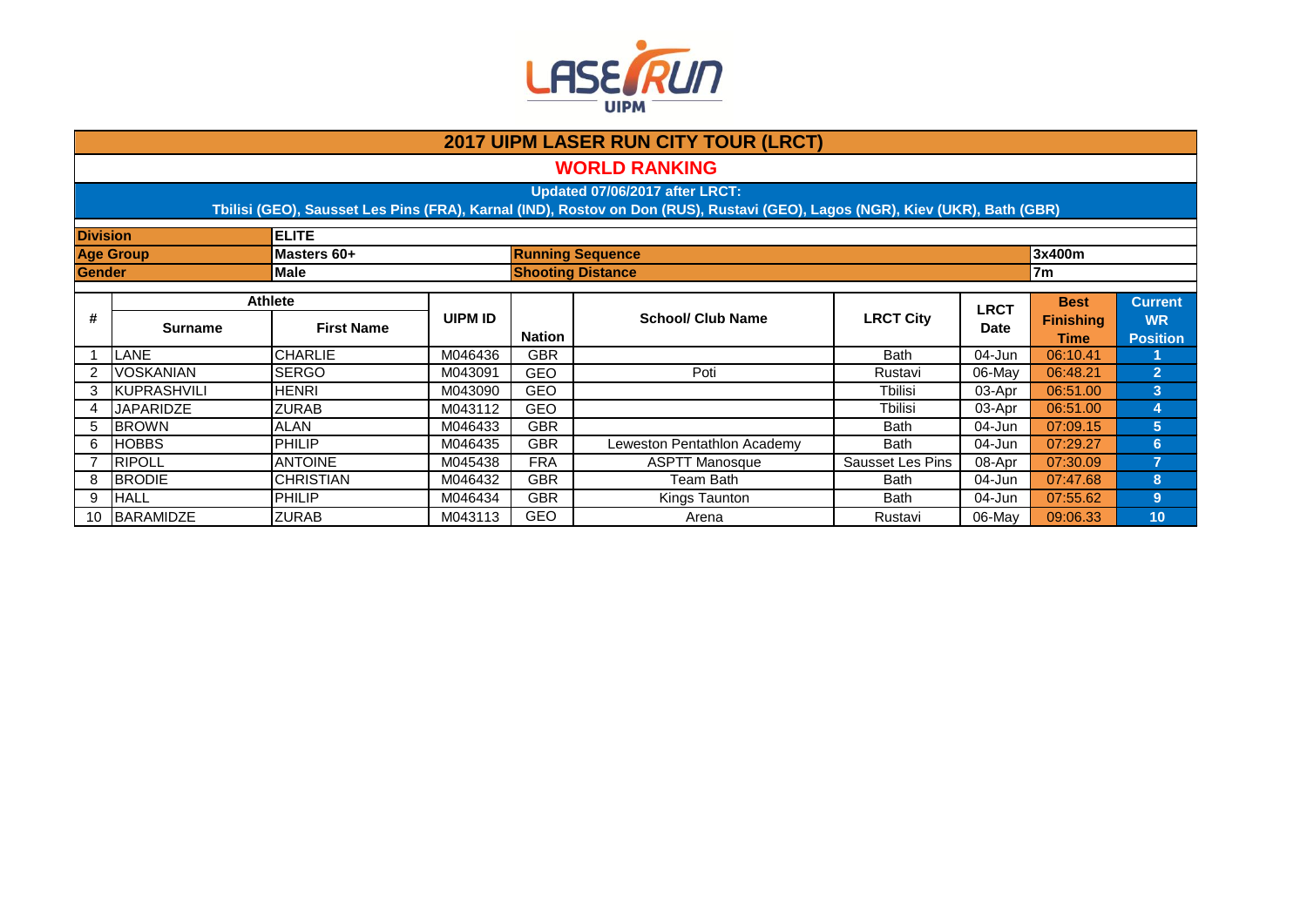LASERRUN UIPM

# 2017 UIPM LASER RUN CITY TOUR (LRCT)

## WORLD RANKING

**Updated 07/06/2017 after LRCT:**
**Tbilisi (GEO), Sausset Les Pins (FRA), Karnal (IND), Rostov on Don (RUS), Rustavi (GEO), Lagos (NGR), Kiev (UKR), Bath (GBR)**

| | | | |
|---|---|---|---|
| **Division** | **ELITE** | | |
| **Age Group** | **Masters 60+** | **Running Sequence** | **3x400m** |
| **Gender** | **Male** | **Shooting Distance** | **7m** |

| # | Athlete | | UIPM ID | Nation | School/ Club Name | LRCT City | LRCT Date | Best Finishing Time | Current WR Position |
|---|---|---|---|---|---|---|---|---|---|
| | Surname | First Name | | | | | | | |
| 1 | LANE | CHARLIE | M046436 | GBR | | Bath | 04-Jun | 06:10.41 | 1 |
| 2 | VOSKANIAN | SERGO | M043091 | GEO | Poti | Rustavi | 06-May | 06:48.21 | 2 |
| 3 | KUPRASHVILI | HENRI | M043090 | GEO | | Tbilisi | 03-Apr | 06:51.00 | 3 |
| 4 | JAPARIDZE | ZURAB | M043112 | GEO | | Tbilisi | 03-Apr | 06:51.00 | 4 |
| 5 | BROWN | ALAN | M046433 | GBR | | Bath | 04-Jun | 07:09.15 | 5 |
| 6 | HOBBS | PHILIP | M046435 | GBR | Leweston Pentathlon Academy | Bath | 04-Jun | 07:29.27 | 6 |
| 7 | RIPOLL | ANTOINE | M045438 | FRA | ASPTT Manosque | Sausset Les Pins | 08-Apr | 07:30.09 | 7 |
| 8 | BRODIE | CHRISTIAN | M046432 | GBR | Team Bath | Bath | 04-Jun | 07:47.68 | 8 |
| 9 | HALL | PHILIP | M046434 | GBR | Kings Taunton | Bath | 04-Jun | 07:55.62 | 9 |
| 10 | BARAMIDZE | ZURAB | M043113 | GEO | Arena | Rustavi | 06-May | 09:06.33 | 10 |